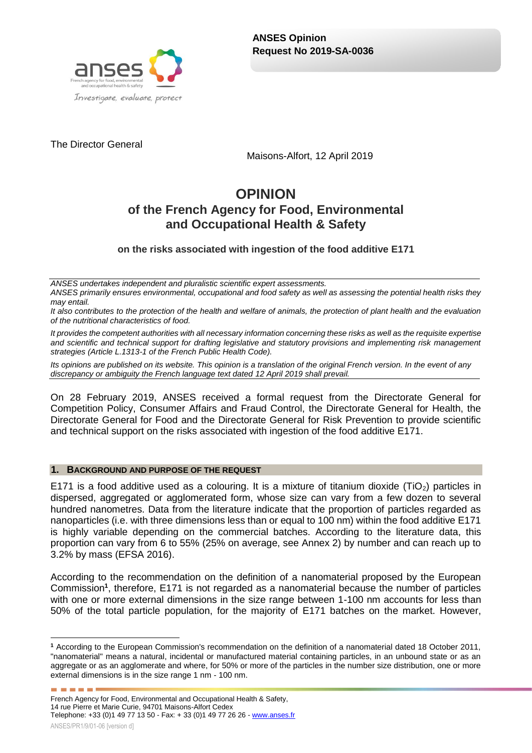**ANSES Opinion**
**Request No 2019-SA-0036**

The Director General

Maisons-Alfort, 12 April 2019

# OPINION
## of the French Agency for Food, Environmental and Occupational Health & Safety

### on the risks associated with ingestion of the food additive E171

*ANSES undertakes independent and pluralistic scientific expert assessments.*
*ANSES primarily ensures environmental, occupational and food safety as well as assessing the potential health risks they may entail.*
*It also contributes to the protection of the health and welfare of animals, the protection of plant health and the evaluation of the nutritional characteristics of food.*

*It provides the competent authorities with all necessary information concerning these risks as well as the requisite expertise and scientific and technical support for drafting legislative and statutory provisions and implementing risk management strategies (Article L.1313-1 of the French Public Health Code).*

*Its opinions are published on its website. This opinion is a translation of the original French version. In the event of any discrepancy or ambiguity the French language text dated 12 April 2019 shall prevail.*

On 28 February 2019, ANSES received a formal request from the Directorate General for Competition Policy, Consumer Affairs and Fraud Control, the Directorate General for Health, the Directorate General for Food and the Directorate General for Risk Prevention to provide scientific and technical support on the risks associated with ingestion of the food additive E171.

## 1. Background and purpose of the request

E171 is a food additive used as a colouring. It is a mixture of titanium dioxide ($TiO_2$) particles in dispersed, aggregated or agglomerated form, whose size can vary from a few dozen to several hundred nanometres. Data from the literature indicate that the proportion of particles regarded as nanoparticles (i.e. with three dimensions less than or equal to 100 nm) within the food additive E171 is highly variable depending on the commercial batches. According to the literature data, this proportion can vary from 6 to 55% (25% on average, see Annex 2) by number and can reach up to 3.2% by mass (EFSA 2016).

According to the recommendation on the definition of a nanomaterial proposed by the European Commission[1], therefore, E171 is not regarded as a nanomaterial because the number of particles with one or more external dimensions in the size range between 1-100 nm accounts for less than 50% of the total particle population, for the majority of E171 batches on the market. However,

[1] According to the European Commission's recommendation on the definition of a nanomaterial dated 18 October 2011, "nanomaterial" means a natural, incidental or manufactured material containing particles, in an unbound state or as an aggregate or as an agglomerate and where, for 50% or more of the particles in the number size distribution, one or more external dimensions is in the size range 1 nm - 100 nm.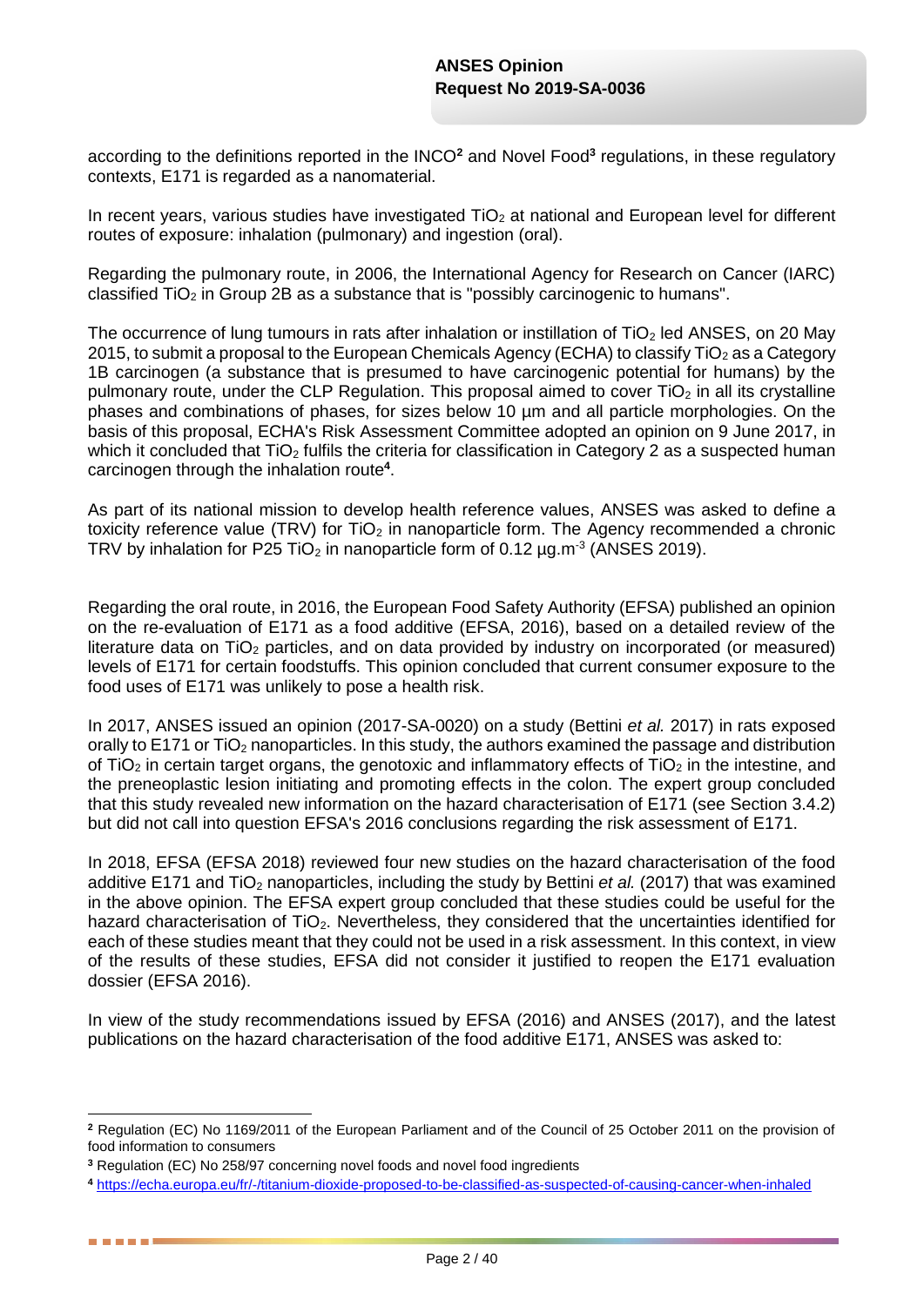according to the definitions reported in the INCO[2] and Novel Food[3] regulations, in these regulatory contexts, E171 is regarded as a nanomaterial.

In recent years, various studies have investigated $TiO_2$ at national and European level for different routes of exposure: inhalation (pulmonary) and ingestion (oral).

Regarding the pulmonary route, in 2006, the International Agency for Research on Cancer (IARC) classified $TiO_2$ in Group 2B as a substance that is "possibly carcinogenic to humans".

The occurrence of lung tumours in rats after inhalation or instillation of $TiO_2$ led ANSES, on 20 May 2015, to submit a proposal to the European Chemicals Agency (ECHA) to classify $TiO_2$ as a Category 1B carcinogen (a substance that is presumed to have carcinogenic potential for humans) by the pulmonary route, under the CLP Regulation. This proposal aimed to cover $TiO_2$ in all its crystalline phases and combinations of phases, for sizes below 10 µm and all particle morphologies. On the basis of this proposal, ECHA's Risk Assessment Committee adopted an opinion on 9 June 2017, in which it concluded that $TiO_2$ fulfils the criteria for classification in Category 2 as a suspected human carcinogen through the inhalation route[4].

As part of its national mission to develop health reference values, ANSES was asked to define a toxicity reference value (TRV) for $TiO_2$ in nanoparticle form. The Agency recommended a chronic TRV by inhalation for P25 $TiO_2$ in nanoparticle form of 0.12 $\mu g.m^{-3}$ (ANSES 2019).

Regarding the oral route, in 2016, the European Food Safety Authority (EFSA) published an opinion on the re-evaluation of E171 as a food additive (EFSA, 2016), based on a detailed review of the literature data on $TiO_2$ particles, and on data provided by industry on incorporated (or measured) levels of E171 for certain foodstuffs. This opinion concluded that current consumer exposure to the food uses of E171 was unlikely to pose a health risk.

In 2017, ANSES issued an opinion (2017-SA-0020) on a study (Bettini *et al.* 2017) in rats exposed orally to E171 or $TiO_2$ nanoparticles. In this study, the authors examined the passage and distribution of $TiO_2$ in certain target organs, the genotoxic and inflammatory effects of $TiO_2$ in the intestine, and the preneoplastic lesion initiating and promoting effects in the colon. The expert group concluded that this study revealed new information on the hazard characterisation of E171 (see Section 3.4.2) but did not call into question EFSA's 2016 conclusions regarding the risk assessment of E171.

In 2018, EFSA (EFSA 2018) reviewed four new studies on the hazard characterisation of the food additive E171 and $TiO_2$ nanoparticles, including the study by Bettini *et al.* (2017) that was examined in the above opinion. The EFSA expert group concluded that these studies could be useful for the hazard characterisation of $TiO_2$. Nevertheless, they considered that the uncertainties identified for each of these studies meant that they could not be used in a risk assessment. In this context, in view of the results of these studies, EFSA did not consider it justified to reopen the E171 evaluation dossier (EFSA 2016).

In view of the study recommendations issued by EFSA (2016) and ANSES (2017), and the latest publications on the hazard characterisation of the food additive E171, ANSES was asked to:

---

[2] Regulation (EC) No 1169/2011 of the European Parliament and of the Council of 25 October 2011 on the provision of food information to consumers

[3] Regulation (EC) No 258/97 concerning novel foods and novel food ingredients

[4] https://echa.europa.eu/fr/-/titanium-dioxide-proposed-to-be-classified-as-suspected-of-causing-cancer-when-inhaled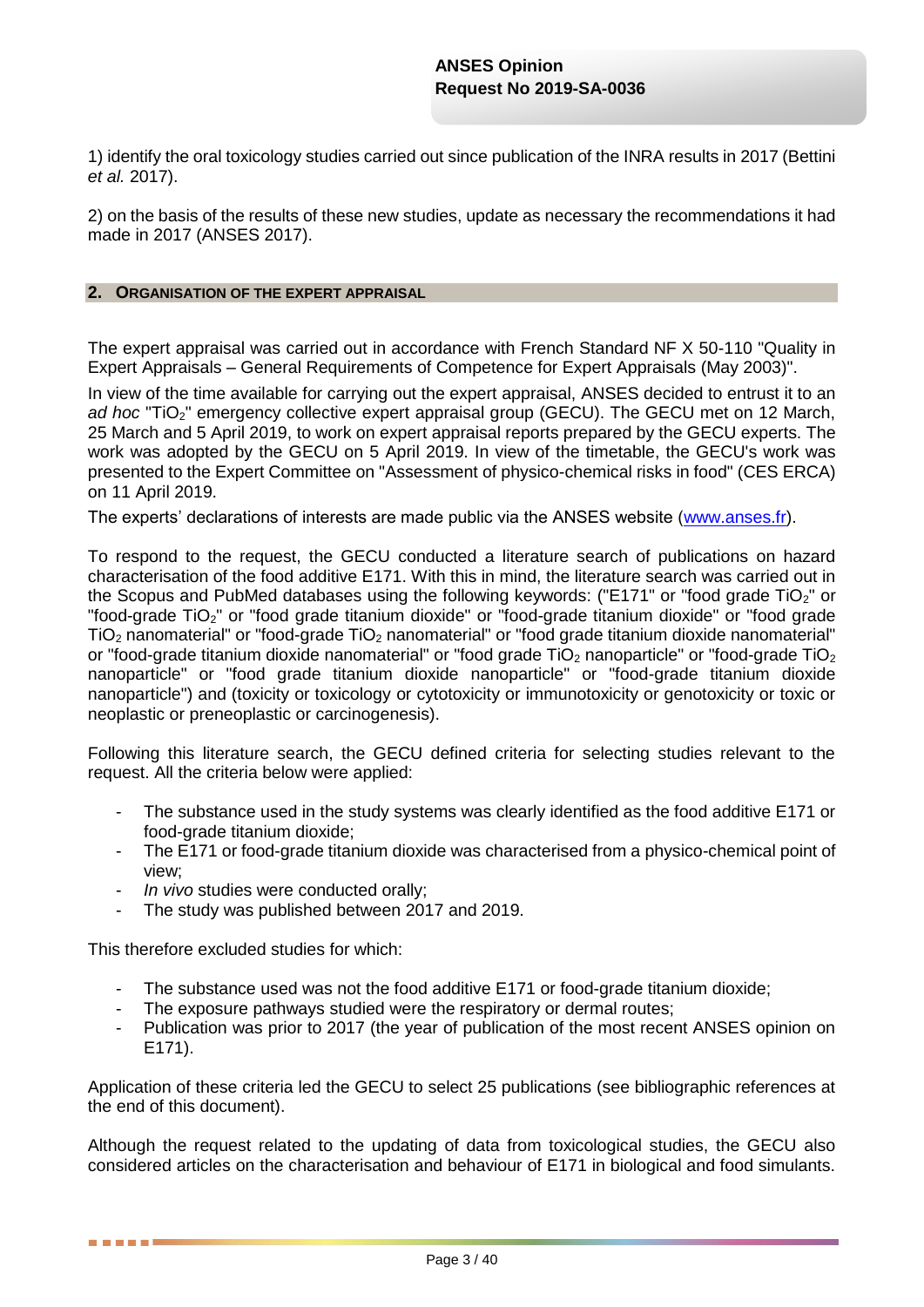1) identify the oral toxicology studies carried out since publication of the INRA results in 2017 (Bettini *et al.* 2017).

2) on the basis of the results of these new studies, update as necessary the recommendations it had made in 2017 (ANSES 2017).

## 2. ORGANISATION OF THE EXPERT APPRAISAL

The expert appraisal was carried out in accordance with French Standard NF X 50-110 "Quality in Expert Appraisals – General Requirements of Competence for Expert Appraisals (May 2003)".

In view of the time available for carrying out the expert appraisal, ANSES decided to entrust it to an *ad hoc* "$TiO_2$" emergency collective expert appraisal group (GECU). The GECU met on 12 March, 25 March and 5 April 2019, to work on expert appraisal reports prepared by the GECU experts. The work was adopted by the GECU on 5 April 2019. In view of the timetable, the GECU's work was presented to the Expert Committee on "Assessment of physico-chemical risks in food" (CES ERCA) on 11 April 2019.

The experts' declarations of interests are made public via the ANSES website (www.anses.fr).

To respond to the request, the GECU conducted a literature search of publications on hazard characterisation of the food additive E171. With this in mind, the literature search was carried out in the Scopus and PubMed databases using the following keywords: ("E171" or "food grade $TiO_2$" or "food-grade $TiO_2$" or "food grade titanium dioxide" or "food-grade titanium dioxide" or "food grade $TiO_2$ nanomaterial" or "food-grade $TiO_2$ nanomaterial" or "food grade titanium dioxide nanomaterial" or "food-grade titanium dioxide nanomaterial" or "food grade $TiO_2$ nanoparticle" or "food-grade $TiO_2$ nanoparticle" or "food grade titanium dioxide nanoparticle" or "food-grade titanium dioxide nanoparticle") and (toxicity or toxicology or cytotoxicity or immunotoxicity or genotoxicity or toxic or neoplastic or preneoplastic or carcinogenesis).

Following this literature search, the GECU defined criteria for selecting studies relevant to the request. All the criteria below were applied:

- The substance used in the study systems was clearly identified as the food additive E171 or food-grade titanium dioxide;
- The E171 or food-grade titanium dioxide was characterised from a physico-chemical point of view;
- *In vivo* studies were conducted orally;
- The study was published between 2017 and 2019.

This therefore excluded studies for which:

- The substance used was not the food additive E171 or food-grade titanium dioxide;
- The exposure pathways studied were the respiratory or dermal routes;
- Publication was prior to 2017 (the year of publication of the most recent ANSES opinion on E171).

Application of these criteria led the GECU to select 25 publications (see bibliographic references at the end of this document).

Although the request related to the updating of data from toxicological studies, the GECU also considered articles on the characterisation and behaviour of E171 in biological and food simulants.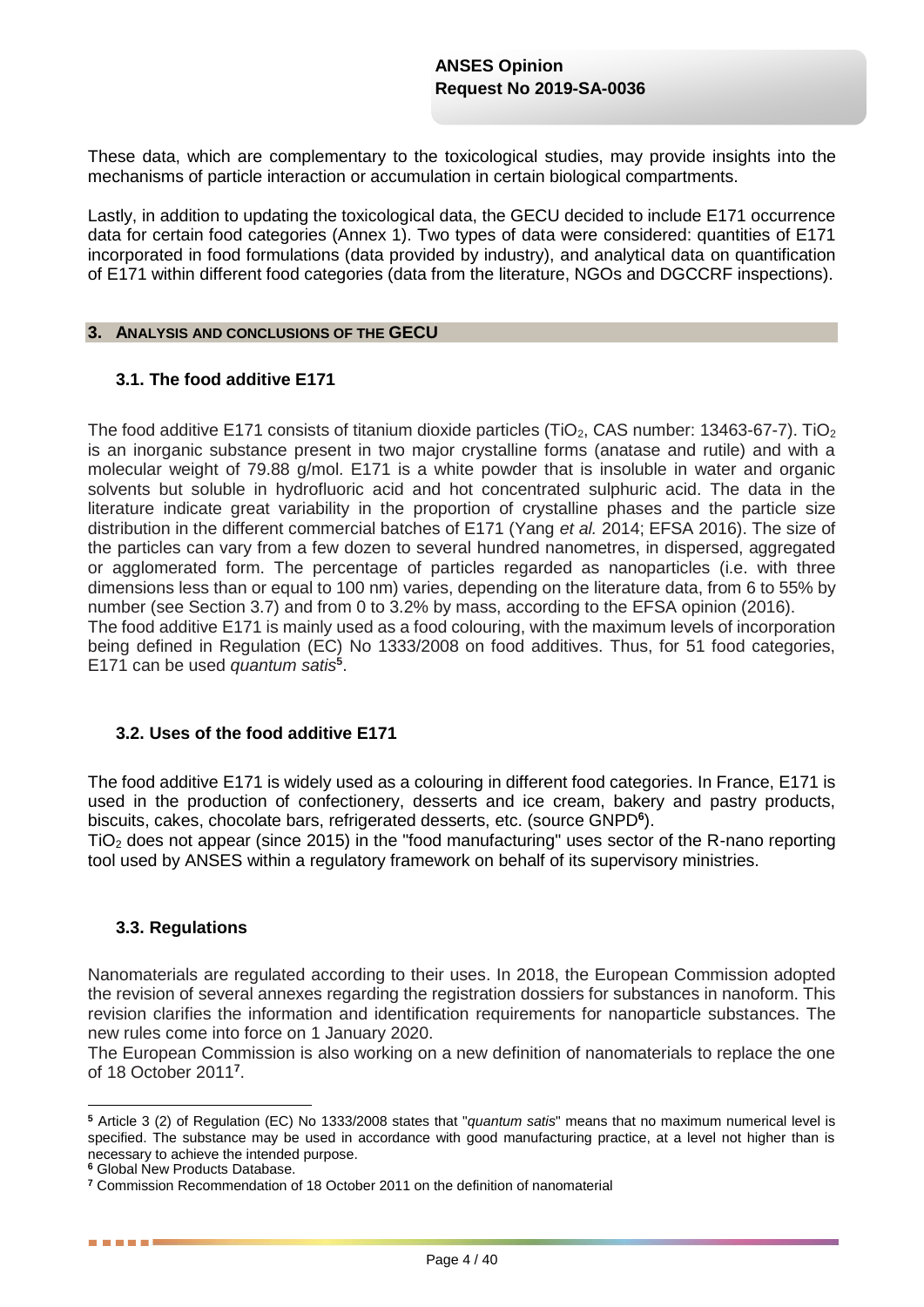These data, which are complementary to the toxicological studies, may provide insights into the mechanisms of particle interaction or accumulation in certain biological compartments.

Lastly, in addition to updating the toxicological data, the GECU decided to include E171 occurrence data for certain food categories (Annex 1). Two types of data were considered: quantities of E171 incorporated in food formulations (data provided by industry), and analytical data on quantification of E171 within different food categories (data from the literature, NGOs and DGCCRF inspections).

## 3. ANALYSIS AND CONCLUSIONS OF THE GECU

### 3.1. The food additive E171

The food additive E171 consists of titanium dioxide particles ($TiO_2$, CAS number: 13463-67-7). $TiO_2$ is an inorganic substance present in two major crystalline forms (anatase and rutile) and with a molecular weight of 79.88 g/mol. E171 is a white powder that is insoluble in water and organic solvents but soluble in hydrofluoric acid and hot concentrated sulphuric acid. The data in the literature indicate great variability in the proportion of crystalline phases and the particle size distribution in the different commercial batches of E171 (Yang *et al.* 2014; EFSA 2016). The size of the particles can vary from a few dozen to several hundred nanometres, in dispersed, aggregated or agglomerated form. The percentage of particles regarded as nanoparticles (i.e. with three dimensions less than or equal to 100 nm) varies, depending on the literature data, from 6 to 55% by number (see Section 3.7) and from 0 to 3.2% by mass, according to the EFSA opinion (2016).
The food additive E171 is mainly used as a food colouring, with the maximum levels of incorporation being defined in Regulation (EC) No 1333/2008 on food additives. Thus, for 51 food categories, E171 can be used *quantum satis*[5].

### 3.2. Uses of the food additive E171

The food additive E171 is widely used as a colouring in different food categories. In France, E171 is used in the production of confectionery, desserts and ice cream, bakery and pastry products, biscuits, cakes, chocolate bars, refrigerated desserts, etc. (source GNPD[6]).
$TiO_2$ does not appear (since 2015) in the "food manufacturing" uses sector of the R-nano reporting tool used by ANSES within a regulatory framework on behalf of its supervisory ministries.

### 3.3. Regulations

Nanomaterials are regulated according to their uses. In 2018, the European Commission adopted the revision of several annexes regarding the registration dossiers for substances in nanoform. This revision clarifies the information and identification requirements for nanoparticle substances. The new rules come into force on 1 January 2020.
The European Commission is also working on a new definition of nanomaterials to replace the one of 18 October 2011[7].

---

[5] Article 3 (2) of Regulation (EC) No 1333/2008 states that "*quantum satis*" means that no maximum numerical level is specified. The substance may be used in accordance with good manufacturing practice, at a level not higher than is necessary to achieve the intended purpose.
[6] Global New Products Database.
[7] Commission Recommendation of 18 October 2011 on the definition of nanomaterial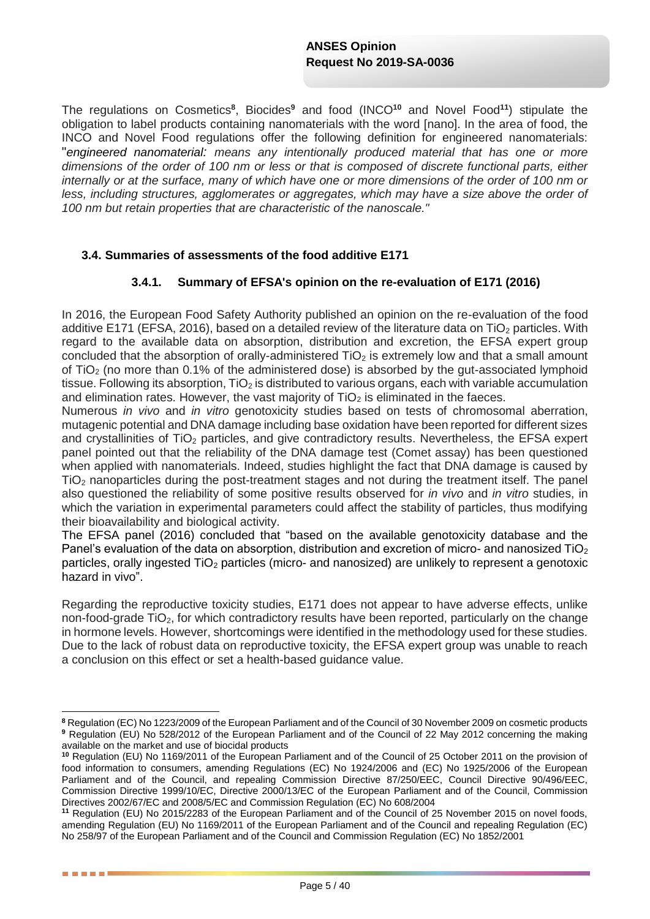The regulations on Cosmetics[8], Biocides[9] and food (INCO[10] and Novel Food[11]) stipulate the obligation to label products containing nanomaterials with the word [nano]. In the area of food, the INCO and Novel Food regulations offer the following definition for engineered nanomaterials: "*engineered nanomaterial: means any intentionally produced material that has one or more dimensions of the order of 100 nm or less or that is composed of discrete functional parts, either internally or at the surface, many of which have one or more dimensions of the order of 100 nm or less, including structures, agglomerates or aggregates, which may have a size above the order of 100 nm but retain properties that are characteristic of the nanoscale.*"

## 3.4. Summaries of assessments of the food additive E171

### 3.4.1. Summary of EFSA's opinion on the re-evaluation of E171 (2016)

In 2016, the European Food Safety Authority published an opinion on the re-evaluation of the food additive E171 (EFSA, 2016), based on a detailed review of the literature data on $TiO_2$ particles. With regard to the available data on absorption, distribution and excretion, the EFSA expert group concluded that the absorption of orally-administered $TiO_2$ is extremely low and that a small amount of $TiO_2$ (no more than 0.1% of the administered dose) is absorbed by the gut-associated lymphoid tissue. Following its absorption, $TiO_2$ is distributed to various organs, each with variable accumulation and elimination rates. However, the vast majority of $TiO_2$ is eliminated in the faeces.

Numerous *in vivo* and *in vitro* genotoxicity studies based on tests of chromosomal aberration, mutagenic potential and DNA damage including base oxidation have been reported for different sizes and crystallinities of $TiO_2$ particles, and give contradictory results. Nevertheless, the EFSA expert panel pointed out that the reliability of the DNA damage test (Comet assay) has been questioned when applied with nanomaterials. Indeed, studies highlight the fact that DNA damage is caused by $TiO_2$ nanoparticles during the post-treatment stages and not during the treatment itself. The panel also questioned the reliability of some positive results observed for *in vivo* and *in vitro* studies, in which the variation in experimental parameters could affect the stability of particles, thus modifying their bioavailability and biological activity.

The EFSA panel (2016) concluded that "based on the available genotoxicity database and the Panel's evaluation of the data on absorption, distribution and excretion of micro- and nanosized $TiO_2$ particles, orally ingested $TiO_2$ particles (micro- and nanosized) are unlikely to represent a genotoxic hazard in vivo".

Regarding the reproductive toxicity studies, E171 does not appear to have adverse effects, unlike non-food-grade $TiO_2$, for which contradictory results have been reported, particularly on the change in hormone levels. However, shortcomings were identified in the methodology used for these studies. Due to the lack of robust data on reproductive toxicity, the EFSA expert group was unable to reach a conclusion on this effect or set a health-based guidance value.

---

[8] Regulation (EC) No 1223/2009 of the European Parliament and of the Council of 30 November 2009 on cosmetic products

[9] Regulation (EU) No 528/2012 of the European Parliament and of the Council of 22 May 2012 concerning the making available on the market and use of biocidal products

[10] Regulation (EU) No 1169/2011 of the European Parliament and of the Council of 25 October 2011 on the provision of food information to consumers, amending Regulations (EC) No 1924/2006 and (EC) No 1925/2006 of the European Parliament and of the Council, and repealing Commission Directive 87/250/EEC, Council Directive 90/496/EEC, Commission Directive 1999/10/EC, Directive 2000/13/EC of the European Parliament and of the Council, Commission Directives 2002/67/EC and 2008/5/EC and Commission Regulation (EC) No 608/2004

[11] Regulation (EU) No 2015/2283 of the European Parliament and of the Council of 25 November 2015 on novel foods, amending Regulation (EU) No 1169/2011 of the European Parliament and of the Council and repealing Regulation (EC) No 258/97 of the European Parliament and of the Council and Commission Regulation (EC) No 1852/2001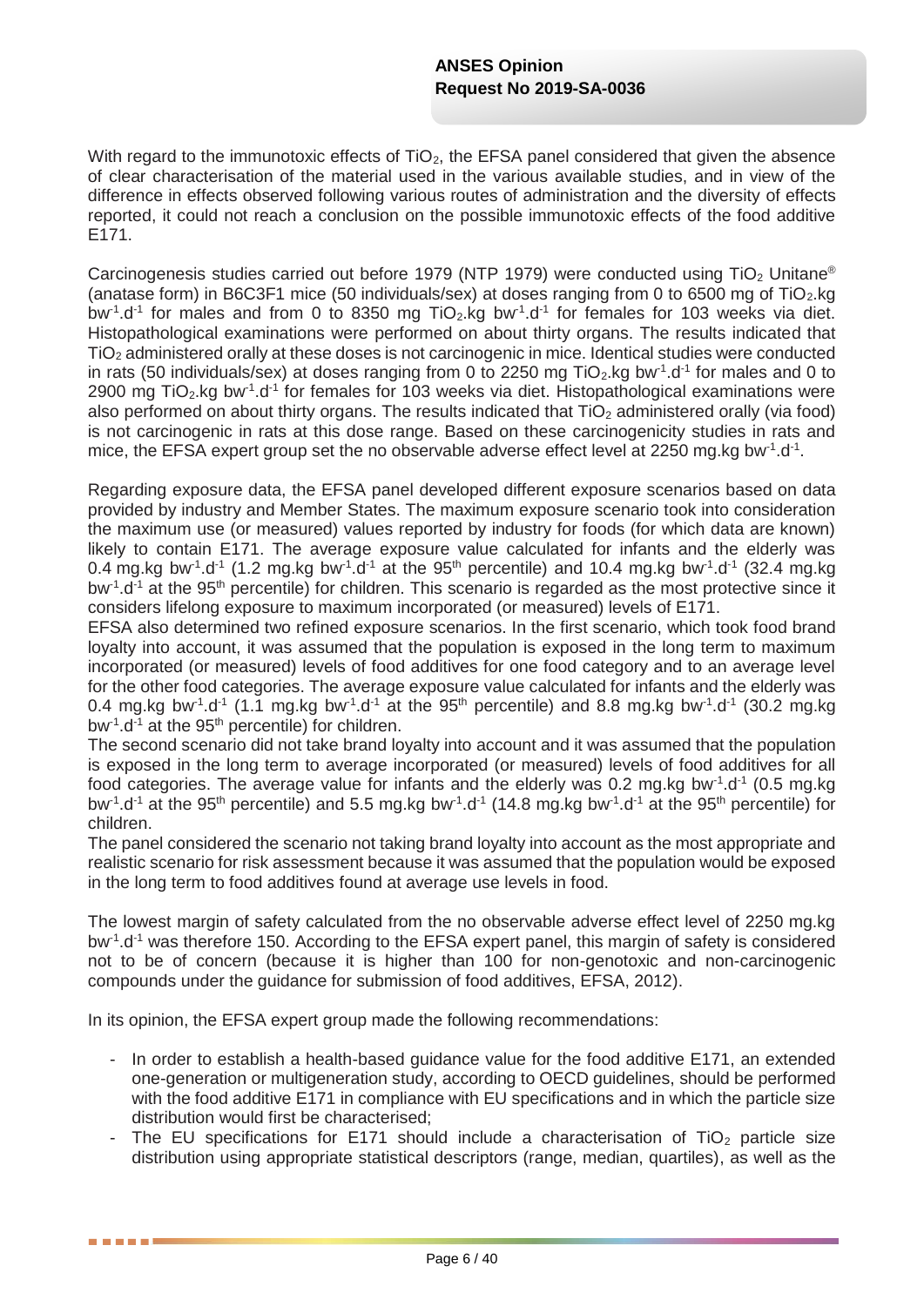With regard to the immunotoxic effects of $TiO_2$, the EFSA panel considered that given the absence of clear characterisation of the material used in the various available studies, and in view of the difference in effects observed following various routes of administration and the diversity of effects reported, it could not reach a conclusion on the possible immunotoxic effects of the food additive E171.

Carcinogenesis studies carried out before 1979 (NTP 1979) were conducted using $TiO_2$ Unitane® (anatase form) in B6C3F1 mice (50 individuals/sex) at doses ranging from 0 to 6500 mg of $TiO_2$.kg $bw^{-1}.d^{-1}$ for males and from 0 to 8350 mg $TiO_2$.kg $bw^{-1}.d^{-1}$ for females for 103 weeks via diet. Histopathological examinations were performed on about thirty organs. The results indicated that $TiO_2$ administered orally at these doses is not carcinogenic in mice. Identical studies were conducted in rats (50 individuals/sex) at doses ranging from 0 to 2250 mg $TiO_2$.kg $bw^{-1}.d^{-1}$ for males and 0 to 2900 mg $TiO_2$.kg $bw^{-1}.d^{-1}$ for females for 103 weeks via diet. Histopathological examinations were also performed on about thirty organs. The results indicated that $TiO_2$ administered orally (via food) is not carcinogenic in rats at this dose range. Based on these carcinogenicity studies in rats and mice, the EFSA expert group set the no observable adverse effect level at 2250 mg.kg $bw^{-1}.d^{-1}$.

Regarding exposure data, the EFSA panel developed different exposure scenarios based on data provided by industry and Member States. The maximum exposure scenario took into consideration the maximum use (or measured) values reported by industry for foods (for which data are known) likely to contain E171. The average exposure value calculated for infants and the elderly was 0.4 mg.kg $bw^{-1}.d^{-1}$ (1.2 mg.kg $bw^{-1}.d^{-1}$ at the 95th percentile) and 10.4 mg.kg $bw^{-1}.d^{-1}$ (32.4 mg.kg $bw^{-1}.d^{-1}$ at the 95th percentile) for children. This scenario is regarded as the most protective since it considers lifelong exposure to maximum incorporated (or measured) levels of E171.
EFSA also determined two refined exposure scenarios. In the first scenario, which took food brand loyalty into account, it was assumed that the population is exposed in the long term to maximum incorporated (or measured) levels of food additives for one food category and to an average level for the other food categories. The average exposure value calculated for infants and the elderly was 0.4 mg.kg $bw^{-1}.d^{-1}$ (1.1 mg.kg $bw^{-1}.d^{-1}$ at the 95th percentile) and 8.8 mg.kg $bw^{-1}.d^{-1}$ (30.2 mg.kg $bw^{-1}.d^{-1}$ at the 95th percentile) for children.
The second scenario did not take brand loyalty into account and it was assumed that the population is exposed in the long term to average incorporated (or measured) levels of food additives for all food categories. The average value for infants and the elderly was 0.2 mg.kg $bw^{-1}.d^{-1}$ (0.5 mg.kg $bw^{-1}.d^{-1}$ at the 95th percentile) and 5.5 mg.kg $bw^{-1}.d^{-1}$ (14.8 mg.kg $bw^{-1}.d^{-1}$ at the 95th percentile) for children.
The panel considered the scenario not taking brand loyalty into account as the most appropriate and realistic scenario for risk assessment because it was assumed that the population would be exposed in the long term to food additives found at average use levels in food.

The lowest margin of safety calculated from the no observable adverse effect level of 2250 mg.kg $bw^{-1}.d^{-1}$ was therefore 150. According to the EFSA expert panel, this margin of safety is considered not to be of concern (because it is higher than 100 for non-genotoxic and non-carcinogenic compounds under the guidance for submission of food additives, EFSA, 2012).

In its opinion, the EFSA expert group made the following recommendations:

- In order to establish a health-based guidance value for the food additive E171, an extended one-generation or multigeneration study, according to OECD guidelines, should be performed with the food additive E171 in compliance with EU specifications and in which the particle size distribution would first be characterised;
- The EU specifications for E171 should include a characterisation of $TiO_2$ particle size distribution using appropriate statistical descriptors (range, median, quartiles), as well as the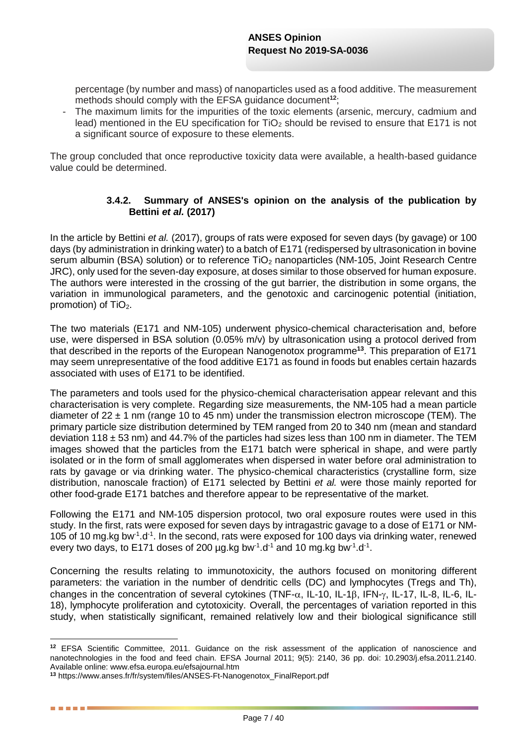percentage (by number and mass) of nanoparticles used as a food additive. The measurement methods should comply with the EFSA guidance document[12];

- The maximum limits for the impurities of the toxic elements (arsenic, mercury, cadmium and lead) mentioned in the EU specification for $TiO_2$ should be revised to ensure that E171 is not a significant source of exposure to these elements.

The group concluded that once reproductive toxicity data were available, a health-based guidance value could be determined.

### 3.4.2. Summary of ANSES's opinion on the analysis of the publication by Bettini *et al.* (2017)

In the article by Bettini *et al.* (2017), groups of rats were exposed for seven days (by gavage) or 100 days (by administration in drinking water) to a batch of E171 (redispersed by ultrasonication in bovine serum albumin (BSA) solution) or to reference $TiO_2$ nanoparticles (NM-105, Joint Research Centre JRC), only used for the seven-day exposure, at doses similar to those observed for human exposure. The authors were interested in the crossing of the gut barrier, the distribution in some organs, the variation in immunological parameters, and the genotoxic and carcinogenic potential (initiation, promotion) of $TiO_2$.

The two materials (E171 and NM-105) underwent physico-chemical characterisation and, before use, were dispersed in BSA solution (0.05% m/v) by ultrasonication using a protocol derived from that described in the reports of the European Nanogenotox programme[13]. This preparation of E171 may seem unrepresentative of the food additive E171 as found in foods but enables certain hazards associated with uses of E171 to be identified.

The parameters and tools used for the physico-chemical characterisation appear relevant and this characterisation is very complete. Regarding size measurements, the NM-105 had a mean particle diameter of 22 ± 1 nm (range 10 to 45 nm) under the transmission electron microscope (TEM). The primary particle size distribution determined by TEM ranged from 20 to 340 nm (mean and standard deviation 118 ± 53 nm) and 44.7% of the particles had sizes less than 100 nm in diameter. The TEM images showed that the particles from the E171 batch were spherical in shape, and were partly isolated or in the form of small agglomerates when dispersed in water before oral administration to rats by gavage or via drinking water. The physico-chemical characteristics (crystalline form, size distribution, nanoscale fraction) of E171 selected by Bettini *et al.* were those mainly reported for other food-grade E171 batches and therefore appear to be representative of the market.

Following the E171 and NM-105 dispersion protocol, two oral exposure routes were used in this study. In the first, rats were exposed for seven days by intragastric gavage to a dose of E171 or NM-105 of 10 mg.kg $bw^{-1}.d^{-1}$. In the second, rats were exposed for 100 days via drinking water, renewed every two days, to E171 doses of 200 µg.kg $bw^{-1}.d^{-1}$ and 10 mg.kg $bw^{-1}.d^{-1}$.

Concerning the results relating to immunotoxicity, the authors focused on monitoring different parameters: the variation in the number of dendritic cells (DC) and lymphocytes (Tregs and Th), changes in the concentration of several cytokines (TNF-$\alpha$, IL-10, IL-1$\beta$, IFN-$\gamma$, IL-17, IL-8, IL-6, IL-18), lymphocyte proliferation and cytotoxicity. Overall, the percentages of variation reported in this study, when statistically significant, remained relatively low and their biological significance still

[12] EFSA Scientific Committee, 2011. Guidance on the risk assessment of the application of nanoscience and nanotechnologies in the food and feed chain. EFSA Journal 2011; 9(5): 2140, 36 pp. doi: 10.2903/j.efsa.2011.2140. Available online: www.efsa.europa.eu/efsajournal.htm

[13] https://www.anses.fr/fr/system/files/ANSES-Ft-Nanogenotox_FinalReport.pdf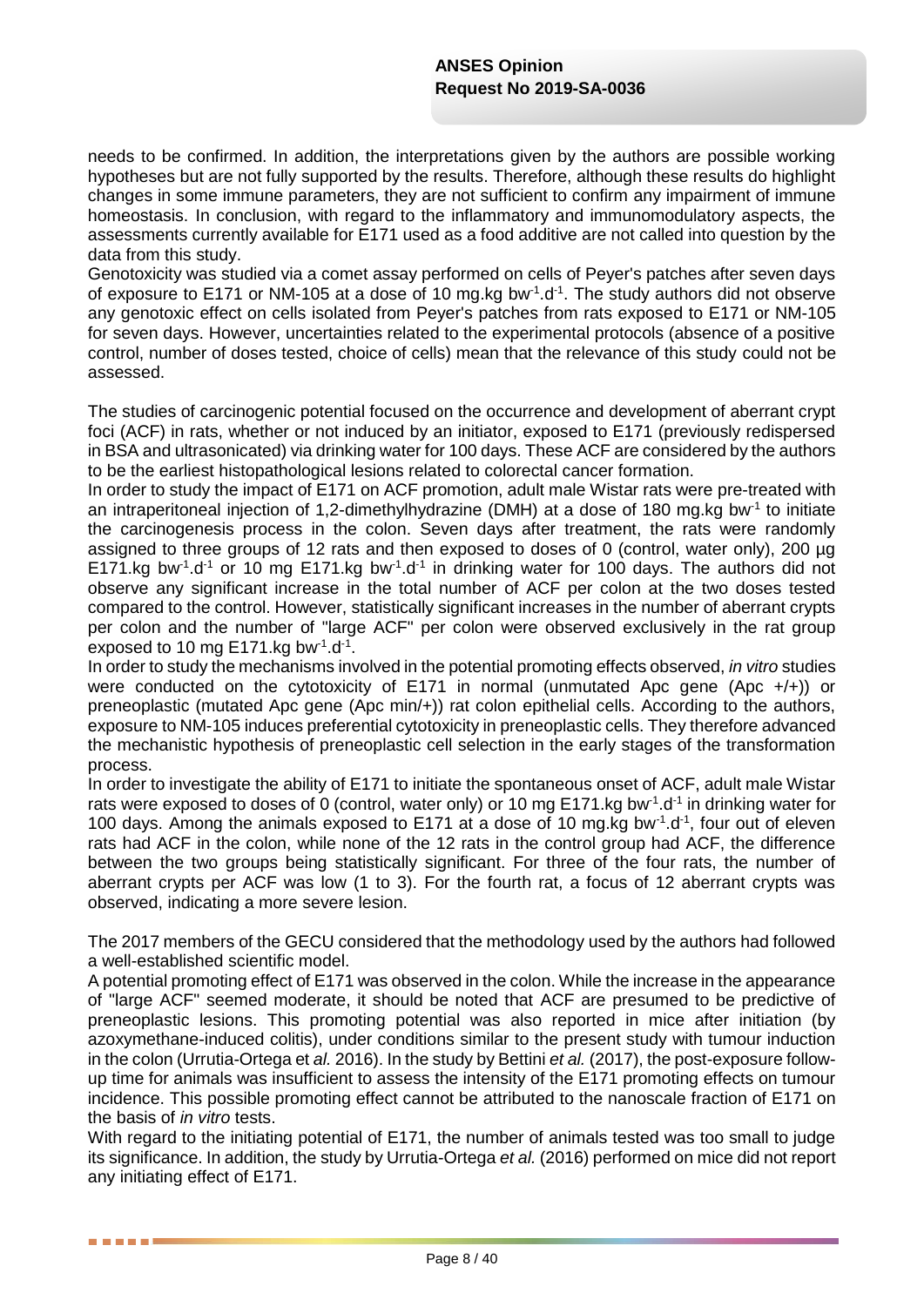needs to be confirmed. In addition, the interpretations given by the authors are possible working hypotheses but are not fully supported by the results. Therefore, although these results do highlight changes in some immune parameters, they are not sufficient to confirm any impairment of immune homeostasis. In conclusion, with regard to the inflammatory and immunomodulatory aspects, the assessments currently available for E171 used as a food additive are not called into question by the data from this study.

Genotoxicity was studied via a comet assay performed on cells of Peyer's patches after seven days of exposure to E171 or NM-105 at a dose of 10 mg.kg $bw^{-1}.d^{-1}$. The study authors did not observe any genotoxic effect on cells isolated from Peyer's patches from rats exposed to E171 or NM-105 for seven days. However, uncertainties related to the experimental protocols (absence of a positive control, number of doses tested, choice of cells) mean that the relevance of this study could not be assessed.

The studies of carcinogenic potential focused on the occurrence and development of aberrant crypt foci (ACF) in rats, whether or not induced by an initiator, exposed to E171 (previously redispersed in BSA and ultrasonicated) via drinking water for 100 days. These ACF are considered by the authors to be the earliest histopathological lesions related to colorectal cancer formation.

In order to study the impact of E171 on ACF promotion, adult male Wistar rats were pre-treated with an intraperitoneal injection of 1,2-dimethylhydrazine (DMH) at a dose of 180 mg.kg $bw^{-1}$ to initiate the carcinogenesis process in the colon. Seven days after treatment, the rats were randomly assigned to three groups of 12 rats and then exposed to doses of 0 (control, water only), 200 µg E171.kg $bw^{-1}.d^{-1}$ or 10 mg E171.kg $bw^{-1}.d^{-1}$ in drinking water for 100 days. The authors did not observe any significant increase in the total number of ACF per colon at the two doses tested compared to the control. However, statistically significant increases in the number of aberrant crypts per colon and the number of "large ACF" per colon were observed exclusively in the rat group exposed to 10 mg E171.kg $bw^{-1}.d^{-1}$.

In order to study the mechanisms involved in the potential promoting effects observed, *in vitro* studies were conducted on the cytotoxicity of E171 in normal (unmutated Apc gene (Apc +/+)) or preneoplastic (mutated Apc gene (Apc min/+)) rat colon epithelial cells. According to the authors, exposure to NM-105 induces preferential cytotoxicity in preneoplastic cells. They therefore advanced the mechanistic hypothesis of preneoplastic cell selection in the early stages of the transformation process.

In order to investigate the ability of E171 to initiate the spontaneous onset of ACF, adult male Wistar rats were exposed to doses of 0 (control, water only) or 10 mg E171.kg $bw^{-1}.d^{-1}$ in drinking water for 100 days. Among the animals exposed to E171 at a dose of 10 mg.kg $bw^{-1}.d^{-1}$, four out of eleven rats had ACF in the colon, while none of the 12 rats in the control group had ACF, the difference between the two groups being statistically significant. For three of the four rats, the number of aberrant crypts per ACF was low (1 to 3). For the fourth rat, a focus of 12 aberrant crypts was observed, indicating a more severe lesion.

The 2017 members of the GECU considered that the methodology used by the authors had followed a well-established scientific model.

A potential promoting effect of E171 was observed in the colon. While the increase in the appearance of "large ACF" seemed moderate, it should be noted that ACF are presumed to be predictive of preneoplastic lesions. This promoting potential was also reported in mice after initiation (by azoxymethane-induced colitis), under conditions similar to the present study with tumour induction in the colon (Urrutia-Ortega et *al.* 2016). In the study by Bettini *et al.* (2017), the post-exposure follow-up time for animals was insufficient to assess the intensity of the E171 promoting effects on tumour incidence. This possible promoting effect cannot be attributed to the nanoscale fraction of E171 on the basis of *in vitro* tests.

With regard to the initiating potential of E171, the number of animals tested was too small to judge its significance. In addition, the study by Urrutia-Ortega *et al.* (2016) performed on mice did not report any initiating effect of E171.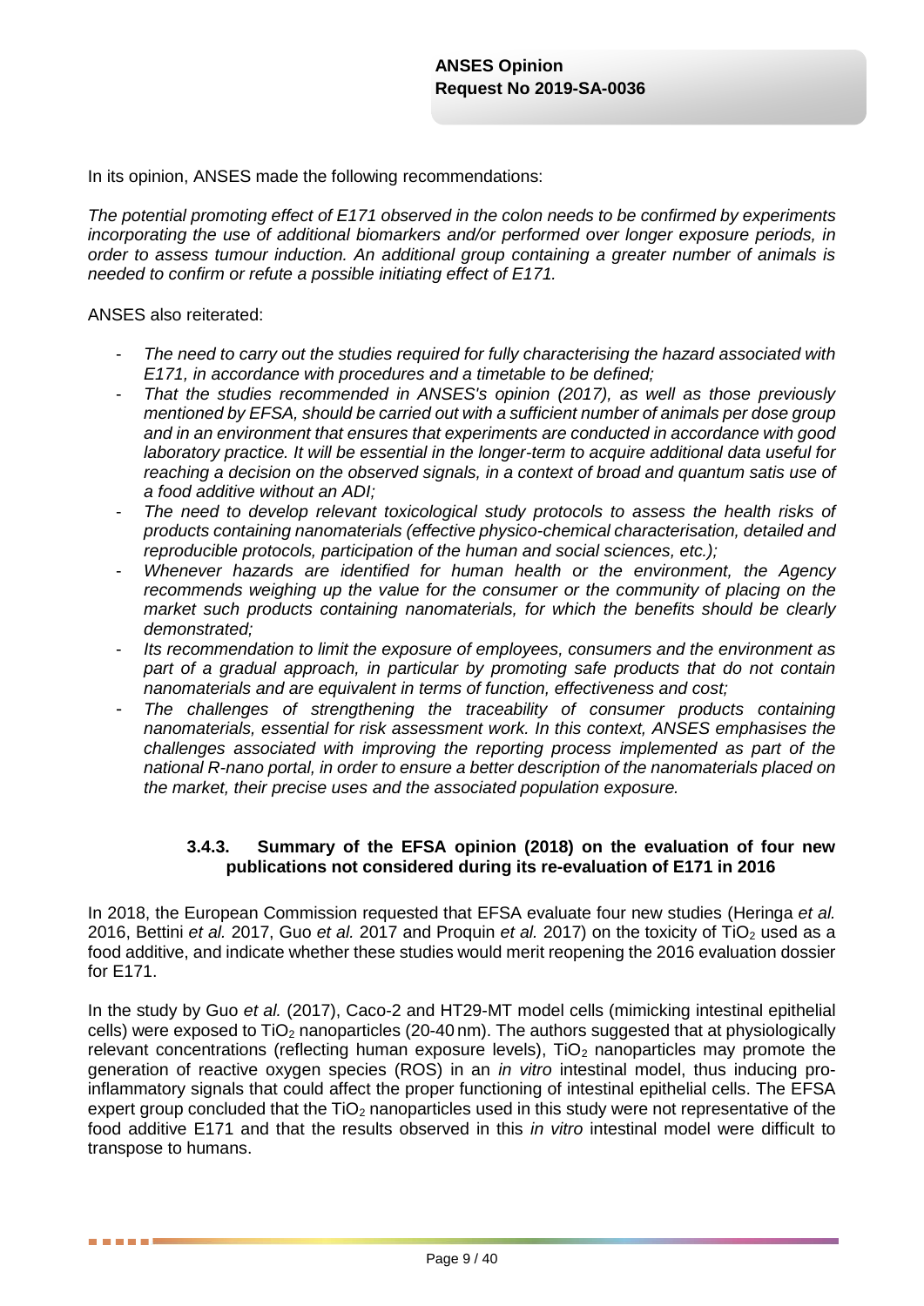In its opinion, ANSES made the following recommendations:

*The potential promoting effect of E171 observed in the colon needs to be confirmed by experiments incorporating the use of additional biomarkers and/or performed over longer exposure periods, in order to assess tumour induction. An additional group containing a greater number of animals is needed to confirm or refute a possible initiating effect of E171.*

ANSES also reiterated:

- *The need to carry out the studies required for fully characterising the hazard associated with E171, in accordance with procedures and a timetable to be defined;*
- *That the studies recommended in ANSES's opinion (2017), as well as those previously mentioned by EFSA, should be carried out with a sufficient number of animals per dose group and in an environment that ensures that experiments are conducted in accordance with good laboratory practice. It will be essential in the longer-term to acquire additional data useful for reaching a decision on the observed signals, in a context of broad and quantum satis use of a food additive without an ADI;*
- *The need to develop relevant toxicological study protocols to assess the health risks of products containing nanomaterials (effective physico-chemical characterisation, detailed and reproducible protocols, participation of the human and social sciences, etc.);*
- *Whenever hazards are identified for human health or the environment, the Agency recommends weighing up the value for the consumer or the community of placing on the market such products containing nanomaterials, for which the benefits should be clearly demonstrated;*
- *Its recommendation to limit the exposure of employees, consumers and the environment as part of a gradual approach, in particular by promoting safe products that do not contain nanomaterials and are equivalent in terms of function, effectiveness and cost;*
- *The challenges of strengthening the traceability of consumer products containing nanomaterials, essential for risk assessment work. In this context, ANSES emphasises the challenges associated with improving the reporting process implemented as part of the national R-nano portal, in order to ensure a better description of the nanomaterials placed on the market, their precise uses and the associated population exposure.*

### 3.4.3. Summary of the EFSA opinion (2018) on the evaluation of four new publications not considered during its re-evaluation of E171 in 2016

In 2018, the European Commission requested that EFSA evaluate four new studies (Heringa *et al.* 2016, Bettini *et al.* 2017, Guo *et al.* 2017 and Proquin *et al.* 2017) on the toxicity of $TiO_2$ used as a food additive, and indicate whether these studies would merit reopening the 2016 evaluation dossier for E171.

In the study by Guo *et al.* (2017), Caco-2 and HT29-MT model cells (mimicking intestinal epithelial cells) were exposed to $TiO_2$ nanoparticles (20-40 nm). The authors suggested that at physiologically relevant concentrations (reflecting human exposure levels), $TiO_2$ nanoparticles may promote the generation of reactive oxygen species (ROS) in an *in vitro* intestinal model, thus inducing pro-inflammatory signals that could affect the proper functioning of intestinal epithelial cells. The EFSA expert group concluded that the $TiO_2$ nanoparticles used in this study were not representative of the food additive E171 and that the results observed in this *in vitro* intestinal model were difficult to transpose to humans.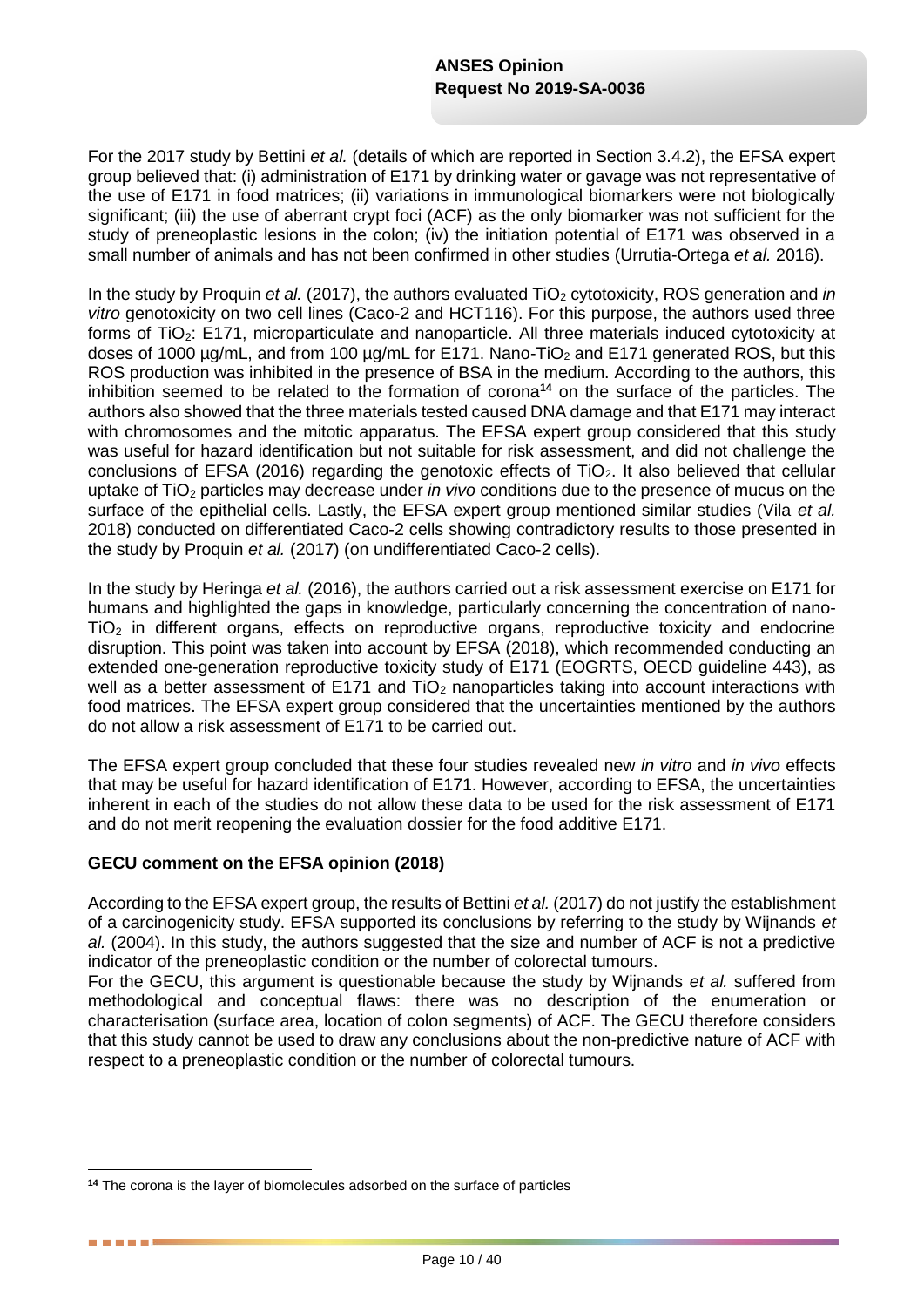For the 2017 study by Bettini *et al.* (details of which are reported in Section 3.4.2), the EFSA expert group believed that: (i) administration of E171 by drinking water or gavage was not representative of the use of E171 in food matrices; (ii) variations in immunological biomarkers were not biologically significant; (iii) the use of aberrant crypt foci (ACF) as the only biomarker was not sufficient for the study of preneoplastic lesions in the colon; (iv) the initiation potential of E171 was observed in a small number of animals and has not been confirmed in other studies (Urrutia-Ortega *et al.* 2016).

In the study by Proquin *et al.* (2017), the authors evaluated $TiO_2$ cytotoxicity, ROS generation and *in vitro* genotoxicity on two cell lines (Caco-2 and HCT116). For this purpose, the authors used three forms of $TiO_2$: E171, microparticulate and nanoparticle. All three materials induced cytotoxicity at doses of 1000 µg/mL, and from 100 µg/mL for E171. Nano-$TiO_2$ and E171 generated ROS, but this ROS production was inhibited in the presence of BSA in the medium. According to the authors, this inhibition seemed to be related to the formation of corona[14] on the surface of the particles. The authors also showed that the three materials tested caused DNA damage and that E171 may interact with chromosomes and the mitotic apparatus. The EFSA expert group considered that this study was useful for hazard identification but not suitable for risk assessment, and did not challenge the conclusions of EFSA (2016) regarding the genotoxic effects of $TiO_2$. It also believed that cellular uptake of $TiO_2$ particles may decrease under *in vivo* conditions due to the presence of mucus on the surface of the epithelial cells. Lastly, the EFSA expert group mentioned similar studies (Vila *et al.* 2018) conducted on differentiated Caco-2 cells showing contradictory results to those presented in the study by Proquin *et al.* (2017) (on undifferentiated Caco-2 cells).

In the study by Heringa *et al.* (2016), the authors carried out a risk assessment exercise on E171 for humans and highlighted the gaps in knowledge, particularly concerning the concentration of nano-$TiO_2$ in different organs, effects on reproductive organs, reproductive toxicity and endocrine disruption. This point was taken into account by EFSA (2018), which recommended conducting an extended one-generation reproductive toxicity study of E171 (EOGRTS, OECD guideline 443), as well as a better assessment of E171 and $TiO_2$ nanoparticles taking into account interactions with food matrices. The EFSA expert group considered that the uncertainties mentioned by the authors do not allow a risk assessment of E171 to be carried out.

The EFSA expert group concluded that these four studies revealed new *in vitro* and *in vivo* effects that may be useful for hazard identification of E171. However, according to EFSA, the uncertainties inherent in each of the studies do not allow these data to be used for the risk assessment of E171 and do not merit reopening the evaluation dossier for the food additive E171.

**GECU comment on the EFSA opinion (2018)**

According to the EFSA expert group, the results of Bettini *et al.* (2017) do not justify the establishment of a carcinogenicity study. EFSA supported its conclusions by referring to the study by Wijnands *et al.* (2004). In this study, the authors suggested that the size and number of ACF is not a predictive indicator of the preneoplastic condition or the number of colorectal tumours.
For the GECU, this argument is questionable because the study by Wijnands *et al.* suffered from methodological and conceptual flaws: there was no description of the enumeration or characterisation (surface area, location of colon segments) of ACF. The GECU therefore considers that this study cannot be used to draw any conclusions about the non-predictive nature of ACF with respect to a preneoplastic condition or the number of colorectal tumours.

[14] The corona is the layer of biomolecules adsorbed on the surface of particles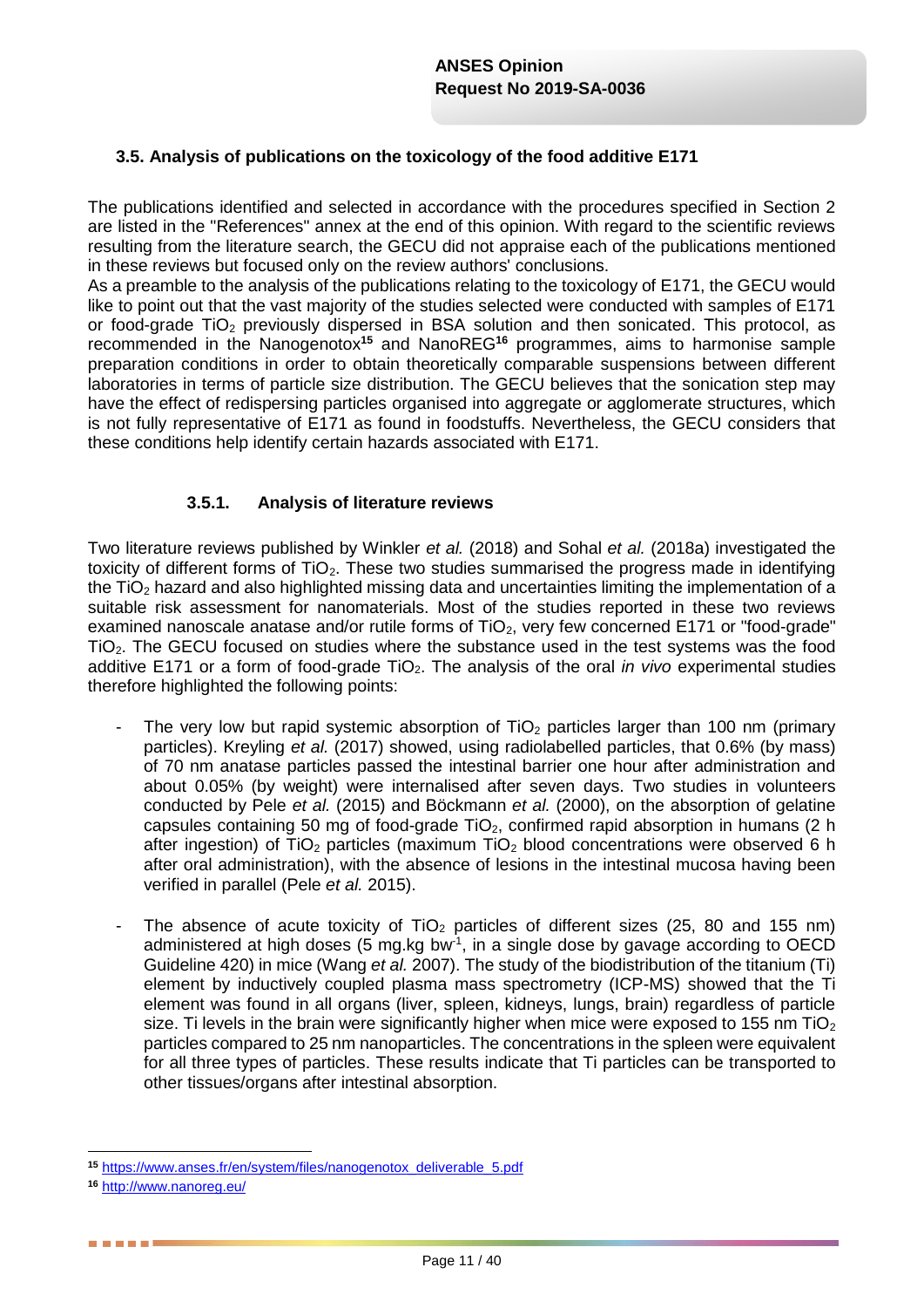### 3.5. Analysis of publications on the toxicology of the food additive E171

The publications identified and selected in accordance with the procedures specified in Section 2 are listed in the "References" annex at the end of this opinion. With regard to the scientific reviews resulting from the literature search, the GECU did not appraise each of the publications mentioned in these reviews but focused only on the review authors' conclusions.

As a preamble to the analysis of the publications relating to the toxicology of E171, the GECU would like to point out that the vast majority of the studies selected were conducted with samples of E171 or food-grade $TiO_2$ previously dispersed in BSA solution and then sonicated. This protocol, as recommended in the Nanogenotox[15] and NanoREG[16] programmes, aims to harmonise sample preparation conditions in order to obtain theoretically comparable suspensions between different laboratories in terms of particle size distribution. The GECU believes that the sonication step may have the effect of redispersing particles organised into aggregate or agglomerate structures, which is not fully representative of E171 as found in foodstuffs. Nevertheless, the GECU considers that these conditions help identify certain hazards associated with E171.

#### 3.5.1. Analysis of literature reviews

Two literature reviews published by Winkler *et al.* (2018) and Sohal *et al.* (2018a) investigated the toxicity of different forms of $TiO_2$. These two studies summarised the progress made in identifying the $TiO_2$ hazard and also highlighted missing data and uncertainties limiting the implementation of a suitable risk assessment for nanomaterials. Most of the studies reported in these two reviews examined nanoscale anatase and/or rutile forms of $TiO_2$, very few concerned E171 or "food-grade" $TiO_2$. The GECU focused on studies where the substance used in the test systems was the food additive E171 or a form of food-grade $TiO_2$. The analysis of the oral *in vivo* experimental studies therefore highlighted the following points:

- The very low but rapid systemic absorption of $TiO_2$ particles larger than 100 nm (primary particles). Kreyling *et al.* (2017) showed, using radiolabelled particles, that 0.6% (by mass) of 70 nm anatase particles passed the intestinal barrier one hour after administration and about 0.05% (by weight) were internalised after seven days. Two studies in volunteers conducted by Pele *et al.* (2015) and Böckmann *et al.* (2000), on the absorption of gelatine capsules containing 50 mg of food-grade $TiO_2$, confirmed rapid absorption in humans (2 h after ingestion) of $TiO_2$ particles (maximum $TiO_2$ blood concentrations were observed 6 h after oral administration), with the absence of lesions in the intestinal mucosa having been verified in parallel (Pele *et al.* 2015).

- The absence of acute toxicity of $TiO_2$ particles of different sizes (25, 80 and 155 nm) administered at high doses (5 $mg.kg\ bw^{-1}$, in a single dose by gavage according to OECD Guideline 420) in mice (Wang *et al.* 2007). The study of the biodistribution of the titanium (Ti) element by inductively coupled plasma mass spectrometry (ICP-MS) showed that the Ti element was found in all organs (liver, spleen, kidneys, lungs, brain) regardless of particle size. Ti levels in the brain were significantly higher when mice were exposed to 155 nm $TiO_2$ particles compared to 25 nm nanoparticles. The concentrations in the spleen were equivalent for all three types of particles. These results indicate that Ti particles can be transported to other tissues/organs after intestinal absorption.

---

[15] https://www.anses.fr/en/system/files/nanogenotox_deliverable_5.pdf

[16] http://www.nanoreg.eu/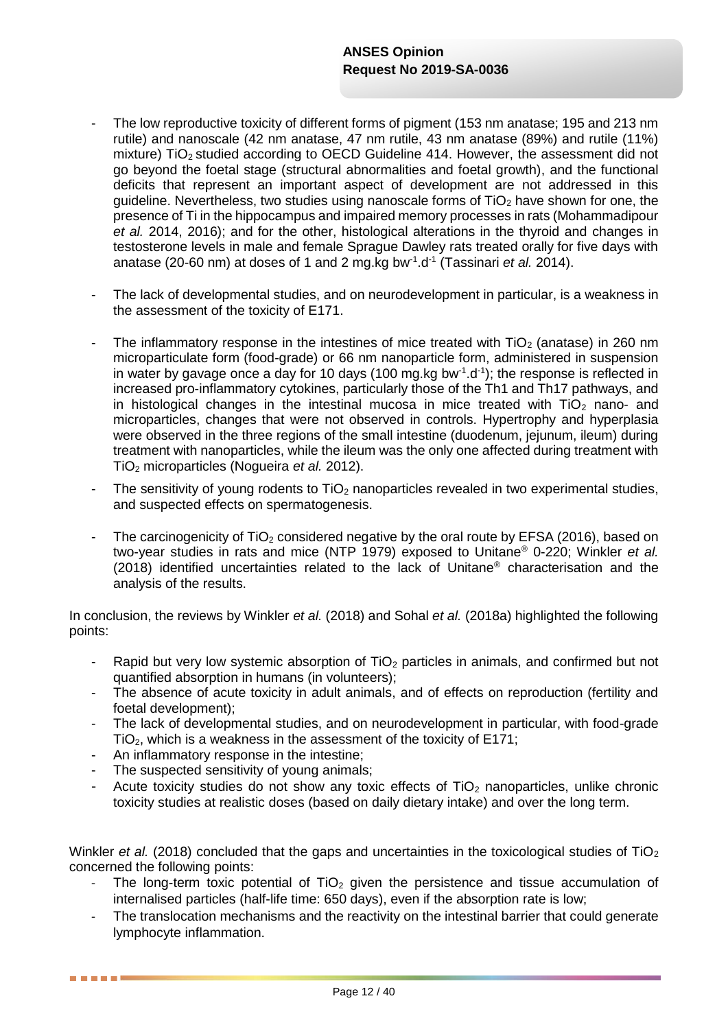- The low reproductive toxicity of different forms of pigment (153 nm anatase; 195 and 213 nm rutile) and nanoscale (42 nm anatase, 47 nm rutile, 43 nm anatase (89%) and rutile (11%) mixture) $TiO_2$ studied according to OECD Guideline 414. However, the assessment did not go beyond the foetal stage (structural abnormalities and foetal growth), and the functional deficits that represent an important aspect of development are not addressed in this guideline. Nevertheless, two studies using nanoscale forms of $TiO_2$ have shown for one, the presence of Ti in the hippocampus and impaired memory processes in rats (Mohammadipour *et al.* 2014, 2016); and for the other, histological alterations in the thyroid and changes in testosterone levels in male and female Sprague Dawley rats treated orally for five days with anatase (20-60 nm) at doses of 1 and 2 mg.kg $bw^{-1}.d^{-1}$ (Tassinari *et al.* 2014).

- The lack of developmental studies, and on neurodevelopment in particular, is a weakness in the assessment of the toxicity of E171.

- The inflammatory response in the intestines of mice treated with $TiO_2$ (anatase) in 260 nm microparticulate form (food-grade) or 66 nm nanoparticle form, administered in suspension in water by gavage once a day for 10 days (100 mg.kg $bw^{-1}.d^{-1}$); the response is reflected in increased pro-inflammatory cytokines, particularly those of the Th1 and Th17 pathways, and in histological changes in the intestinal mucosa in mice treated with $TiO_2$ nano- and microparticles, changes that were not observed in controls. Hypertrophy and hyperplasia were observed in the three regions of the small intestine (duodenum, jejunum, ileum) during treatment with nanoparticles, while the ileum was the only one affected during treatment with $TiO_2$ microparticles (Nogueira *et al.* 2012).

- The sensitivity of young rodents to $TiO_2$ nanoparticles revealed in two experimental studies, and suspected effects on spermatogenesis.

- The carcinogenicity of $TiO_2$ considered negative by the oral route by EFSA (2016), based on two-year studies in rats and mice (NTP 1979) exposed to Unitane® 0-220; Winkler *et al.* (2018) identified uncertainties related to the lack of Unitane® characterisation and the analysis of the results.

In conclusion, the reviews by Winkler *et al.* (2018) and Sohal *et al.* (2018a) highlighted the following points:

- Rapid but very low systemic absorption of $TiO_2$ particles in animals, and confirmed but not quantified absorption in humans (in volunteers);
- The absence of acute toxicity in adult animals, and of effects on reproduction (fertility and foetal development);
- The lack of developmental studies, and on neurodevelopment in particular, with food-grade $TiO_2$, which is a weakness in the assessment of the toxicity of E171;
- An inflammatory response in the intestine;
- The suspected sensitivity of young animals;
- Acute toxicity studies do not show any toxic effects of $TiO_2$ nanoparticles, unlike chronic toxicity studies at realistic doses (based on daily dietary intake) and over the long term.

Winkler *et al.* (2018) concluded that the gaps and uncertainties in the toxicological studies of $TiO_2$ concerned the following points:

- The long-term toxic potential of $TiO_2$ given the persistence and tissue accumulation of internalised particles (half-life time: 650 days), even if the absorption rate is low;
- The translocation mechanisms and the reactivity on the intestinal barrier that could generate lymphocyte inflammation.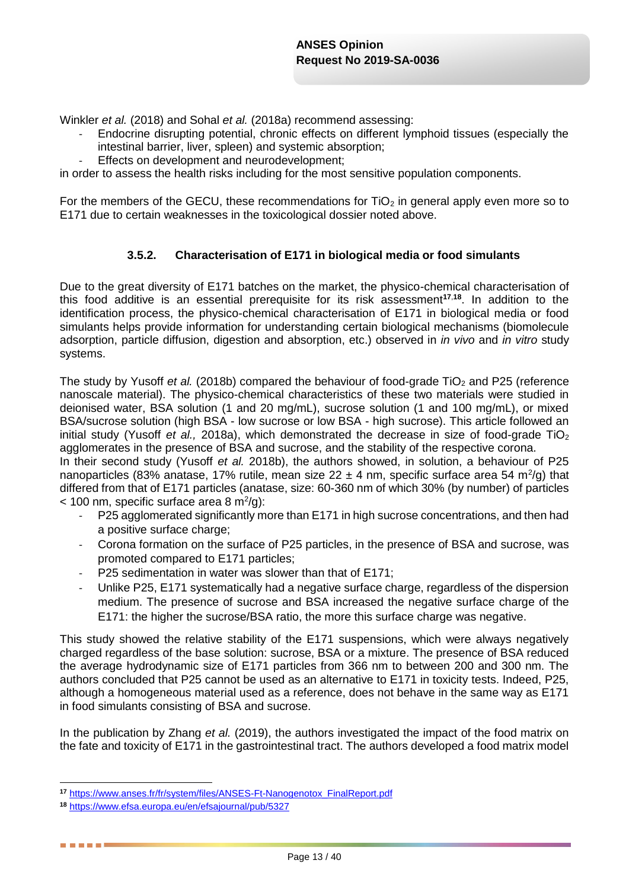Winkler *et al.* (2018) and Sohal *et al.* (2018a) recommend assessing:

- Endocrine disrupting potential, chronic effects on different lymphoid tissues (especially the intestinal barrier, liver, spleen) and systemic absorption;
- Effects on development and neurodevelopment;

in order to assess the health risks including for the most sensitive population components.

For the members of the GECU, these recommendations for $TiO_2$ in general apply even more so to E171 due to certain weaknesses in the toxicological dossier noted above.

### 3.5.2. Characterisation of E171 in biological media or food simulants

Due to the great diversity of E171 batches on the market, the physico-chemical characterisation of this food additive is an essential prerequisite for its risk assessment[17,18]. In addition to the identification process, the physico-chemical characterisation of E171 in biological media or food simulants helps provide information for understanding certain biological mechanisms (biomolecule adsorption, particle diffusion, digestion and absorption, etc.) observed in *in vivo* and *in vitro* study systems.

The study by Yusoff *et al.* (2018b) compared the behaviour of food-grade $TiO_2$ and P25 (reference nanoscale material). The physico-chemical characteristics of these two materials were studied in deionised water, BSA solution (1 and 20 mg/mL), sucrose solution (1 and 100 mg/mL), or mixed BSA/sucrose solution (high BSA - low sucrose or low BSA - high sucrose). This article followed an initial study (Yusoff *et al.,* 2018a), which demonstrated the decrease in size of food-grade $TiO_2$ agglomerates in the presence of BSA and sucrose, and the stability of the respective corona.
In their second study (Yusoff *et al.* 2018b), the authors showed, in solution, a behaviour of P25 nanoparticles (83% anatase, 17% rutile, mean size 22 ± 4 nm, specific surface area 54 $m^2/g$) that differed from that of E171 particles (anatase, size: 60-360 nm of which 30% (by number) of particles < 100 nm, specific surface area 8 $m^2/g$):

- P25 agglomerated significantly more than E171 in high sucrose concentrations, and then had a positive surface charge;
- Corona formation on the surface of P25 particles, in the presence of BSA and sucrose, was promoted compared to E171 particles;
- P25 sedimentation in water was slower than that of E171;
- Unlike P25, E171 systematically had a negative surface charge, regardless of the dispersion medium. The presence of sucrose and BSA increased the negative surface charge of the E171: the higher the sucrose/BSA ratio, the more this surface charge was negative.

This study showed the relative stability of the E171 suspensions, which were always negatively charged regardless of the base solution: sucrose, BSA or a mixture. The presence of BSA reduced the average hydrodynamic size of E171 particles from 366 nm to between 200 and 300 nm. The authors concluded that P25 cannot be used as an alternative to E171 in toxicity tests. Indeed, P25, although a homogeneous material used as a reference, does not behave in the same way as E171 in food simulants consisting of BSA and sucrose.

In the publication by Zhang *et al.* (2019), the authors investigated the impact of the food matrix on the fate and toxicity of E171 in the gastrointestinal tract. The authors developed a food matrix model

[17] https://www.anses.fr/fr/system/files/ANSES-Ft-Nanogenotox_FinalReport.pdf

[18] https://www.efsa.europa.eu/en/efsajournal/pub/5327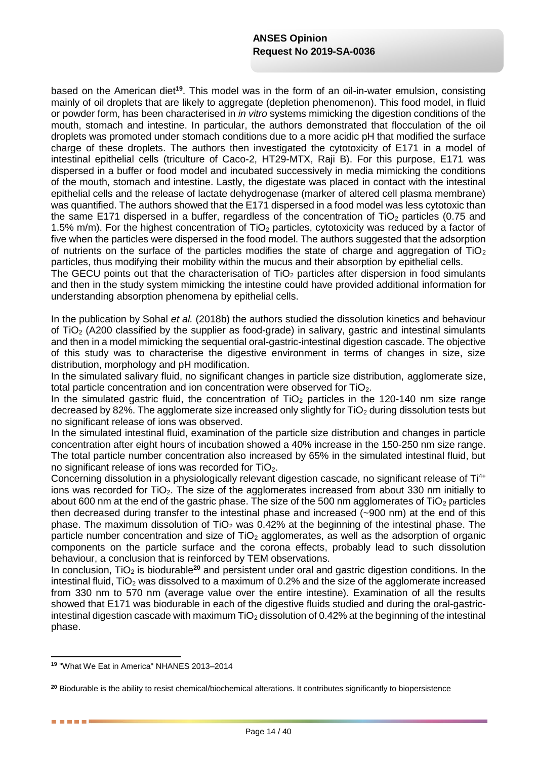based on the American diet[19]. This model was in the form of an oil-in-water emulsion, consisting mainly of oil droplets that are likely to aggregate (depletion phenomenon). This food model, in fluid or powder form, has been characterised in *in vitro* systems mimicking the digestion conditions of the mouth, stomach and intestine. In particular, the authors demonstrated that flocculation of the oil droplets was promoted under stomach conditions due to a more acidic pH that modified the surface charge of these droplets. The authors then investigated the cytotoxicity of E171 in a model of intestinal epithelial cells (triculture of Caco-2, HT29-MTX, Raji B). For this purpose, E171 was dispersed in a buffer or food model and incubated successively in media mimicking the conditions of the mouth, stomach and intestine. Lastly, the digestate was placed in contact with the intestinal epithelial cells and the release of lactate dehydrogenase (marker of altered cell plasma membrane) was quantified. The authors showed that the E171 dispersed in a food model was less cytotoxic than the same E171 dispersed in a buffer, regardless of the concentration of $TiO_2$ particles (0.75 and 1.5% m/m). For the highest concentration of $TiO_2$ particles, cytotoxicity was reduced by a factor of five when the particles were dispersed in the food model. The authors suggested that the adsorption of nutrients on the surface of the particles modifies the state of charge and aggregation of $TiO_2$ particles, thus modifying their mobility within the mucus and their absorption by epithelial cells.
The GECU points out that the characterisation of $TiO_2$ particles after dispersion in food simulants and then in the study system mimicking the intestine could have provided additional information for understanding absorption phenomena by epithelial cells.

In the publication by Sohal *et al.* (2018b) the authors studied the dissolution kinetics and behaviour of $TiO_2$ (A200 classified by the supplier as food-grade) in salivary, gastric and intestinal simulants and then in a model mimicking the sequential oral-gastric-intestinal digestion cascade. The objective of this study was to characterise the digestive environment in terms of changes in size, size distribution, morphology and pH modification.
In the simulated salivary fluid, no significant changes in particle size distribution, agglomerate size, total particle concentration and ion concentration were observed for $TiO_2$.
In the simulated gastric fluid, the concentration of $TiO_2$ particles in the 120-140 nm size range decreased by 82%. The agglomerate size increased only slightly for $TiO_2$ during dissolution tests but no significant release of ions was observed.
In the simulated intestinal fluid, examination of the particle size distribution and changes in particle concentration after eight hours of incubation showed a 40% increase in the 150-250 nm size range. The total particle number concentration also increased by 65% in the simulated intestinal fluid, but no significant release of ions was recorded for $TiO_2$.
Concerning dissolution in a physiologically relevant digestion cascade, no significant release of $Ti^{4+}$ ions was recorded for $TiO_2$. The size of the agglomerates increased from about 330 nm initially to about 600 nm at the end of the gastric phase. The size of the 500 nm agglomerates of $TiO_2$ particles then decreased during transfer to the intestinal phase and increased (~900 nm) at the end of this phase. The maximum dissolution of $TiO_2$ was 0.42% at the beginning of the intestinal phase. The particle number concentration and size of $TiO_2$ agglomerates, as well as the adsorption of organic components on the particle surface and the corona effects, probably lead to such dissolution behaviour, a conclusion that is reinforced by TEM observations.
In conclusion, $TiO_2$ is biodurable[20] and persistent under oral and gastric digestion conditions. In the intestinal fluid, $TiO_2$ was dissolved to a maximum of 0.2% and the size of the agglomerate increased from 330 nm to 570 nm (average value over the entire intestine). Examination of all the results showed that E171 was biodurable in each of the digestive fluids studied and during the oral-gastric-intestinal digestion cascade with maximum $TiO_2$ dissolution of 0.42% at the beginning of the intestinal phase.

---

[19] "What We Eat in America" NHANES 2013–2014

[20] Biodurable is the ability to resist chemical/biochemical alterations. It contributes significantly to biopersistence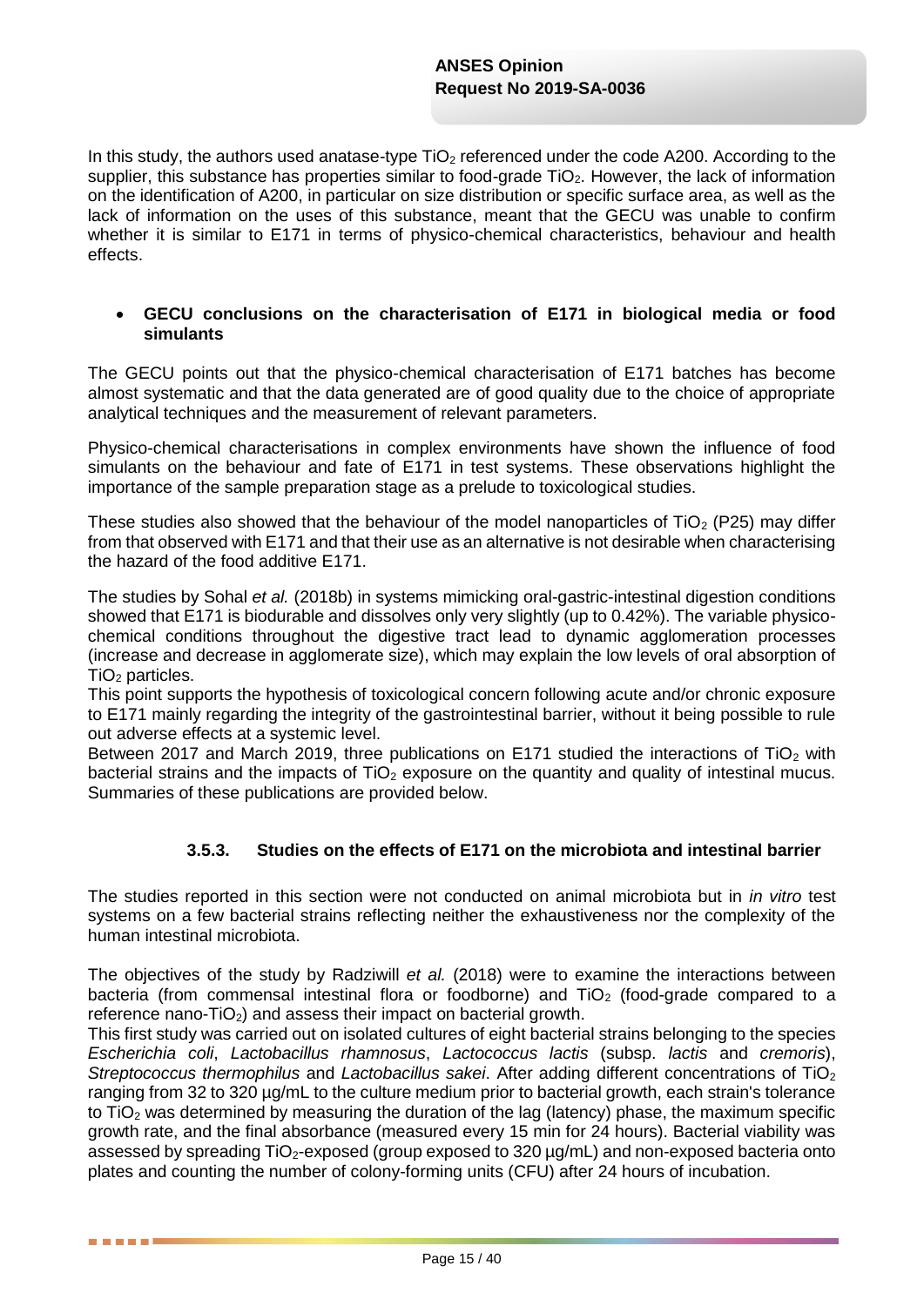In this study, the authors used anatase-type $TiO_2$ referenced under the code A200. According to the supplier, this substance has properties similar to food-grade $TiO_2$. However, the lack of information on the identification of A200, in particular on size distribution or specific surface area, as well as the lack of information on the uses of this substance, meant that the GECU was unable to confirm whether it is similar to E171 in terms of physico-chemical characteristics, behaviour and health effects.

- **GECU conclusions on the characterisation of E171 in biological media or food simulants**

The GECU points out that the physico-chemical characterisation of E171 batches has become almost systematic and that the data generated are of good quality due to the choice of appropriate analytical techniques and the measurement of relevant parameters.

Physico-chemical characterisations in complex environments have shown the influence of food simulants on the behaviour and fate of E171 in test systems. These observations highlight the importance of the sample preparation stage as a prelude to toxicological studies.

These studies also showed that the behaviour of the model nanoparticles of $TiO_2$ (P25) may differ from that observed with E171 and that their use as an alternative is not desirable when characterising the hazard of the food additive E171.

The studies by Sohal *et al.* (2018b) in systems mimicking oral-gastric-intestinal digestion conditions showed that E171 is biodurable and dissolves only very slightly (up to 0.42%). The variable physico-chemical conditions throughout the digestive tract lead to dynamic agglomeration processes (increase and decrease in agglomerate size), which may explain the low levels of oral absorption of $TiO_2$ particles.

This point supports the hypothesis of toxicological concern following acute and/or chronic exposure to E171 mainly regarding the integrity of the gastrointestinal barrier, without it being possible to rule out adverse effects at a systemic level.

Between 2017 and March 2019, three publications on E171 studied the interactions of $TiO_2$ with bacterial strains and the impacts of $TiO_2$ exposure on the quantity and quality of intestinal mucus. Summaries of these publications are provided below.

### 3.5.3. Studies on the effects of E171 on the microbiota and intestinal barrier

The studies reported in this section were not conducted on animal microbiota but in *in vitro* test systems on a few bacterial strains reflecting neither the exhaustiveness nor the complexity of the human intestinal microbiota.

The objectives of the study by Radziwill *et al.* (2018) were to examine the interactions between bacteria (from commensal intestinal flora or foodborne) and $TiO_2$ (food-grade compared to a reference nano-$TiO_2$) and assess their impact on bacterial growth.

This first study was carried out on isolated cultures of eight bacterial strains belonging to the species *Escherichia coli*, *Lactobacillus rhamnosus*, *Lactococcus lactis* (subsp. *lactis* and *cremoris*), *Streptococcus thermophilus* and *Lactobacillus sakei*. After adding different concentrations of $TiO_2$ ranging from 32 to 320 µg/mL to the culture medium prior to bacterial growth, each strain's tolerance to $TiO_2$ was determined by measuring the duration of the lag (latency) phase, the maximum specific growth rate, and the final absorbance (measured every 15 min for 24 hours). Bacterial viability was assessed by spreading $TiO_2$-exposed (group exposed to 320 µg/mL) and non-exposed bacteria onto plates and counting the number of colony-forming units (CFU) after 24 hours of incubation.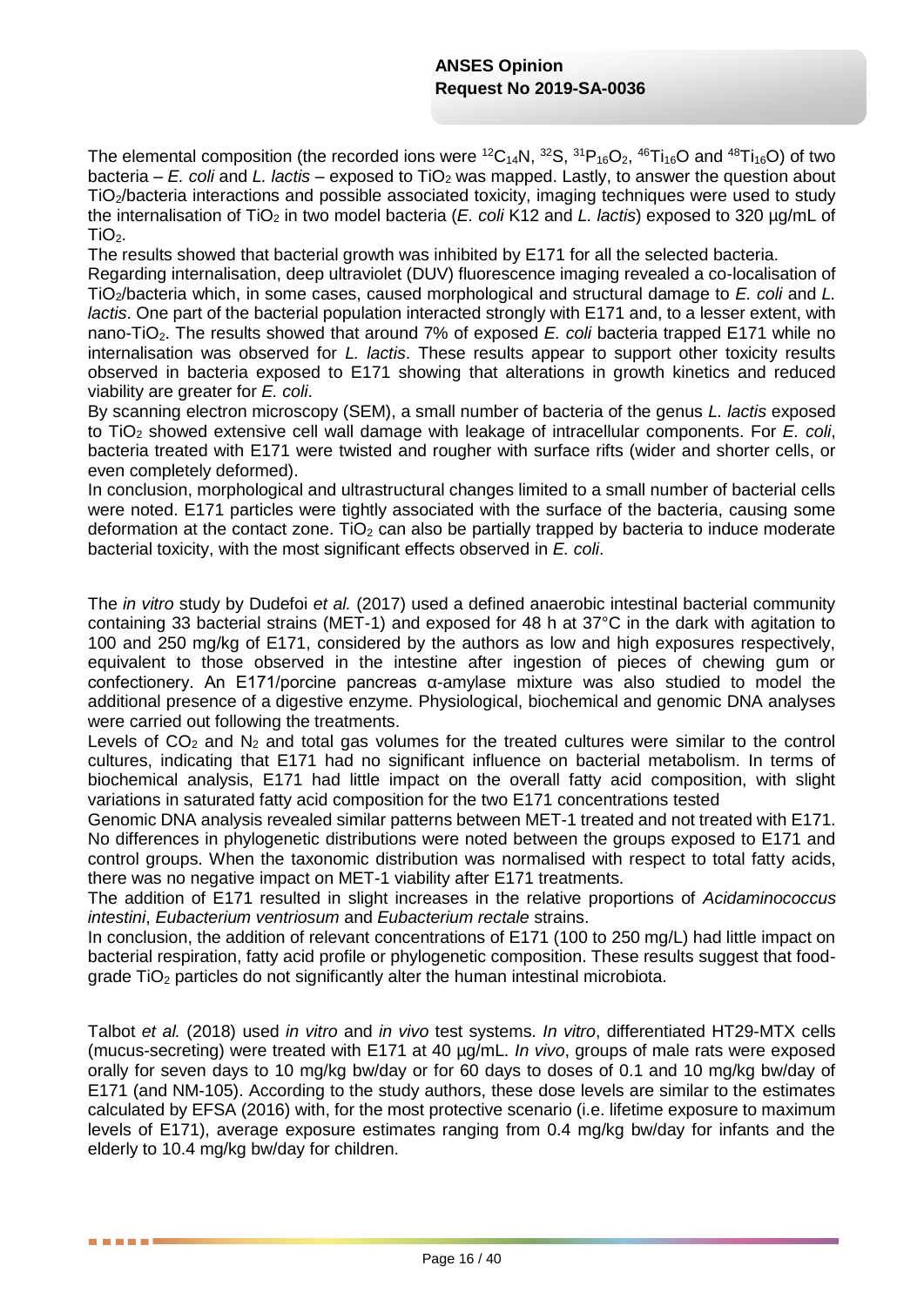The elemental composition (the recorded ions were $^{12}C_{14}N$, $^{32}S$, $^{31}P_{16}O_2$, $^{46}Ti_{16}O$ and $^{48}Ti_{16}O$) of two bacteria – *E. coli* and *L. lactis* – exposed to $TiO_2$ was mapped. Lastly, to answer the question about $TiO_2$/bacteria interactions and possible associated toxicity, imaging techniques were used to study the internalisation of $TiO_2$ in two model bacteria (*E. coli* K12 and *L. lactis*) exposed to 320 µg/mL of $TiO_2$.

The results showed that bacterial growth was inhibited by E171 for all the selected bacteria.

Regarding internalisation, deep ultraviolet (DUV) fluorescence imaging revealed a co-localisation of $TiO_2$/bacteria which, in some cases, caused morphological and structural damage to *E. coli* and *L. lactis*. One part of the bacterial population interacted strongly with E171 and, to a lesser extent, with nano-$TiO_2$. The results showed that around 7% of exposed *E. coli* bacteria trapped E171 while no internalisation was observed for *L. lactis*. These results appear to support other toxicity results observed in bacteria exposed to E171 showing that alterations in growth kinetics and reduced viability are greater for *E. coli*.

By scanning electron microscopy (SEM), a small number of bacteria of the genus *L. lactis* exposed to $TiO_2$ showed extensive cell wall damage with leakage of intracellular components. For *E. coli*, bacteria treated with E171 were twisted and rougher with surface rifts (wider and shorter cells, or even completely deformed).

In conclusion, morphological and ultrastructural changes limited to a small number of bacterial cells were noted. E171 particles were tightly associated with the surface of the bacteria, causing some deformation at the contact zone. $TiO_2$ can also be partially trapped by bacteria to induce moderate bacterial toxicity, with the most significant effects observed in *E. coli*.

The *in vitro* study by Dudefoi *et al.* (2017) used a defined anaerobic intestinal bacterial community containing 33 bacterial strains (MET-1) and exposed for 48 h at 37°C in the dark with agitation to 100 and 250 mg/kg of E171, considered by the authors as low and high exposures respectively, equivalent to those observed in the intestine after ingestion of pieces of chewing gum or confectionery. An E171/porcine pancreas α-amylase mixture was also studied to model the additional presence of a digestive enzyme. Physiological, biochemical and genomic DNA analyses were carried out following the treatments.

Levels of $CO_2$ and $N_2$ and total gas volumes for the treated cultures were similar to the control cultures, indicating that E171 had no significant influence on bacterial metabolism. In terms of biochemical analysis, E171 had little impact on the overall fatty acid composition, with slight variations in saturated fatty acid composition for the two E171 concentrations tested

Genomic DNA analysis revealed similar patterns between MET-1 treated and not treated with E171. No differences in phylogenetic distributions were noted between the groups exposed to E171 and control groups. When the taxonomic distribution was normalised with respect to total fatty acids, there was no negative impact on MET-1 viability after E171 treatments.

The addition of E171 resulted in slight increases in the relative proportions of *Acidaminococcus intestini*, *Eubacterium ventriosum* and *Eubacterium rectale* strains.

In conclusion, the addition of relevant concentrations of E171 (100 to 250 mg/L) had little impact on bacterial respiration, fatty acid profile or phylogenetic composition. These results suggest that food-grade $TiO_2$ particles do not significantly alter the human intestinal microbiota.

Talbot *et al.* (2018) used *in vitro* and *in vivo* test systems. *In vitro*, differentiated HT29-MTX cells (mucus-secreting) were treated with E171 at 40 µg/mL. *In vivo*, groups of male rats were exposed orally for seven days to 10 mg/kg bw/day or for 60 days to doses of 0.1 and 10 mg/kg bw/day of E171 (and NM-105). According to the study authors, these dose levels are similar to the estimates calculated by EFSA (2016) with, for the most protective scenario (i.e. lifetime exposure to maximum levels of E171), average exposure estimates ranging from 0.4 mg/kg bw/day for infants and the elderly to 10.4 mg/kg bw/day for children.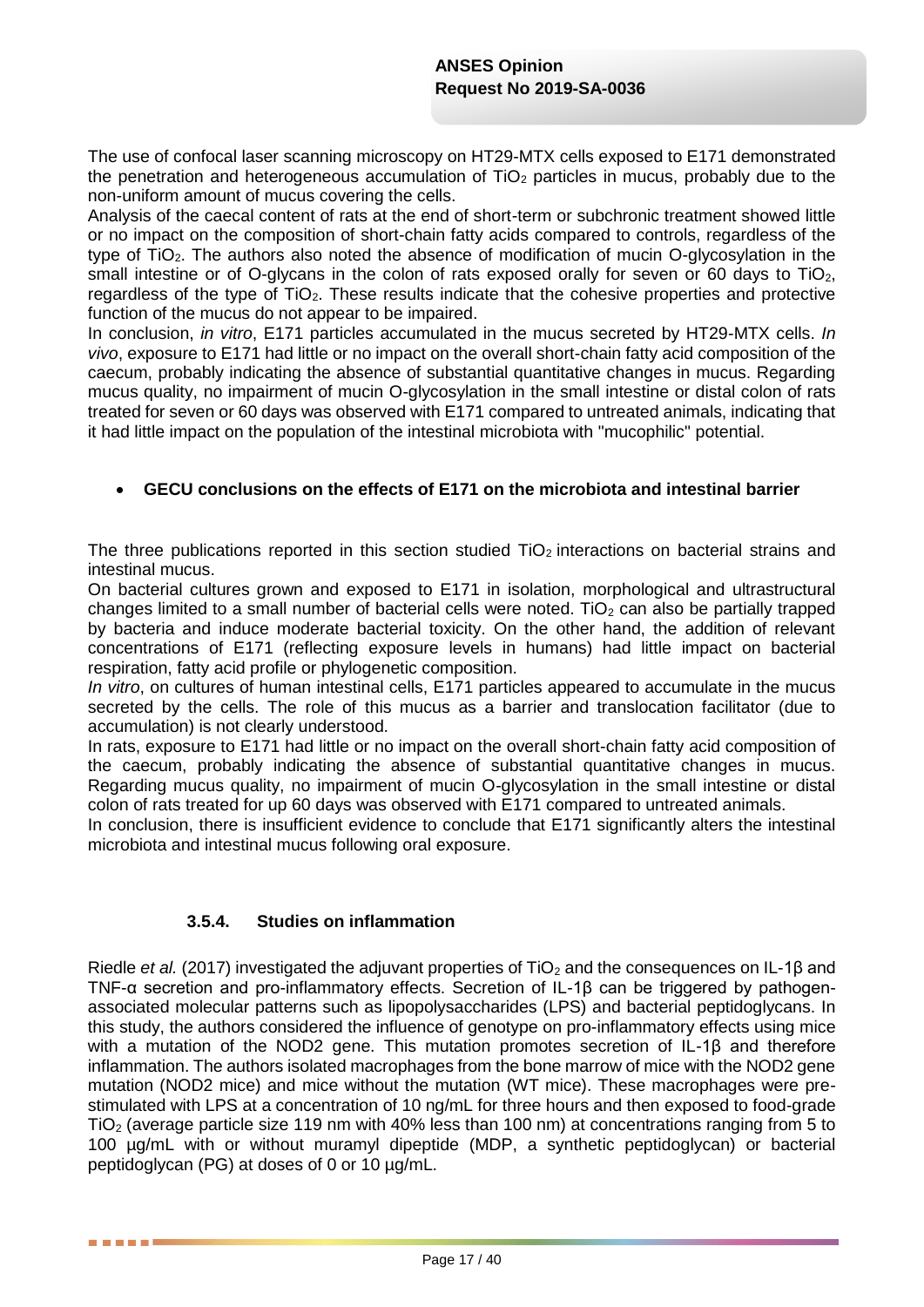The use of confocal laser scanning microscopy on HT29-MTX cells exposed to E171 demonstrated the penetration and heterogeneous accumulation of $TiO_2$ particles in mucus, probably due to the non-uniform amount of mucus covering the cells.

Analysis of the caecal content of rats at the end of short-term or subchronic treatment showed little or no impact on the composition of short-chain fatty acids compared to controls, regardless of the type of $TiO_2$. The authors also noted the absence of modification of mucin O-glycosylation in the small intestine or of O-glycans in the colon of rats exposed orally for seven or 60 days to $TiO_2$, regardless of the type of $TiO_2$. These results indicate that the cohesive properties and protective function of the mucus do not appear to be impaired.

In conclusion, *in vitro*, E171 particles accumulated in the mucus secreted by HT29-MTX cells. *In vivo*, exposure to E171 had little or no impact on the overall short-chain fatty acid composition of the caecum, probably indicating the absence of substantial quantitative changes in mucus. Regarding mucus quality, no impairment of mucin O-glycosylation in the small intestine or distal colon of rats treated for seven or 60 days was observed with E171 compared to untreated animals, indicating that it had little impact on the population of the intestinal microbiota with "mucophilic" potential.

- **GECU conclusions on the effects of E171 on the microbiota and intestinal barrier**

The three publications reported in this section studied $TiO_2$ interactions on bacterial strains and intestinal mucus.

On bacterial cultures grown and exposed to E171 in isolation, morphological and ultrastructural changes limited to a small number of bacterial cells were noted. $TiO_2$ can also be partially trapped by bacteria and induce moderate bacterial toxicity. On the other hand, the addition of relevant concentrations of E171 (reflecting exposure levels in humans) had little impact on bacterial respiration, fatty acid profile or phylogenetic composition.

*In vitro*, on cultures of human intestinal cells, E171 particles appeared to accumulate in the mucus secreted by the cells. The role of this mucus as a barrier and translocation facilitator (due to accumulation) is not clearly understood.

In rats, exposure to E171 had little or no impact on the overall short-chain fatty acid composition of the caecum, probably indicating the absence of substantial quantitative changes in mucus. Regarding mucus quality, no impairment of mucin O-glycosylation in the small intestine or distal colon of rats treated for up 60 days was observed with E171 compared to untreated animals.

In conclusion, there is insufficient evidence to conclude that E171 significantly alters the intestinal microbiota and intestinal mucus following oral exposure.

### 3.5.4. Studies on inflammation

Riedle *et al.* (2017) investigated the adjuvant properties of $TiO_2$ and the consequences on IL-1β and TNF-α secretion and pro-inflammatory effects. Secretion of IL-1β can be triggered by pathogen-associated molecular patterns such as lipopolysaccharides (LPS) and bacterial peptidoglycans. In this study, the authors considered the influence of genotype on pro-inflammatory effects using mice with a mutation of the NOD2 gene. This mutation promotes secretion of IL-1β and therefore inflammation. The authors isolated macrophages from the bone marrow of mice with the NOD2 gene mutation (NOD2 mice) and mice without the mutation (WT mice). These macrophages were pre-stimulated with LPS at a concentration of 10 ng/mL for three hours and then exposed to food-grade $TiO_2$ (average particle size 119 nm with 40% less than 100 nm) at concentrations ranging from 5 to 100 µg/mL with or without muramyl dipeptide (MDP, a synthetic peptidoglycan) or bacterial peptidoglycan (PG) at doses of 0 or 10 µg/mL.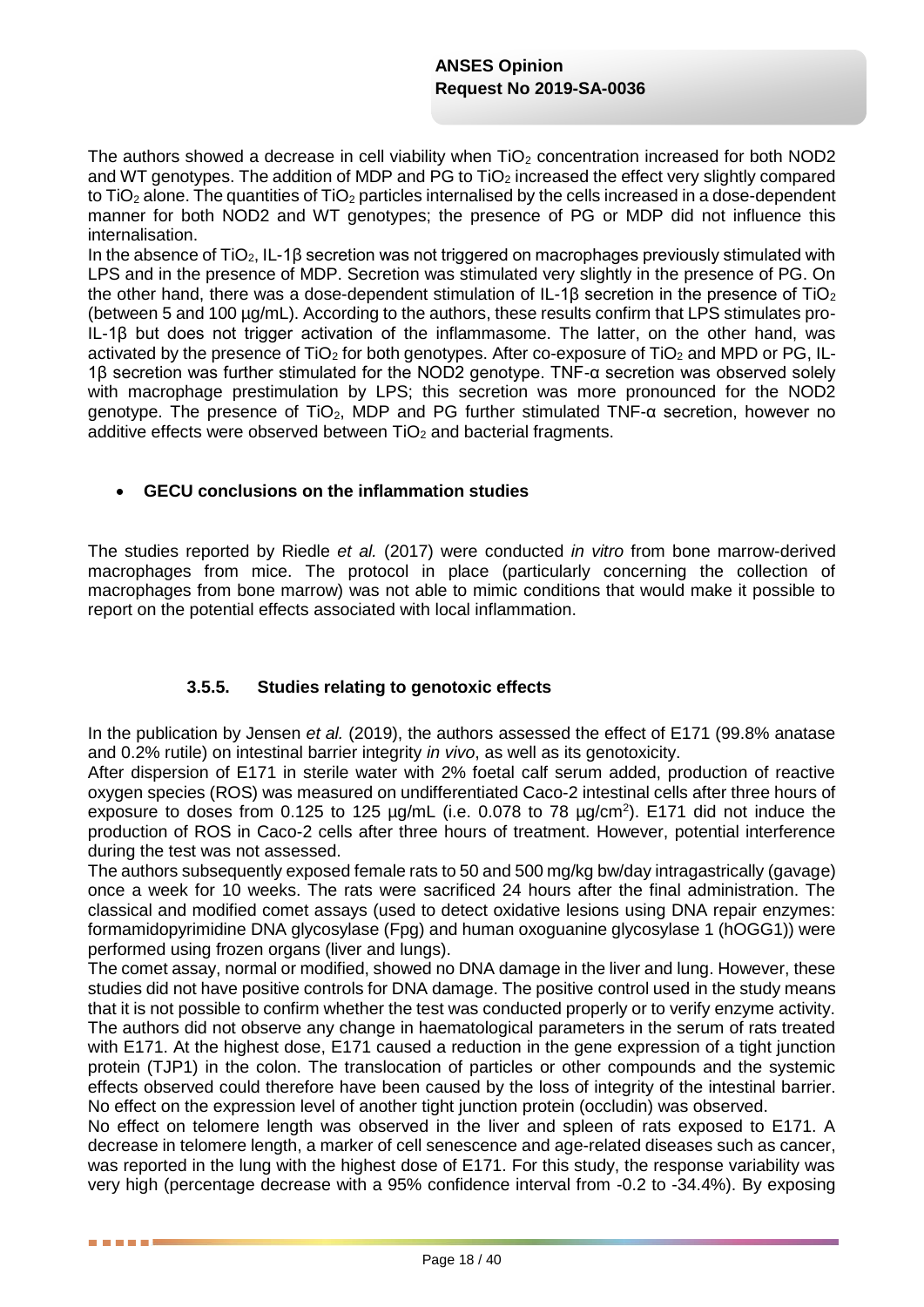The authors showed a decrease in cell viability when $TiO_2$ concentration increased for both NOD2 and WT genotypes. The addition of MDP and PG to $TiO_2$ increased the effect very slightly compared to $TiO_2$ alone. The quantities of $TiO_2$ particles internalised by the cells increased in a dose-dependent manner for both NOD2 and WT genotypes; the presence of PG or MDP did not influence this internalisation.

In the absence of $TiO_2$, IL-1β secretion was not triggered on macrophages previously stimulated with LPS and in the presence of MDP. Secretion was stimulated very slightly in the presence of PG. On the other hand, there was a dose-dependent stimulation of IL-1β secretion in the presence of $TiO_2$ (between 5 and 100 µg/mL). According to the authors, these results confirm that LPS stimulates pro-IL-1β but does not trigger activation of the inflammasome. The latter, on the other hand, was activated by the presence of $TiO_2$ for both genotypes. After co-exposure of $TiO_2$ and MPD or PG, IL-1β secretion was further stimulated for the NOD2 genotype. TNF-α secretion was observed solely with macrophage prestimulation by LPS; this secretion was more pronounced for the NOD2 genotype. The presence of $TiO_2$, MDP and PG further stimulated TNF-α secretion, however no additive effects were observed between $TiO_2$ and bacterial fragments.

- **GECU conclusions on the inflammation studies**

The studies reported by Riedle *et al.* (2017) were conducted *in vitro* from bone marrow-derived macrophages from mice. The protocol in place (particularly concerning the collection of macrophages from bone marrow) was not able to mimic conditions that would make it possible to report on the potential effects associated with local inflammation.

### 3.5.5. Studies relating to genotoxic effects

In the publication by Jensen *et al.* (2019), the authors assessed the effect of E171 (99.8% anatase and 0.2% rutile) on intestinal barrier integrity *in vivo*, as well as its genotoxicity.

After dispersion of E171 in sterile water with 2% foetal calf serum added, production of reactive oxygen species (ROS) was measured on undifferentiated Caco-2 intestinal cells after three hours of exposure to doses from 0.125 to 125 µg/mL (i.e. 0.078 to 78 µg/cm$^2$). E171 did not induce the production of ROS in Caco-2 cells after three hours of treatment. However, potential interference during the test was not assessed.

The authors subsequently exposed female rats to 50 and 500 mg/kg bw/day intragastrically (gavage) once a week for 10 weeks. The rats were sacrificed 24 hours after the final administration. The classical and modified comet assays (used to detect oxidative lesions using DNA repair enzymes: formamidopyrimidine DNA glycosylase (Fpg) and human oxoguanine glycosylase 1 (hOGG1)) were performed using frozen organs (liver and lungs).

The comet assay, normal or modified, showed no DNA damage in the liver and lung. However, these studies did not have positive controls for DNA damage. The positive control used in the study means that it is not possible to confirm whether the test was conducted properly or to verify enzyme activity.

The authors did not observe any change in haematological parameters in the serum of rats treated with E171. At the highest dose, E171 caused a reduction in the gene expression of a tight junction protein (TJP1) in the colon. The translocation of particles or other compounds and the systemic effects observed could therefore have been caused by the loss of integrity of the intestinal barrier. No effect on the expression level of another tight junction protein (occludin) was observed.

No effect on telomere length was observed in the liver and spleen of rats exposed to E171. A decrease in telomere length, a marker of cell senescence and age-related diseases such as cancer, was reported in the lung with the highest dose of E171. For this study, the response variability was very high (percentage decrease with a 95% confidence interval from -0.2 to -34.4%). By exposing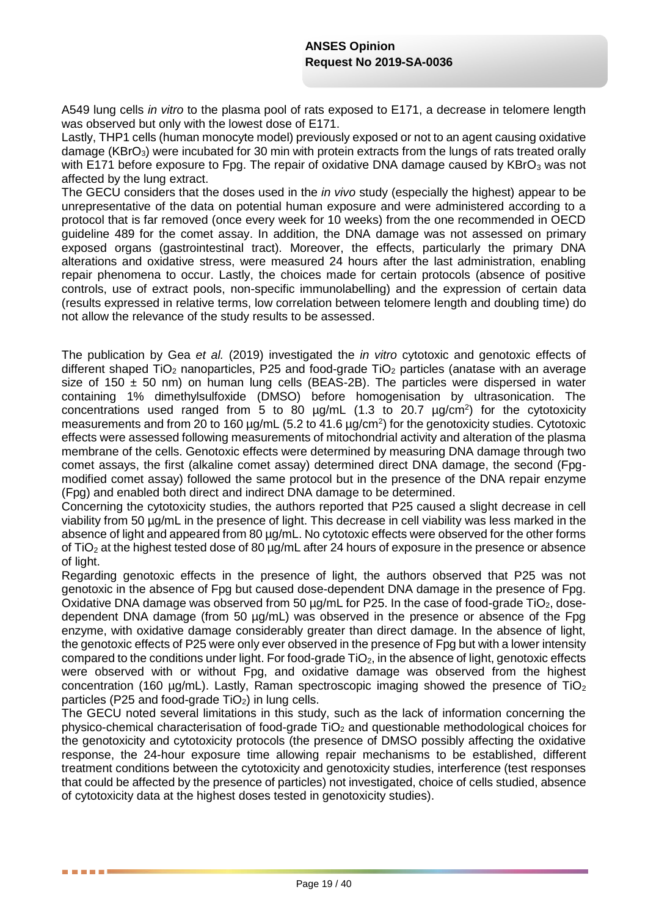A549 lung cells *in vitro* to the plasma pool of rats exposed to E171, a decrease in telomere length was observed but only with the lowest dose of E171.

Lastly, THP1 cells (human monocyte model) previously exposed or not to an agent causing oxidative damage ($KBrO_3$) were incubated for 30 min with protein extracts from the lungs of rats treated orally with E171 before exposure to Fpg. The repair of oxidative DNA damage caused by $KBrO_3$ was not affected by the lung extract.

The GECU considers that the doses used in the *in vivo* study (especially the highest) appear to be unrepresentative of the data on potential human exposure and were administered according to a protocol that is far removed (once every week for 10 weeks) from the one recommended in OECD guideline 489 for the comet assay. In addition, the DNA damage was not assessed on primary exposed organs (gastrointestinal tract). Moreover, the effects, particularly the primary DNA alterations and oxidative stress, were measured 24 hours after the last administration, enabling repair phenomena to occur. Lastly, the choices made for certain protocols (absence of positive controls, use of extract pools, non-specific immunolabelling) and the expression of certain data (results expressed in relative terms, low correlation between telomere length and doubling time) do not allow the relevance of the study results to be assessed.

The publication by Gea *et al.* (2019) investigated the *in vitro* cytotoxic and genotoxic effects of different shaped $TiO_2$ nanoparticles, P25 and food-grade $TiO_2$ particles (anatase with an average size of 150 ± 50 nm) on human lung cells (BEAS-2B). The particles were dispersed in water containing 1% dimethylsulfoxide (DMSO) before homogenisation by ultrasonication. The concentrations used ranged from 5 to 80 µg/mL (1.3 to 20.7 µg/cm$^2$) for the cytotoxicity measurements and from 20 to 160 µg/mL (5.2 to 41.6 µg/cm$^2$) for the genotoxicity studies. Cytotoxic effects were assessed following measurements of mitochondrial activity and alteration of the plasma membrane of the cells. Genotoxic effects were determined by measuring DNA damage through two comet assays, the first (alkaline comet assay) determined direct DNA damage, the second (Fpg-modified comet assay) followed the same protocol but in the presence of the DNA repair enzyme (Fpg) and enabled both direct and indirect DNA damage to be determined.

Concerning the cytotoxicity studies, the authors reported that P25 caused a slight decrease in cell viability from 50 µg/mL in the presence of light. This decrease in cell viability was less marked in the absence of light and appeared from 80 µg/mL. No cytotoxic effects were observed for the other forms of $TiO_2$ at the highest tested dose of 80 µg/mL after 24 hours of exposure in the presence or absence of light.

Regarding genotoxic effects in the presence of light, the authors observed that P25 was not genotoxic in the absence of Fpg but caused dose-dependent DNA damage in the presence of Fpg. Oxidative DNA damage was observed from 50 µg/mL for P25. In the case of food-grade $TiO_2$, dose-dependent DNA damage (from 50 µg/mL) was observed in the presence or absence of the Fpg enzyme, with oxidative damage considerably greater than direct damage. In the absence of light, the genotoxic effects of P25 were only ever observed in the presence of Fpg but with a lower intensity compared to the conditions under light. For food-grade $TiO_2$, in the absence of light, genotoxic effects were observed with or without Fpg, and oxidative damage was observed from the highest concentration (160 µg/mL). Lastly, Raman spectroscopic imaging showed the presence of $TiO_2$ particles (P25 and food-grade $TiO_2$) in lung cells.

The GECU noted several limitations in this study, such as the lack of information concerning the physico-chemical characterisation of food-grade $TiO_2$ and questionable methodological choices for the genotoxicity and cytotoxicity protocols (the presence of DMSO possibly affecting the oxidative response, the 24-hour exposure time allowing repair mechanisms to be established, different treatment conditions between the cytotoxicity and genotoxicity studies, interference (test responses that could be affected by the presence of particles) not investigated, choice of cells studied, absence of cytotoxicity data at the highest doses tested in genotoxicity studies).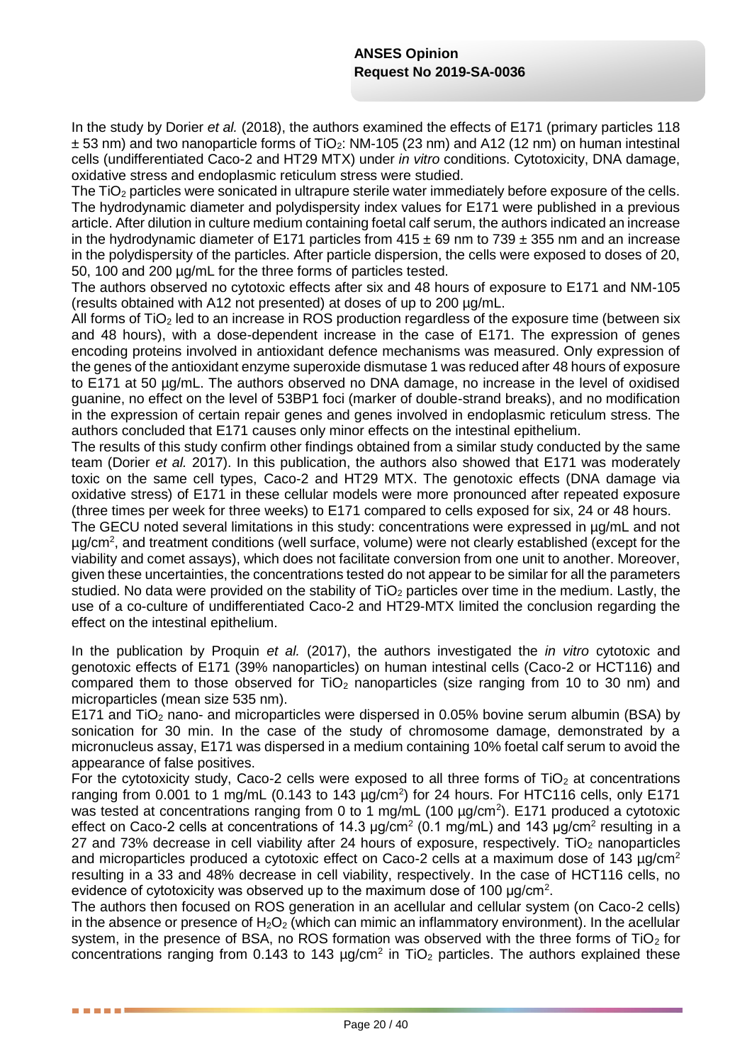In the study by Dorier *et al.* (2018), the authors examined the effects of E171 (primary particles 118 ± 53 nm) and two nanoparticle forms of $TiO_2$: NM-105 (23 nm) and A12 (12 nm) on human intestinal cells (undifferentiated Caco-2 and HT29 MTX) under *in vitro* conditions. Cytotoxicity, DNA damage, oxidative stress and endoplasmic reticulum stress were studied.

The $TiO_2$ particles were sonicated in ultrapure sterile water immediately before exposure of the cells. The hydrodynamic diameter and polydispersity index values for E171 were published in a previous article. After dilution in culture medium containing foetal calf serum, the authors indicated an increase in the hydrodynamic diameter of E171 particles from 415 ± 69 nm to 739 ± 355 nm and an increase in the polydispersity of the particles. After particle dispersion, the cells were exposed to doses of 20, 50, 100 and 200 µg/mL for the three forms of particles tested.

The authors observed no cytotoxic effects after six and 48 hours of exposure to E171 and NM-105 (results obtained with A12 not presented) at doses of up to 200 µg/mL.

All forms of $TiO_2$ led to an increase in ROS production regardless of the exposure time (between six and 48 hours), with a dose-dependent increase in the case of E171. The expression of genes encoding proteins involved in antioxidant defence mechanisms was measured. Only expression of the genes of the antioxidant enzyme superoxide dismutase 1 was reduced after 48 hours of exposure to E171 at 50 µg/mL. The authors observed no DNA damage, no increase in the level of oxidised guanine, no effect on the level of 53BP1 foci (marker of double-strand breaks), and no modification in the expression of certain repair genes and genes involved in endoplasmic reticulum stress. The authors concluded that E171 causes only minor effects on the intestinal epithelium.

The results of this study confirm other findings obtained from a similar study conducted by the same team (Dorier *et al.* 2017). In this publication, the authors also showed that E171 was moderately toxic on the same cell types, Caco-2 and HT29 MTX. The genotoxic effects (DNA damage via oxidative stress) of E171 in these cellular models were more pronounced after repeated exposure (three times per week for three weeks) to E171 compared to cells exposed for six, 24 or 48 hours.

The GECU noted several limitations in this study: concentrations were expressed in µg/mL and not µg/cm$^2$, and treatment conditions (well surface, volume) were not clearly established (except for the viability and comet assays), which does not facilitate conversion from one unit to another. Moreover, given these uncertainties, the concentrations tested do not appear to be similar for all the parameters studied. No data were provided on the stability of $TiO_2$ particles over time in the medium. Lastly, the use of a co-culture of undifferentiated Caco-2 and HT29-MTX limited the conclusion regarding the effect on the intestinal epithelium.

In the publication by Proquin *et al.* (2017), the authors investigated the *in vitro* cytotoxic and genotoxic effects of E171 (39% nanoparticles) on human intestinal cells (Caco-2 or HCT116) and compared them to those observed for $TiO_2$ nanoparticles (size ranging from 10 to 30 nm) and microparticles (mean size 535 nm).

E171 and $TiO_2$ nano- and microparticles were dispersed in 0.05% bovine serum albumin (BSA) by sonication for 30 min. In the case of the study of chromosome damage, demonstrated by a micronucleus assay, E171 was dispersed in a medium containing 10% foetal calf serum to avoid the appearance of false positives.

For the cytotoxicity study, Caco-2 cells were exposed to all three forms of $TiO_2$ at concentrations ranging from 0.001 to 1 mg/mL (0.143 to 143 µg/cm$^2$) for 24 hours. For HTC116 cells, only E171 was tested at concentrations ranging from 0 to 1 mg/mL (100 µg/cm$^2$). E171 produced a cytotoxic effect on Caco-2 cells at concentrations of 14.3 µg/cm$^2$ (0.1 mg/mL) and 143 µg/cm$^2$ resulting in a 27 and 73% decrease in cell viability after 24 hours of exposure, respectively. $TiO_2$ nanoparticles and microparticles produced a cytotoxic effect on Caco-2 cells at a maximum dose of 143 µg/cm$^2$ resulting in a 33 and 48% decrease in cell viability, respectively. In the case of HCT116 cells, no evidence of cytotoxicity was observed up to the maximum dose of 100 µg/cm$^2$.

The authors then focused on ROS generation in an acellular and cellular system (on Caco-2 cells) in the absence or presence of $H_2O_2$ (which can mimic an inflammatory environment). In the acellular system, in the presence of BSA, no ROS formation was observed with the three forms of $TiO_2$ for concentrations ranging from 0.143 to 143 µg/cm$^2$ in $TiO_2$ particles. The authors explained these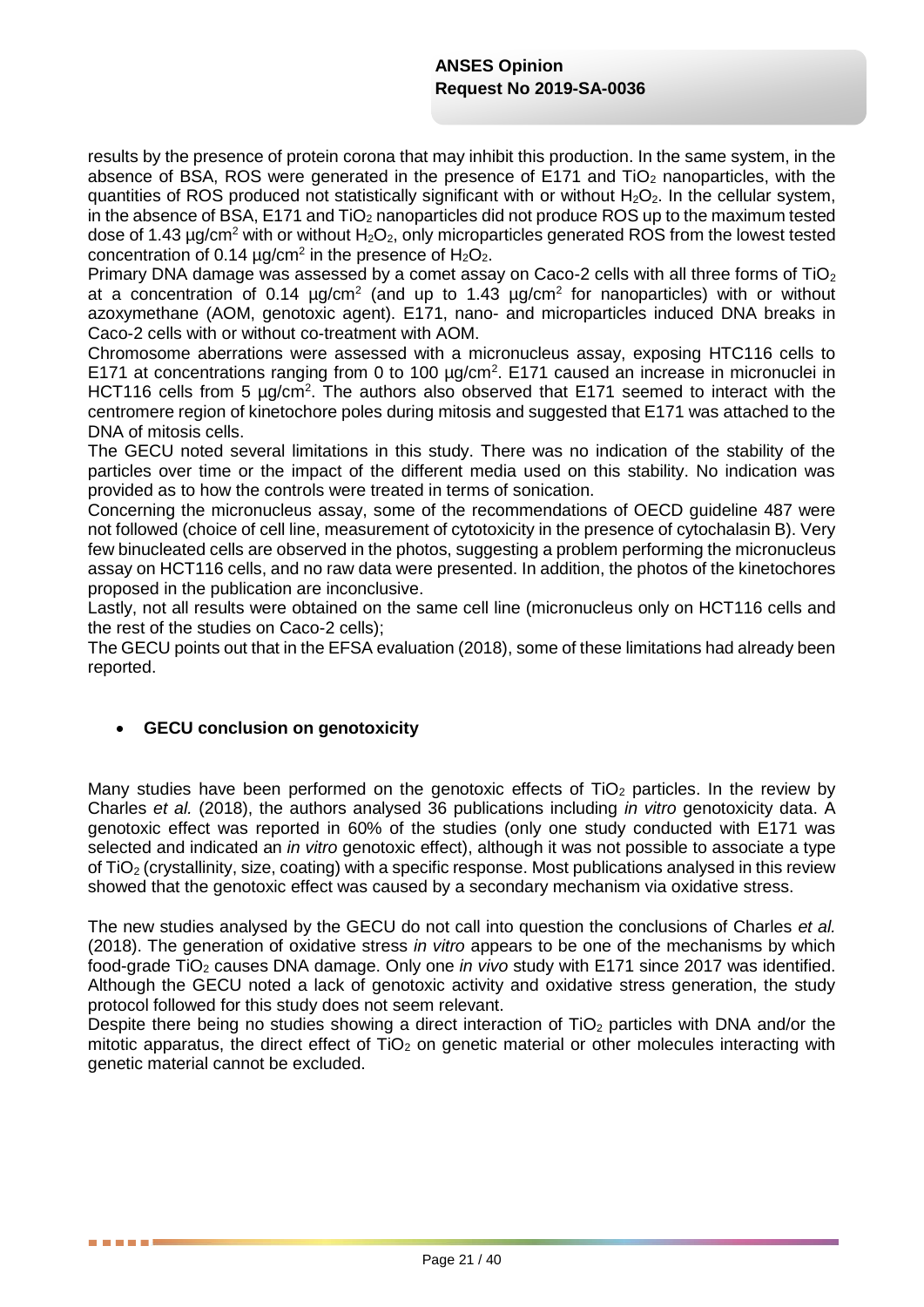results by the presence of protein corona that may inhibit this production. In the same system, in the absence of BSA, ROS were generated in the presence of E171 and $TiO_2$ nanoparticles, with the quantities of ROS produced not statistically significant with or without $H_2O_2$. In the cellular system, in the absence of BSA, E171 and $TiO_2$ nanoparticles did not produce ROS up to the maximum tested dose of 1.43 µg/cm$^2$ with or without $H_2O_2$, only microparticles generated ROS from the lowest tested concentration of 0.14 µg/cm$^2$ in the presence of $H_2O_2$.

Primary DNA damage was assessed by a comet assay on Caco-2 cells with all three forms of $TiO_2$ at a concentration of 0.14 µg/cm$^2$ (and up to 1.43 µg/cm$^2$ for nanoparticles) with or without azoxymethane (AOM, genotoxic agent). E171, nano- and microparticles induced DNA breaks in Caco-2 cells with or without co-treatment with AOM.

Chromosome aberrations were assessed with a micronucleus assay, exposing HTC116 cells to E171 at concentrations ranging from 0 to 100 µg/cm$^2$. E171 caused an increase in micronuclei in HCT116 cells from 5 µg/cm$^2$. The authors also observed that E171 seemed to interact with the centromere region of kinetochore poles during mitosis and suggested that E171 was attached to the DNA of mitosis cells.

The GECU noted several limitations in this study. There was no indication of the stability of the particles over time or the impact of the different media used on this stability. No indication was provided as to how the controls were treated in terms of sonication.

Concerning the micronucleus assay, some of the recommendations of OECD guideline 487 were not followed (choice of cell line, measurement of cytotoxicity in the presence of cytochalasin B). Very few binucleated cells are observed in the photos, suggesting a problem performing the micronucleus assay on HCT116 cells, and no raw data were presented. In addition, the photos of the kinetochores proposed in the publication are inconclusive.

Lastly, not all results were obtained on the same cell line (micronucleus only on HCT116 cells and the rest of the studies on Caco-2 cells);

The GECU points out that in the EFSA evaluation (2018), some of these limitations had already been reported.

- **GECU conclusion on genotoxicity**

Many studies have been performed on the genotoxic effects of $TiO_2$ particles. In the review by Charles *et al.* (2018), the authors analysed 36 publications including *in vitro* genotoxicity data. A genotoxic effect was reported in 60% of the studies (only one study conducted with E171 was selected and indicated an *in vitro* genotoxic effect), although it was not possible to associate a type of $TiO_2$ (crystallinity, size, coating) with a specific response. Most publications analysed in this review showed that the genotoxic effect was caused by a secondary mechanism via oxidative stress.

The new studies analysed by the GECU do not call into question the conclusions of Charles *et al.* (2018). The generation of oxidative stress *in vitro* appears to be one of the mechanisms by which food-grade $TiO_2$ causes DNA damage. Only one *in vivo* study with E171 since 2017 was identified. Although the GECU noted a lack of genotoxic activity and oxidative stress generation, the study protocol followed for this study does not seem relevant.

Despite there being no studies showing a direct interaction of $TiO_2$ particles with DNA and/or the mitotic apparatus, the direct effect of $TiO_2$ on genetic material or other molecules interacting with genetic material cannot be excluded.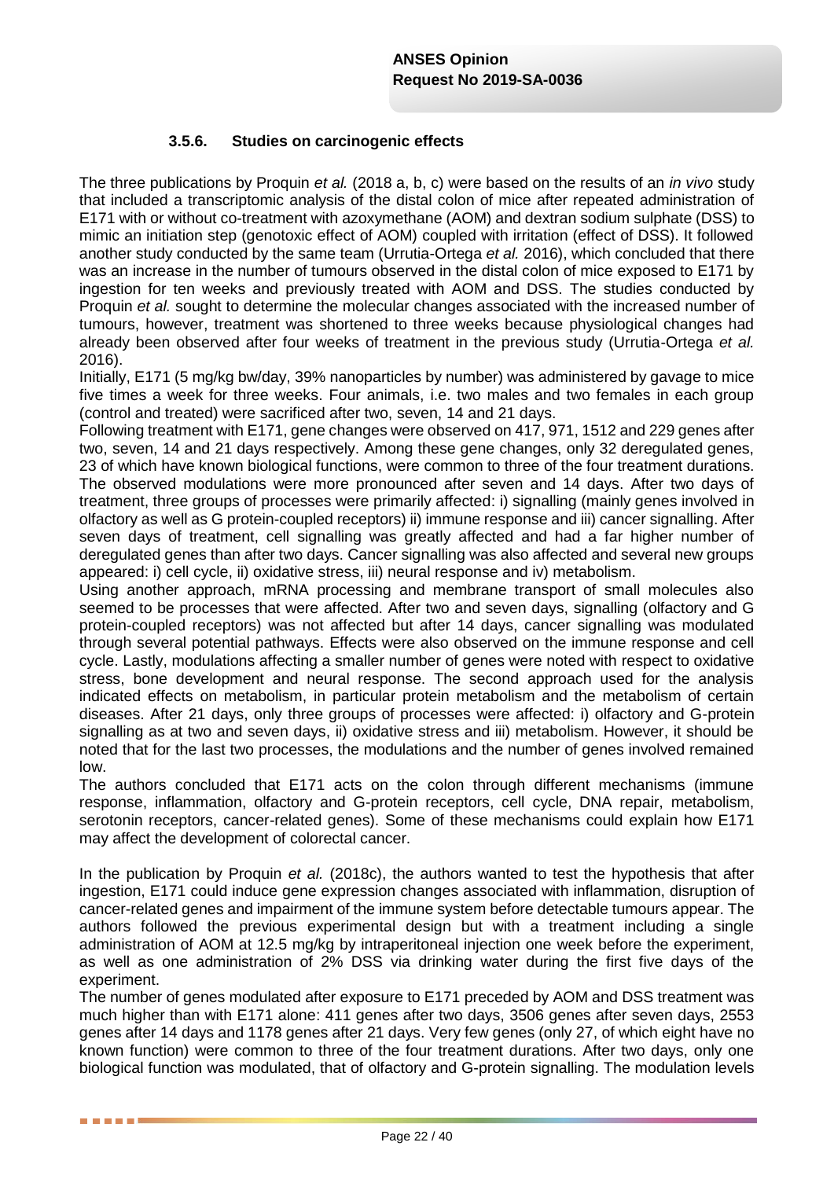### 3.5.6. Studies on carcinogenic effects

The three publications by Proquin *et al.* (2018 a, b, c) were based on the results of an *in vivo* study that included a transcriptomic analysis of the distal colon of mice after repeated administration of E171 with or without co-treatment with azoxymethane (AOM) and dextran sodium sulphate (DSS) to mimic an initiation step (genotoxic effect of AOM) coupled with irritation (effect of DSS). It followed another study conducted by the same team (Urrutia-Ortega *et al.* 2016), which concluded that there was an increase in the number of tumours observed in the distal colon of mice exposed to E171 by ingestion for ten weeks and previously treated with AOM and DSS. The studies conducted by Proquin *et al.* sought to determine the molecular changes associated with the increased number of tumours, however, treatment was shortened to three weeks because physiological changes had already been observed after four weeks of treatment in the previous study (Urrutia-Ortega *et al.* 2016).

Initially, E171 (5 mg/kg bw/day, 39% nanoparticles by number) was administered by gavage to mice five times a week for three weeks. Four animals, i.e. two males and two females in each group (control and treated) were sacrificed after two, seven, 14 and 21 days.

Following treatment with E171, gene changes were observed on 417, 971, 1512 and 229 genes after two, seven, 14 and 21 days respectively. Among these gene changes, only 32 deregulated genes, 23 of which have known biological functions, were common to three of the four treatment durations. The observed modulations were more pronounced after seven and 14 days. After two days of treatment, three groups of processes were primarily affected: i) signalling (mainly genes involved in olfactory as well as G protein-coupled receptors) ii) immune response and iii) cancer signalling. After seven days of treatment, cell signalling was greatly affected and had a far higher number of deregulated genes than after two days. Cancer signalling was also affected and several new groups appeared: i) cell cycle, ii) oxidative stress, iii) neural response and iv) metabolism.

Using another approach, mRNA processing and membrane transport of small molecules also seemed to be processes that were affected. After two and seven days, signalling (olfactory and G protein-coupled receptors) was not affected but after 14 days, cancer signalling was modulated through several potential pathways. Effects were also observed on the immune response and cell cycle. Lastly, modulations affecting a smaller number of genes were noted with respect to oxidative stress, bone development and neural response. The second approach used for the analysis indicated effects on metabolism, in particular protein metabolism and the metabolism of certain diseases. After 21 days, only three groups of processes were affected: i) olfactory and G-protein signalling as at two and seven days, ii) oxidative stress and iii) metabolism. However, it should be noted that for the last two processes, the modulations and the number of genes involved remained low.

The authors concluded that E171 acts on the colon through different mechanisms (immune response, inflammation, olfactory and G-protein receptors, cell cycle, DNA repair, metabolism, serotonin receptors, cancer-related genes). Some of these mechanisms could explain how E171 may affect the development of colorectal cancer.

In the publication by Proquin *et al.* (2018c), the authors wanted to test the hypothesis that after ingestion, E171 could induce gene expression changes associated with inflammation, disruption of cancer-related genes and impairment of the immune system before detectable tumours appear. The authors followed the previous experimental design but with a treatment including a single administration of AOM at 12.5 mg/kg by intraperitoneal injection one week before the experiment, as well as one administration of 2% DSS via drinking water during the first five days of the experiment.

The number of genes modulated after exposure to E171 preceded by AOM and DSS treatment was much higher than with E171 alone: 411 genes after two days, 3506 genes after seven days, 2553 genes after 14 days and 1178 genes after 21 days. Very few genes (only 27, of which eight have no known function) were common to three of the four treatment durations. After two days, only one biological function was modulated, that of olfactory and G-protein signalling. The modulation levels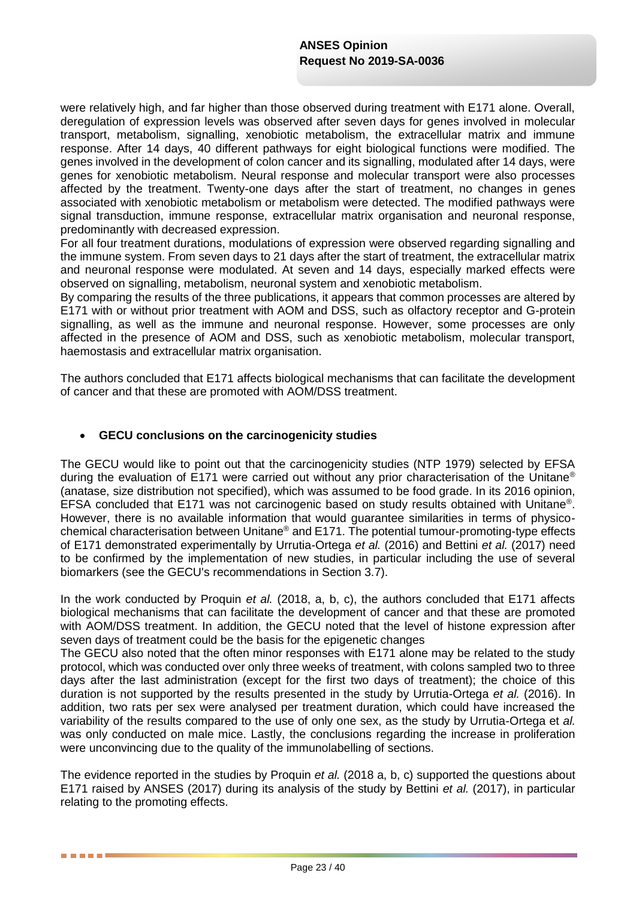were relatively high, and far higher than those observed during treatment with E171 alone. Overall, deregulation of expression levels was observed after seven days for genes involved in molecular transport, metabolism, signalling, xenobiotic metabolism, the extracellular matrix and immune response. After 14 days, 40 different pathways for eight biological functions were modified. The genes involved in the development of colon cancer and its signalling, modulated after 14 days, were genes for xenobiotic metabolism. Neural response and molecular transport were also processes affected by the treatment. Twenty-one days after the start of treatment, no changes in genes associated with xenobiotic metabolism or metabolism were detected. The modified pathways were signal transduction, immune response, extracellular matrix organisation and neuronal response, predominantly with decreased expression.
For all four treatment durations, modulations of expression were observed regarding signalling and the immune system. From seven days to 21 days after the start of treatment, the extracellular matrix and neuronal response were modulated. At seven and 14 days, especially marked effects were observed on signalling, metabolism, neuronal system and xenobiotic metabolism.
By comparing the results of the three publications, it appears that common processes are altered by E171 with or without prior treatment with AOM and DSS, such as olfactory receptor and G-protein signalling, as well as the immune and neuronal response. However, some processes are only affected in the presence of AOM and DSS, such as xenobiotic metabolism, molecular transport, haemostasis and extracellular matrix organisation.

The authors concluded that E171 affects biological mechanisms that can facilitate the development of cancer and that these are promoted with AOM/DSS treatment.

- **GECU conclusions on the carcinogenicity studies**

The GECU would like to point out that the carcinogenicity studies (NTP 1979) selected by EFSA during the evaluation of E171 were carried out without any prior characterisation of the Unitane® (anatase, size distribution not specified), which was assumed to be food grade. In its 2016 opinion, EFSA concluded that E171 was not carcinogenic based on study results obtained with Unitane®. However, there is no available information that would guarantee similarities in terms of physico-chemical characterisation between Unitane® and E171. The potential tumour-promoting-type effects of E171 demonstrated experimentally by Urrutia-Ortega *et al.* (2016) and Bettini *et al.* (2017) need to be confirmed by the implementation of new studies, in particular including the use of several biomarkers (see the GECU's recommendations in Section 3.7).

In the work conducted by Proquin *et al.* (2018, a, b, c), the authors concluded that E171 affects biological mechanisms that can facilitate the development of cancer and that these are promoted with AOM/DSS treatment. In addition, the GECU noted that the level of histone expression after seven days of treatment could be the basis for the epigenetic changes
The GECU also noted that the often minor responses with E171 alone may be related to the study protocol, which was conducted over only three weeks of treatment, with colons sampled two to three days after the last administration (except for the first two days of treatment); the choice of this duration is not supported by the results presented in the study by Urrutia-Ortega *et al.* (2016). In addition, two rats per sex were analysed per treatment duration, which could have increased the variability of the results compared to the use of only one sex, as the study by Urrutia-Ortega et *al.* was only conducted on male mice. Lastly, the conclusions regarding the increase in proliferation were unconvincing due to the quality of the immunolabelling of sections.

The evidence reported in the studies by Proquin *et al.* (2018 a, b, c) supported the questions about E171 raised by ANSES (2017) during its analysis of the study by Bettini *et al.* (2017), in particular relating to the promoting effects.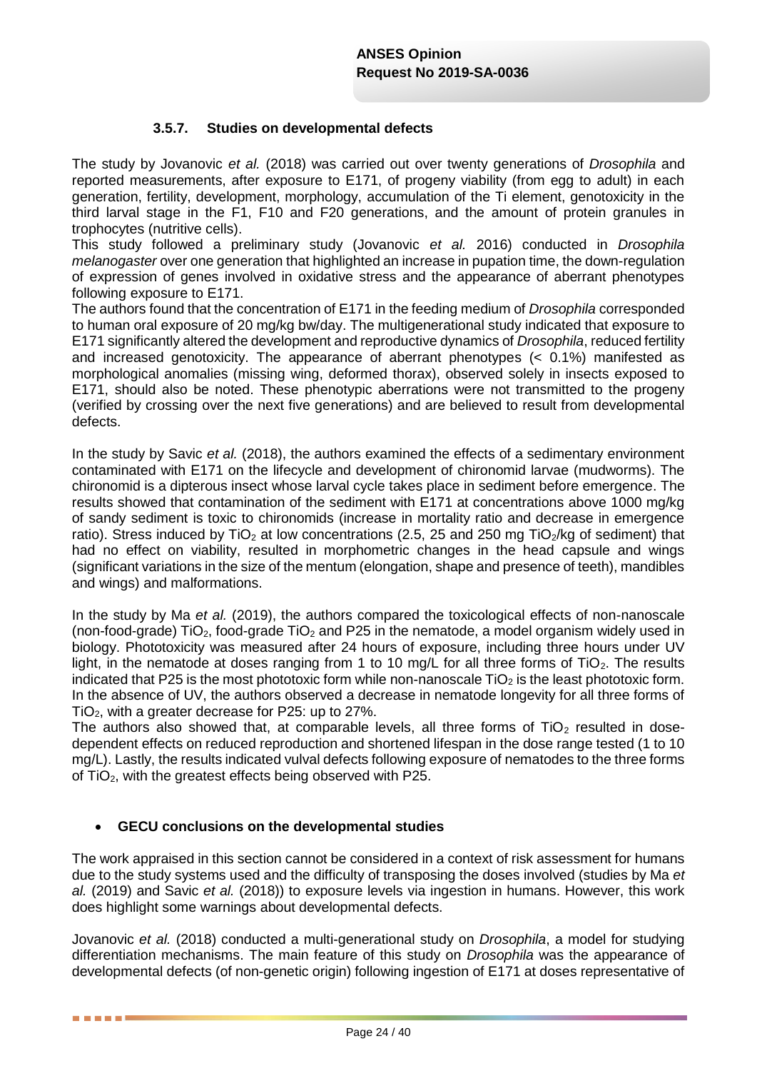### 3.5.7. Studies on developmental defects

The study by Jovanovic *et al.* (2018) was carried out over twenty generations of *Drosophila* and reported measurements, after exposure to E171, of progeny viability (from egg to adult) in each generation, fertility, development, morphology, accumulation of the Ti element, genotoxicity in the third larval stage in the F1, F10 and F20 generations, and the amount of protein granules in trophocytes (nutritive cells).

This study followed a preliminary study (Jovanovic *et al.* 2016) conducted in *Drosophila melanogaster* over one generation that highlighted an increase in pupation time, the down-regulation of expression of genes involved in oxidative stress and the appearance of aberrant phenotypes following exposure to E171.

The authors found that the concentration of E171 in the feeding medium of *Drosophila* corresponded to human oral exposure of 20 mg/kg bw/day. The multigenerational study indicated that exposure to E171 significantly altered the development and reproductive dynamics of *Drosophila*, reduced fertility and increased genotoxicity. The appearance of aberrant phenotypes (< 0.1%) manifested as morphological anomalies (missing wing, deformed thorax), observed solely in insects exposed to E171, should also be noted. These phenotypic aberrations were not transmitted to the progeny (verified by crossing over the next five generations) and are believed to result from developmental defects.

In the study by Savic *et al.* (2018), the authors examined the effects of a sedimentary environment contaminated with E171 on the lifecycle and development of chironomid larvae (mudworms). The chironomid is a dipterous insect whose larval cycle takes place in sediment before emergence. The results showed that contamination of the sediment with E171 at concentrations above 1000 mg/kg of sandy sediment is toxic to chironomids (increase in mortality ratio and decrease in emergence ratio). Stress induced by $TiO_2$ at low concentrations (2.5, 25 and 250 mg $TiO_2$/kg of sediment) that had no effect on viability, resulted in morphometric changes in the head capsule and wings (significant variations in the size of the mentum (elongation, shape and presence of teeth), mandibles and wings) and malformations.

In the study by Ma *et al.* (2019), the authors compared the toxicological effects of non-nanoscale (non-food-grade) $TiO_2$, food-grade $TiO_2$ and P25 in the nematode, a model organism widely used in biology. Phototoxicity was measured after 24 hours of exposure, including three hours under UV light, in the nematode at doses ranging from 1 to 10 mg/L for all three forms of $TiO_2$. The results indicated that P25 is the most phototoxic form while non-nanoscale $TiO_2$ is the least phototoxic form. In the absence of UV, the authors observed a decrease in nematode longevity for all three forms of $TiO_2$, with a greater decrease for P25: up to 27%.

The authors also showed that, at comparable levels, all three forms of $TiO_2$ resulted in dose-dependent effects on reduced reproduction and shortened lifespan in the dose range tested (1 to 10 mg/L). Lastly, the results indicated vulval defects following exposure of nematodes to the three forms of $TiO_2$, with the greatest effects being observed with P25.

- **GECU conclusions on the developmental studies**

The work appraised in this section cannot be considered in a context of risk assessment for humans due to the study systems used and the difficulty of transposing the doses involved (studies by Ma *et al.* (2019) and Savic *et al.* (2018)) to exposure levels via ingestion in humans. However, this work does highlight some warnings about developmental defects.

Jovanovic *et al.* (2018) conducted a multi-generational study on *Drosophila*, a model for studying differentiation mechanisms. The main feature of this study on *Drosophila* was the appearance of developmental defects (of non-genetic origin) following ingestion of E171 at doses representative of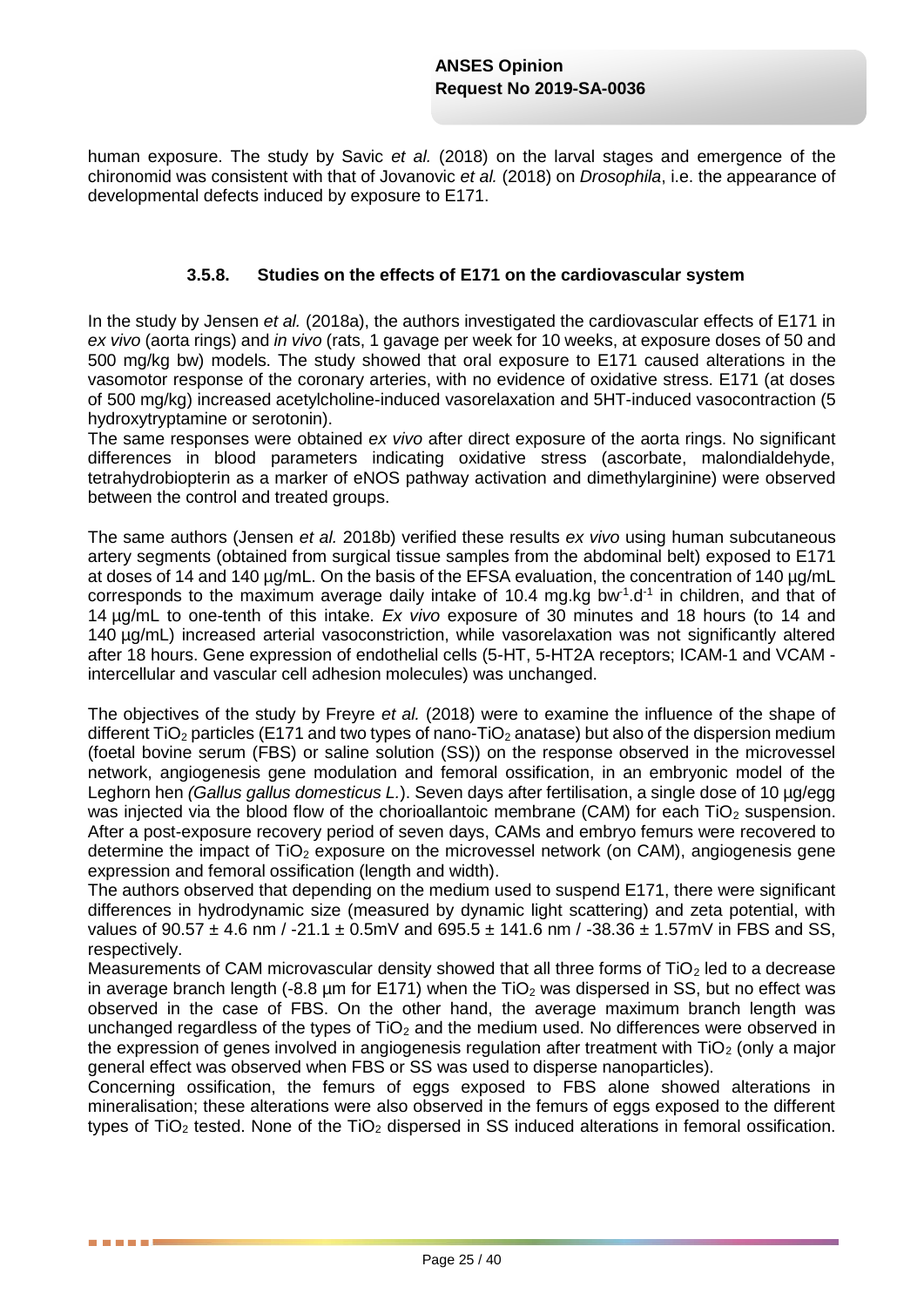human exposure. The study by Savic *et al.* (2018) on the larval stages and emergence of the chironomid was consistent with that of Jovanovic *et al.* (2018) on *Drosophila*, i.e. the appearance of developmental defects induced by exposure to E171.

### 3.5.8. Studies on the effects of E171 on the cardiovascular system

In the study by Jensen *et al.* (2018a), the authors investigated the cardiovascular effects of E171 in *ex vivo* (aorta rings) and *in vivo* (rats, 1 gavage per week for 10 weeks, at exposure doses of 50 and 500 mg/kg bw) models. The study showed that oral exposure to E171 caused alterations in the vasomotor response of the coronary arteries, with no evidence of oxidative stress. E171 (at doses of 500 mg/kg) increased acetylcholine-induced vasorelaxation and 5HT-induced vasocontraction (5 hydroxytryptamine or serotonin).

The same responses were obtained *ex vivo* after direct exposure of the aorta rings. No significant differences in blood parameters indicating oxidative stress (ascorbate, malondialdehyde, tetrahydrobiopterin as a marker of eNOS pathway activation and dimethylarginine) were observed between the control and treated groups.

The same authors (Jensen *et al.* 2018b) verified these results *ex vivo* using human subcutaneous artery segments (obtained from surgical tissue samples from the abdominal belt) exposed to E171 at doses of 14 and 140 µg/mL. On the basis of the EFSA evaluation, the concentration of 140 µg/mL corresponds to the maximum average daily intake of 10.4 mg.kg $bw^{-1}.d^{-1}$ in children, and that of 14 µg/mL to one-tenth of this intake. *Ex vivo* exposure of 30 minutes and 18 hours (to 14 and 140 µg/mL) increased arterial vasoconstriction, while vasorelaxation was not significantly altered after 18 hours. Gene expression of endothelial cells (5-HT, 5-HT2A receptors; ICAM-1 and VCAM - intercellular and vascular cell adhesion molecules) was unchanged.

The objectives of the study by Freyre *et al.* (2018) were to examine the influence of the shape of different $TiO_2$ particles (E171 and two types of nano-$TiO_2$ anatase) but also of the dispersion medium (foetal bovine serum (FBS) or saline solution (SS)) on the response observed in the microvessel network, angiogenesis gene modulation and femoral ossification, in an embryonic model of the Leghorn hen *(Gallus gallus domesticus L.*). Seven days after fertilisation, a single dose of 10 µg/egg was injected via the blood flow of the chorioallantoic membrane (CAM) for each $TiO_2$ suspension. After a post-exposure recovery period of seven days, CAMs and embryo femurs were recovered to determine the impact of $TiO_2$ exposure on the microvessel network (on CAM), angiogenesis gene expression and femoral ossification (length and width).

The authors observed that depending on the medium used to suspend E171, there were significant differences in hydrodynamic size (measured by dynamic light scattering) and zeta potential, with values of 90.57 ± 4.6 nm / -21.1 ± 0.5mV and 695.5 ± 141.6 nm / -38.36 ± 1.57mV in FBS and SS, respectively.

Measurements of CAM microvascular density showed that all three forms of $TiO_2$ led to a decrease in average branch length (-8.8 µm for E171) when the $TiO_2$ was dispersed in SS, but no effect was observed in the case of FBS. On the other hand, the average maximum branch length was unchanged regardless of the types of $TiO_2$ and the medium used. No differences were observed in the expression of genes involved in angiogenesis regulation after treatment with $TiO_2$ (only a major general effect was observed when FBS or SS was used to disperse nanoparticles).

Concerning ossification, the femurs of eggs exposed to FBS alone showed alterations in mineralisation; these alterations were also observed in the femurs of eggs exposed to the different types of $TiO_2$ tested. None of the $TiO_2$ dispersed in SS induced alterations in femoral ossification.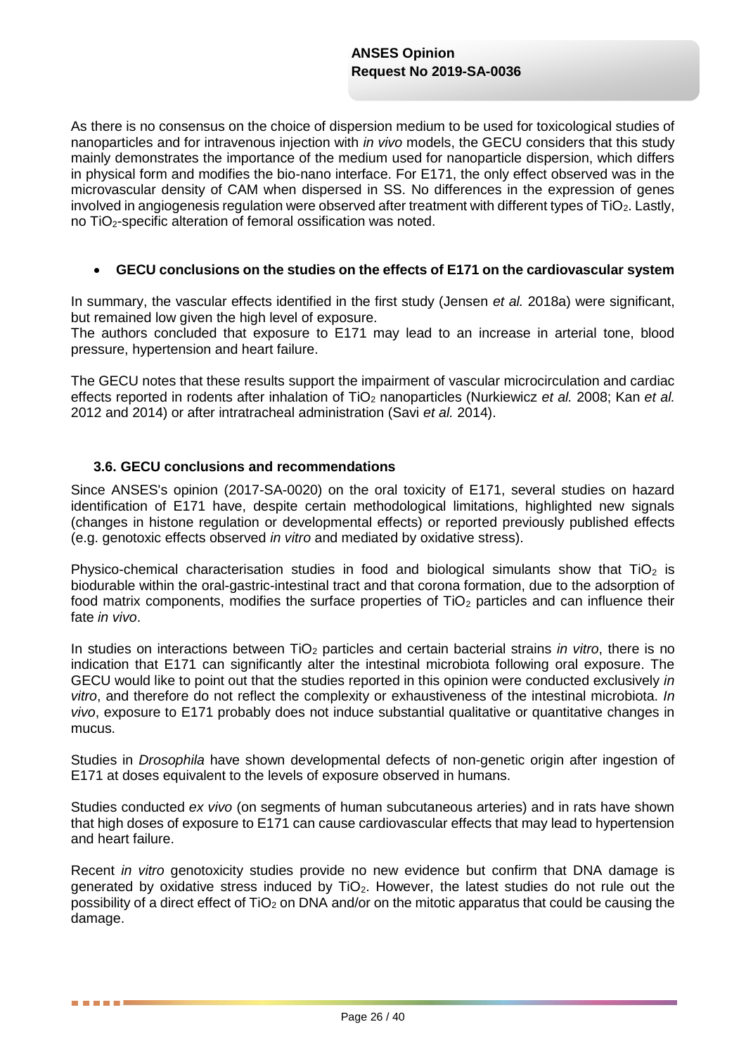As there is no consensus on the choice of dispersion medium to be used for toxicological studies of nanoparticles and for intravenous injection with *in vivo* models, the GECU considers that this study mainly demonstrates the importance of the medium used for nanoparticle dispersion, which differs in physical form and modifies the bio-nano interface. For E171, the only effect observed was in the microvascular density of CAM when dispersed in SS. No differences in the expression of genes involved in angiogenesis regulation were observed after treatment with different types of $TiO_2$. Lastly, no $TiO_2$-specific alteration of femoral ossification was noted.

- **GECU conclusions on the studies on the effects of E171 on the cardiovascular system**

In summary, the vascular effects identified in the first study (Jensen *et al.* 2018a) were significant, but remained low given the high level of exposure.
The authors concluded that exposure to E171 may lead to an increase in arterial tone, blood pressure, hypertension and heart failure.

The GECU notes that these results support the impairment of vascular microcirculation and cardiac effects reported in rodents after inhalation of $TiO_2$ nanoparticles (Nurkiewicz *et al.* 2008; Kan *et al.* 2012 and 2014) or after intratracheal administration (Savi *et al.* 2014).

### 3.6. GECU conclusions and recommendations

Since ANSES's opinion (2017-SA-0020) on the oral toxicity of E171, several studies on hazard identification of E171 have, despite certain methodological limitations, highlighted new signals (changes in histone regulation or developmental effects) or reported previously published effects (e.g. genotoxic effects observed *in vitro* and mediated by oxidative stress).

Physico-chemical characterisation studies in food and biological simulants show that $TiO_2$ is biodurable within the oral-gastric-intestinal tract and that corona formation, due to the adsorption of food matrix components, modifies the surface properties of $TiO_2$ particles and can influence their fate *in vivo*.

In studies on interactions between $TiO_2$ particles and certain bacterial strains *in vitro*, there is no indication that E171 can significantly alter the intestinal microbiota following oral exposure. The GECU would like to point out that the studies reported in this opinion were conducted exclusively *in vitro*, and therefore do not reflect the complexity or exhaustiveness of the intestinal microbiota. *In vivo*, exposure to E171 probably does not induce substantial qualitative or quantitative changes in mucus.

Studies in *Drosophila* have shown developmental defects of non-genetic origin after ingestion of E171 at doses equivalent to the levels of exposure observed in humans.

Studies conducted *ex vivo* (on segments of human subcutaneous arteries) and in rats have shown that high doses of exposure to E171 can cause cardiovascular effects that may lead to hypertension and heart failure.

Recent *in vitro* genotoxicity studies provide no new evidence but confirm that DNA damage is generated by oxidative stress induced by $TiO_2$. However, the latest studies do not rule out the possibility of a direct effect of $TiO_2$ on DNA and/or on the mitotic apparatus that could be causing the damage.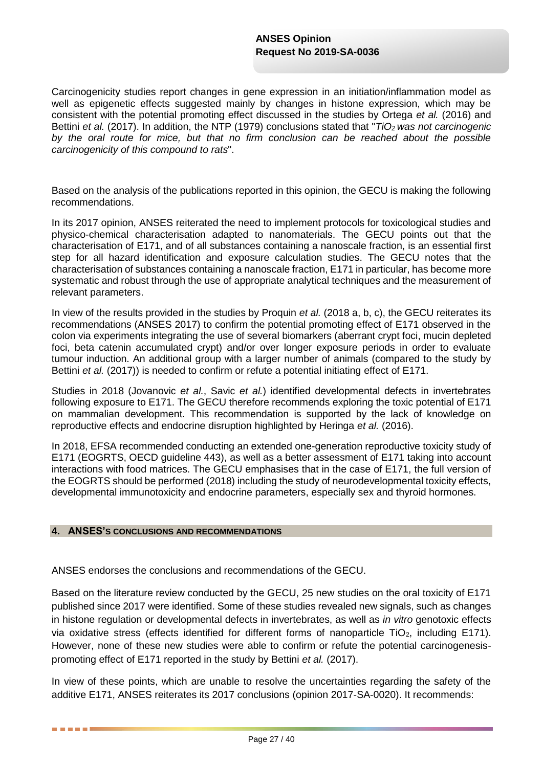Carcinogenicity studies report changes in gene expression in an initiation/inflammation model as well as epigenetic effects suggested mainly by changes in histone expression, which may be consistent with the potential promoting effect discussed in the studies by Ortega *et al.* (2016) and Bettini *et al.* (2017). In addition, the NTP (1979) conclusions stated that "*$TiO_2$ was not carcinogenic by the oral route for mice, but that no firm conclusion can be reached about the possible carcinogenicity of this compound to rats*".

Based on the analysis of the publications reported in this opinion, the GECU is making the following recommendations.

In its 2017 opinion, ANSES reiterated the need to implement protocols for toxicological studies and physico-chemical characterisation adapted to nanomaterials. The GECU points out that the characterisation of E171, and of all substances containing a nanoscale fraction, is an essential first step for all hazard identification and exposure calculation studies. The GECU notes that the characterisation of substances containing a nanoscale fraction, E171 in particular, has become more systematic and robust through the use of appropriate analytical techniques and the measurement of relevant parameters.

In view of the results provided in the studies by Proquin *et al.* (2018 a, b, c), the GECU reiterates its recommendations (ANSES 2017) to confirm the potential promoting effect of E171 observed in the colon via experiments integrating the use of several biomarkers (aberrant crypt foci, mucin depleted foci, beta catenin accumulated crypt) and/or over longer exposure periods in order to evaluate tumour induction. An additional group with a larger number of animals (compared to the study by Bettini *et al.* (2017)) is needed to confirm or refute a potential initiating effect of E171.

Studies in 2018 (Jovanovic *et al.*, Savic *et al.*) identified developmental defects in invertebrates following exposure to E171. The GECU therefore recommends exploring the toxic potential of E171 on mammalian development. This recommendation is supported by the lack of knowledge on reproductive effects and endocrine disruption highlighted by Heringa *et al.* (2016).

In 2018, EFSA recommended conducting an extended one-generation reproductive toxicity study of E171 (EOGRTS, OECD guideline 443), as well as a better assessment of E171 taking into account interactions with food matrices. The GECU emphasises that in the case of E171, the full version of the EOGRTS should be performed (2018) including the study of neurodevelopmental toxicity effects, developmental immunotoxicity and endocrine parameters, especially sex and thyroid hormones.

## 4. ANSES'S CONCLUSIONS AND RECOMMENDATIONS

ANSES endorses the conclusions and recommendations of the GECU.

Based on the literature review conducted by the GECU, 25 new studies on the oral toxicity of E171 published since 2017 were identified. Some of these studies revealed new signals, such as changes in histone regulation or developmental defects in invertebrates, as well as *in vitro* genotoxic effects via oxidative stress (effects identified for different forms of nanoparticle $TiO_2$, including E171). However, none of these new studies were able to confirm or refute the potential carcinogenesis-promoting effect of E171 reported in the study by Bettini *et al.* (2017).

In view of these points, which are unable to resolve the uncertainties regarding the safety of the additive E171, ANSES reiterates its 2017 conclusions (opinion 2017-SA-0020). It recommends: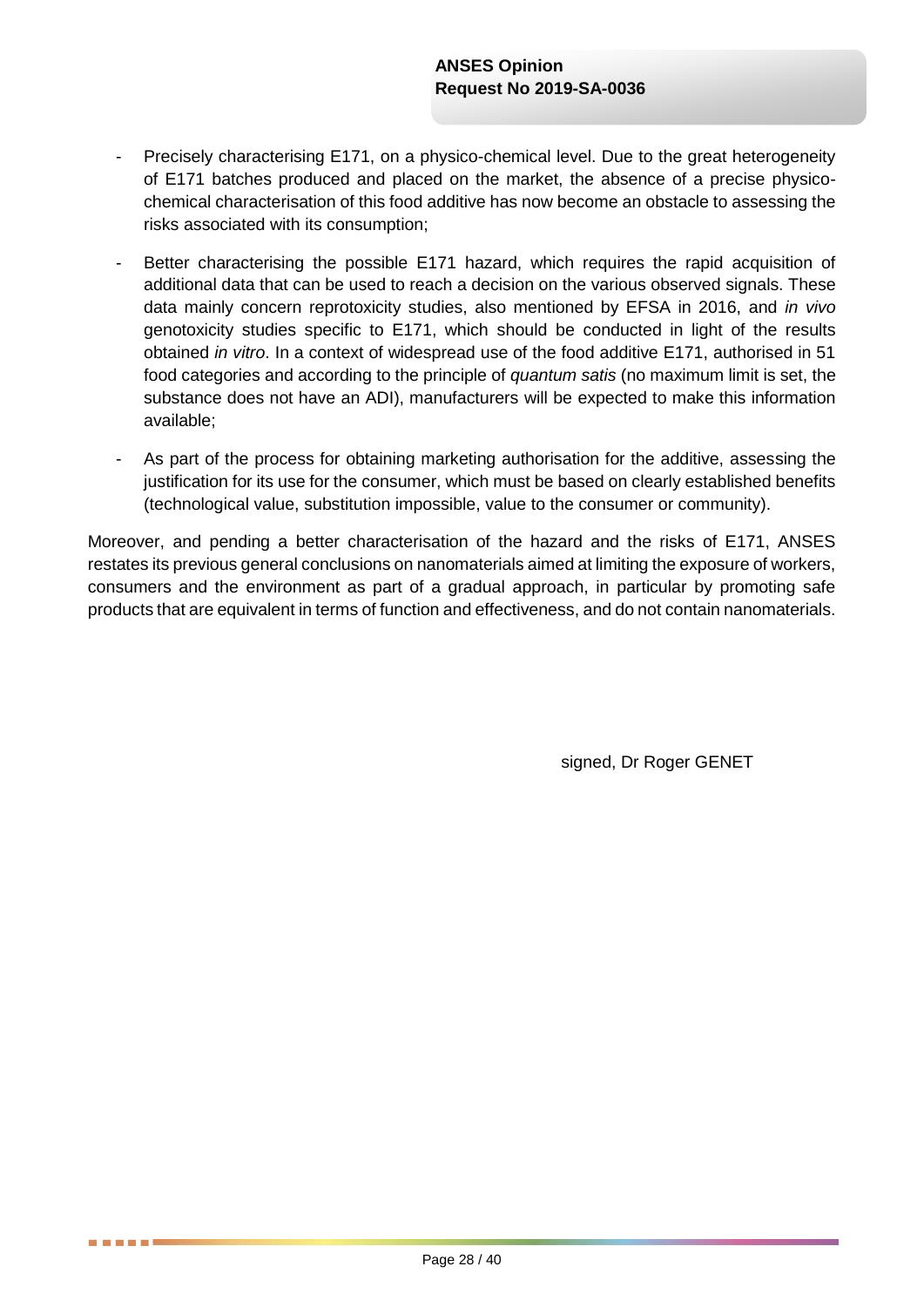- Precisely characterising E171, on a physico-chemical level. Due to the great heterogeneity of E171 batches produced and placed on the market, the absence of a precise physico-chemical characterisation of this food additive has now become an obstacle to assessing the risks associated with its consumption;
- Better characterising the possible E171 hazard, which requires the rapid acquisition of additional data that can be used to reach a decision on the various observed signals. These data mainly concern reprotoxicity studies, also mentioned by EFSA in 2016, and *in vivo* genotoxicity studies specific to E171, which should be conducted in light of the results obtained *in vitro*. In a context of widespread use of the food additive E171, authorised in 51 food categories and according to the principle of *quantum satis* (no maximum limit is set, the substance does not have an ADI), manufacturers will be expected to make this information available;
- As part of the process for obtaining marketing authorisation for the additive, assessing the justification for its use for the consumer, which must be based on clearly established benefits (technological value, substitution impossible, value to the consumer or community).

Moreover, and pending a better characterisation of the hazard and the risks of E171, ANSES restates its previous general conclusions on nanomaterials aimed at limiting the exposure of workers, consumers and the environment as part of a gradual approach, in particular by promoting safe products that are equivalent in terms of function and effectiveness, and do not contain nanomaterials.

signed, Dr Roger GENET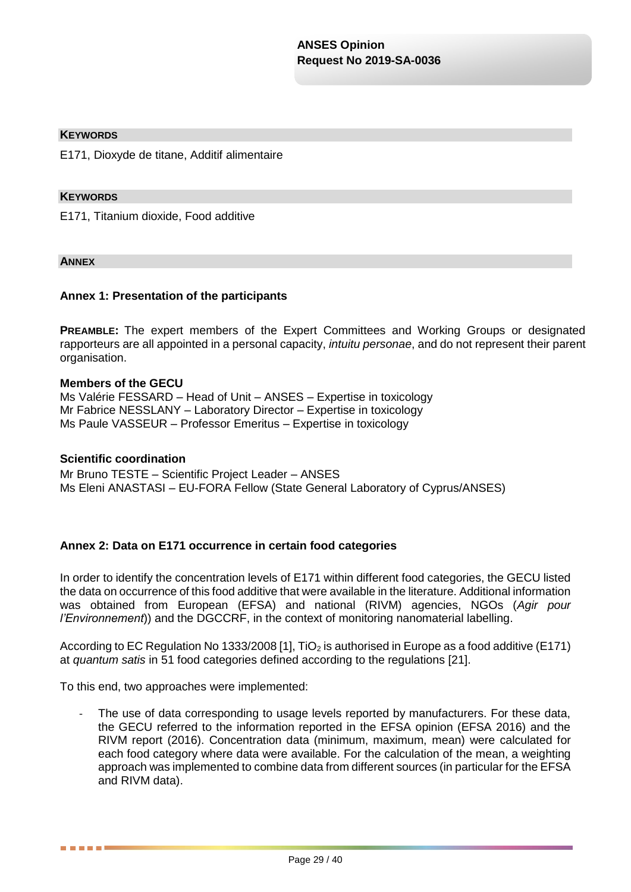## KEYWORDS

E171, Dioxyde de titane, Additif alimentaire

## KEYWORDS

E171, Titanium dioxide, Food additive

## ANNEX

### Annex 1: Presentation of the participants

**PREAMBLE:** The expert members of the Expert Committees and Working Groups or designated rapporteurs are all appointed in a personal capacity, *intuitu personae*, and do not represent their parent organisation.

**Members of the GECU**

Ms Valérie FESSARD – Head of Unit – ANSES – Expertise in toxicology
Mr Fabrice NESSLANY – Laboratory Director – Expertise in toxicology
Ms Paule VASSEUR – Professor Emeritus – Expertise in toxicology

**Scientific coordination**

Mr Bruno TESTE – Scientific Project Leader – ANSES
Ms Eleni ANASTASI – EU-FORA Fellow (State General Laboratory of Cyprus/ANSES)

### Annex 2: Data on E171 occurrence in certain food categories

In order to identify the concentration levels of E171 within different food categories, the GECU listed the data on occurrence of this food additive that were available in the literature. Additional information was obtained from European (EFSA) and national (RIVM) agencies, NGOs (*Agir pour l'Environnement*)) and the DGCCRF, in the context of monitoring nanomaterial labelling.

According to EC Regulation No 1333/2008 [1], $TiO_2$ is authorised in Europe as a food additive (E171) at *quantum satis* in 51 food categories defined according to the regulations [21].

To this end, two approaches were implemented:

- The use of data corresponding to usage levels reported by manufacturers. For these data, the GECU referred to the information reported in the EFSA opinion (EFSA 2016) and the RIVM report (2016). Concentration data (minimum, maximum, mean) were calculated for each food category where data were available. For the calculation of the mean, a weighting approach was implemented to combine data from different sources (in particular for the EFSA and RIVM data).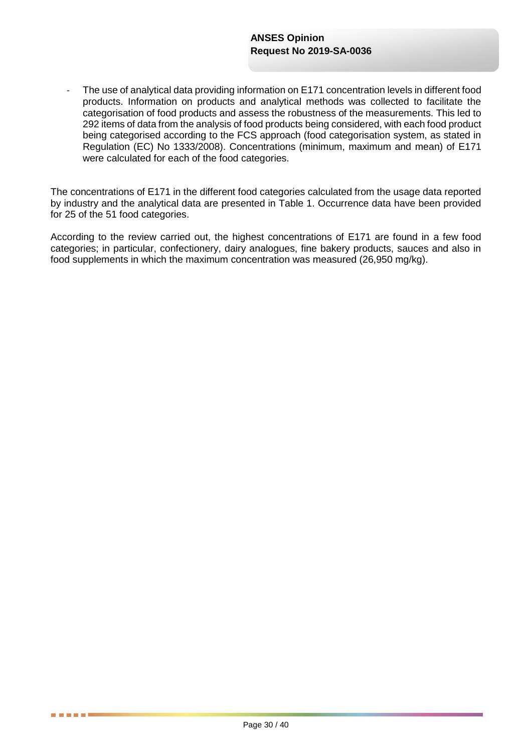- The use of analytical data providing information on E171 concentration levels in different food products. Information on products and analytical methods was collected to facilitate the categorisation of food products and assess the robustness of the measurements. This led to 292 items of data from the analysis of food products being considered, with each food product being categorised according to the FCS approach (food categorisation system, as stated in Regulation (EC) No 1333/2008). Concentrations (minimum, maximum and mean) of E171 were calculated for each of the food categories.

The concentrations of E171 in the different food categories calculated from the usage data reported by industry and the analytical data are presented in Table 1. Occurrence data have been provided for 25 of the 51 food categories.

According to the review carried out, the highest concentrations of E171 are found in a few food categories; in particular, confectionery, dairy analogues, fine bakery products, sauces and also in food supplements in which the maximum concentration was measured (26,950 mg/kg).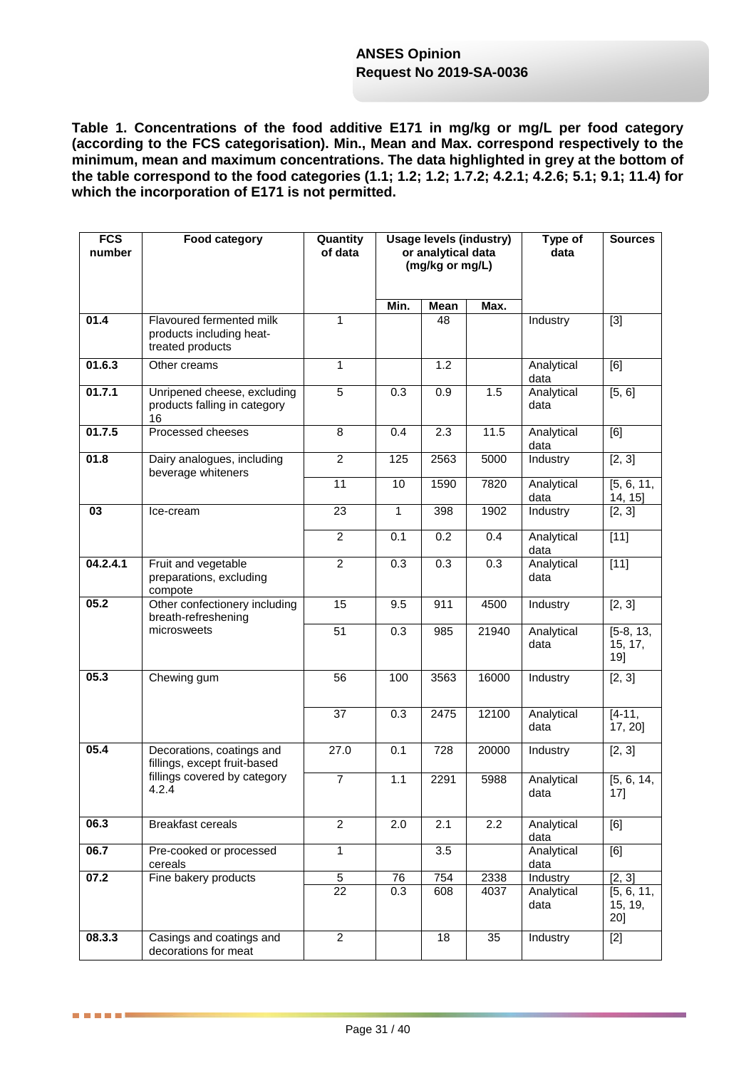**Table 1. Concentrations of the food additive E171 in mg/kg or mg/L per food category (according to the FCS categorisation). Min., Mean and Max. correspond respectively to the minimum, mean and maximum concentrations. The data highlighted in grey at the bottom of the table correspond to the food categories (1.1; 1.2; 1.2; 1.7.2; 4.2.1; 4.2.6; 5.1; 9.1; 11.4) for which the incorporation of E171 is not permitted.**

| FCS number | Food category | Quantity of data | Usage levels (industry) or analytical data (mg/kg or mg/L) | | | Type of data | Sources |
|---|---|---|---|---|---|---|---|
| | | | Min. | Mean | Max. | | |
| 01.4 | Flavoured fermented milk products including heat-treated products | 1 | | 48 | | Industry | [3] |
| 01.6.3 | Other creams | 1 | | 1.2 | | Analytical data | [6] |
| 01.7.1 | Unripened cheese, excluding products falling in category 16 | 5 | 0.3 | 0.9 | 1.5 | Analytical data | [5, 6] |
| 01.7.5 | Processed cheeses | 8 | 0.4 | 2.3 | 11.5 | Analytical data | [6] |
| 01.8 | Dairy analogues, including beverage whiteners | 2 | 125 | 2563 | 5000 | Industry | [2, 3] |
| | | 11 | 10 | 1590 | 7820 | Analytical data | [5, 6, 11, 14, 15] |
| 03 | Ice-cream | 23 | 1 | 398 | 1902 | Industry | [2, 3] |
| | | 2 | 0.1 | 0.2 | 0.4 | Analytical data | [11] |
| 04.2.4.1 | Fruit and vegetable preparations, excluding compote | 2 | 0.3 | 0.3 | 0.3 | Analytical data | [11] |
| 05.2 | Other confectionery including breath-refreshening microsweets | 15 | 9.5 | 911 | 4500 | Industry | [2, 3] |
| | | 51 | 0.3 | 985 | 21940 | Analytical data | [5-8, 13, 15, 17, 19] |
| 05.3 | Chewing gum | 56 | 100 | 3563 | 16000 | Industry | [2, 3] |
| | | 37 | 0.3 | 2475 | 12100 | Analytical data | [4-11, 17, 20] |
| 05.4 | Decorations, coatings and fillings, except fruit-based fillings covered by category 4.2.4 | 27.0 | 0.1 | 728 | 20000 | Industry | [2, 3] |
| | | 7 | 1.1 | 2291 | 5988 | Analytical data | [5, 6, 14, 17] |
| 06.3 | Breakfast cereals | 2 | 2.0 | 2.1 | 2.2 | Analytical data | [6] |
| 06.7 | Pre-cooked or processed cereals | 1 | | 3.5 | | Analytical data | [6] |
| 07.2 | Fine bakery products | 5 | 76 | 754 | 2338 | Industry | [2, 3] |
| | | 22 | 0.3 | 608 | 4037 | Analytical data | [5, 6, 11, 15, 19, 20] |
| 08.3.3 | Casings and coatings and decorations for meat | 2 | | 18 | 35 | Industry | [2] |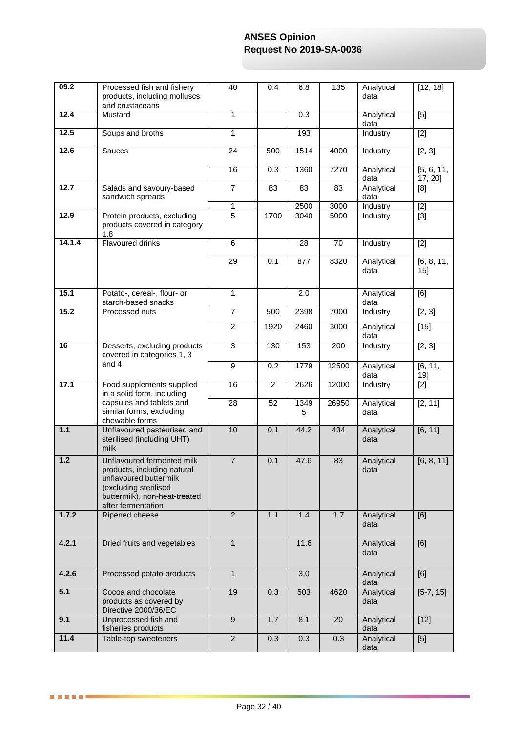| | | | | | | | |
|---|---|---|---|---|---|---|---|
| **09.2** | Processed fish and fishery products, including molluscs and crustaceans | 40 | 0.4 | 6.8 | 135 | Analytical data | [12, 18] |
| **12.4** | Mustard | 1 | | 0.3 | | Analytical data | [5] |
| **12.5** | Soups and broths | 1 | | 193 | | Industry | [2] |
| **12.6** | Sauces | 24 | 500 | 1514 | 4000 | Industry | [2, 3] |
| | | 16 | 0.3 | 1360 | 7270 | Analytical data | [5, 6, 11, 17, 20] |
| **12.7** | Salads and savoury-based sandwich spreads | 7 | 83 | 83 | 83 | Analytical data | [8] |
| | | 1 | | 2500 | 3000 | Industry | [2] |
| **12.9** | Protein products, excluding products covered in category 1.8 | 5 | 1700 | 3040 | 5000 | Industry | [3] |
| **14.1.4** | Flavoured drinks | 6 | | 28 | 70 | Industry | [2] |
| | | 29 | 0.1 | 877 | 8320 | Analytical data | [6, 8, 11, 15] |
| **15.1** | Potato-, cereal-, flour- or starch-based snacks | 1 | | 2.0 | | Analytical data | [6] |
| **15.2** | Processed nuts | 7 | 500 | 2398 | 7000 | Industry | [2, 3] |
| | | 2 | 1920 | 2460 | 3000 | Analytical data | [15] |
| **16** | Desserts, excluding products covered in categories 1, 3 and 4 | 3 | 130 | 153 | 200 | Industry | [2, 3] |
| | | 9 | 0.2 | 1779 | 12500 | Analytical data | [6, 11, 19] |
| **17.1** | Food supplements supplied in a solid form, including capsules and tablets and similar forms, excluding chewable forms | 16 | 2 | 2626 | 12000 | Industry | [2] |
| | | 28 | 52 | 13495 | 26950 | Analytical data | [2, 11] |
| **1.1** | Unflavoured pasteurised and sterilised (including UHT) milk | 10 | 0.1 | 44.2 | 434 | Analytical data | [6, 11] |
| **1.2** | Unflavoured fermented milk products, including natural unflavoured buttermilk (excluding sterilised buttermilk), non-heat-treated after fermentation | 7 | 0.1 | 47.6 | 83 | Analytical data | [6, 8, 11] |
| **1.7.2** | Ripened cheese | 2 | 1.1 | 1.4 | 1.7 | Analytical data | [6] |
| **4.2.1** | Dried fruits and vegetables | 1 | | 11.6 | | Analytical data | [6] |
| **4.2.6** | Processed potato products | 1 | | 3.0 | | Analytical data | [6] |
| **5.1** | Cocoa and chocolate products as covered by Directive 2000/36/EC | 19 | 0.3 | 503 | 4620 | Analytical data | [5-7, 15] |
| **9.1** | Unprocessed fish and fisheries products | 9 | 1.7 | 8.1 | 20 | Analytical data | [12] |
| **11.4** | Table-top sweeteners | 2 | 0.3 | 0.3 | 0.3 | Analytical data | [5] |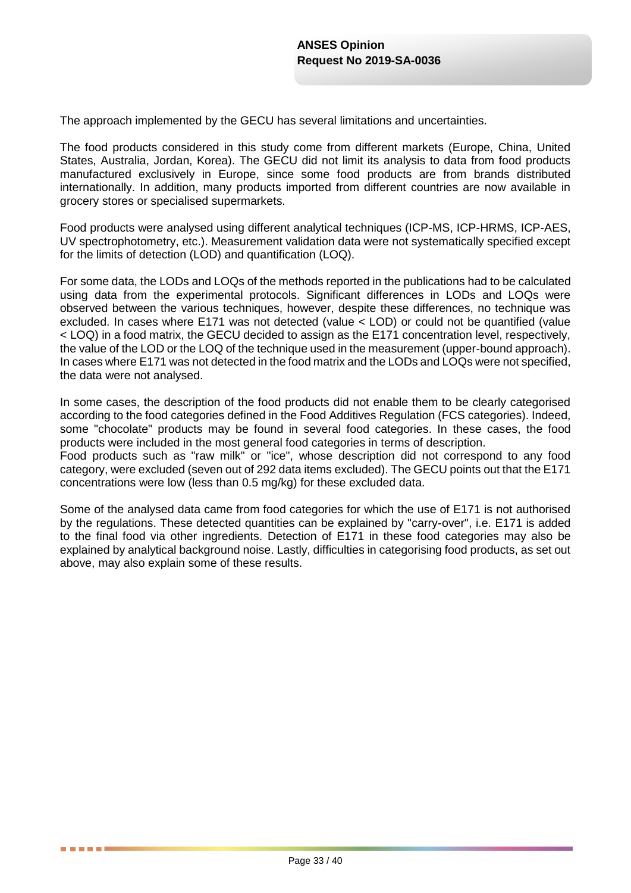The approach implemented by the GECU has several limitations and uncertainties.

The food products considered in this study come from different markets (Europe, China, United States, Australia, Jordan, Korea). The GECU did not limit its analysis to data from food products manufactured exclusively in Europe, since some food products are from brands distributed internationally. In addition, many products imported from different countries are now available in grocery stores or specialised supermarkets.

Food products were analysed using different analytical techniques (ICP-MS, ICP-HRMS, ICP-AES, UV spectrophotometry, etc.). Measurement validation data were not systematically specified except for the limits of detection (LOD) and quantification (LOQ).

For some data, the LODs and LOQs of the methods reported in the publications had to be calculated using data from the experimental protocols. Significant differences in LODs and LOQs were observed between the various techniques, however, despite these differences, no technique was excluded. In cases where E171 was not detected (value < LOD) or could not be quantified (value < LOQ) in a food matrix, the GECU decided to assign as the E171 concentration level, respectively, the value of the LOD or the LOQ of the technique used in the measurement (upper-bound approach). In cases where E171 was not detected in the food matrix and the LODs and LOQs were not specified, the data were not analysed.

In some cases, the description of the food products did not enable them to be clearly categorised according to the food categories defined in the Food Additives Regulation (FCS categories). Indeed, some "chocolate" products may be found in several food categories. In these cases, the food products were included in the most general food categories in terms of description.
Food products such as "raw milk" or "ice", whose description did not correspond to any food category, were excluded (seven out of 292 data items excluded). The GECU points out that the E171 concentrations were low (less than 0.5 mg/kg) for these excluded data.

Some of the analysed data came from food categories for which the use of E171 is not authorised by the regulations. These detected quantities can be explained by "carry-over", i.e. E171 is added to the final food via other ingredients. Detection of E171 in these food categories may also be explained by analytical background noise. Lastly, difficulties in categorising food products, as set out above, may also explain some of these results.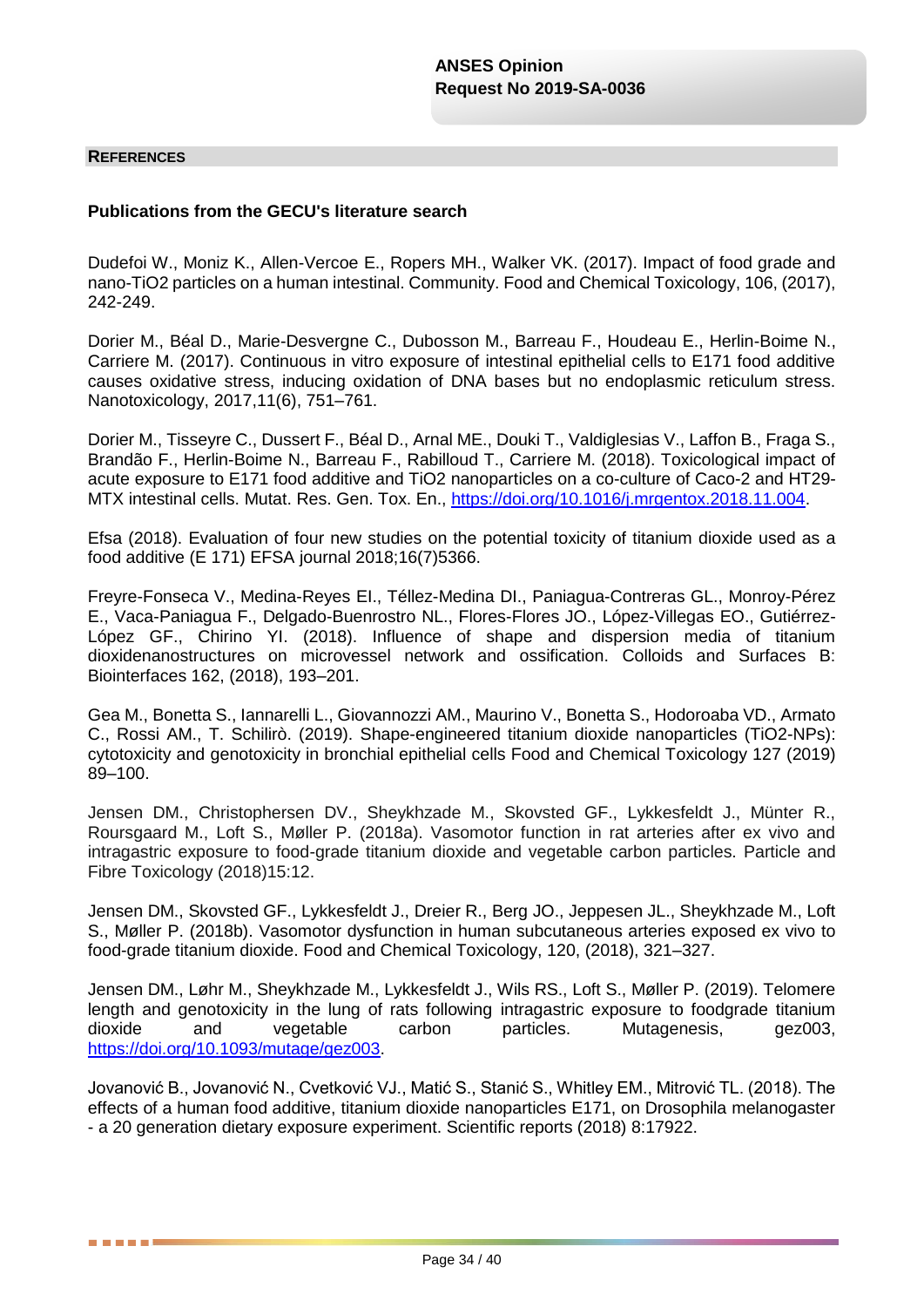## REFERENCES

### Publications from the GECU's literature search

Dudefoi W., Moniz K., Allen-Vercoe E., Ropers MH., Walker VK. (2017). Impact of food grade and nano-TiO2 particles on a human intestinal. Community. Food and Chemical Toxicology, 106, (2017), 242-249.

Dorier M., Béal D., Marie-Desvergne C., Dubosson M., Barreau F., Houdeau E., Herlin-Boime N., Carriere M. (2017). Continuous in vitro exposure of intestinal epithelial cells to E171 food additive causes oxidative stress, inducing oxidation of DNA bases but no endoplasmic reticulum stress. Nanotoxicology, 2017,11(6), 751–761.

Dorier M., Tisseyre C., Dussert F., Béal D., Arnal ME., Douki T., Valdiglesias V., Laffon B., Fraga S., Brandão F., Herlin-Boime N., Barreau F., Rabilloud T., Carriere M. (2018). Toxicological impact of acute exposure to E171 food additive and TiO2 nanoparticles on a co-culture of Caco-2 and HT29-MTX intestinal cells. Mutat. Res. Gen. Tox. En., https://doi.org/10.1016/j.mrgentox.2018.11.004.

Efsa (2018). Evaluation of four new studies on the potential toxicity of titanium dioxide used as a food additive (E 171) EFSA journal 2018;16(7)5366.

Freyre-Fonseca V., Medina-Reyes EI., Téllez-Medina DI., Paniagua-Contreras GL., Monroy-Pérez E., Vaca-Paniagua F., Delgado-Buenrostro NL., Flores-Flores JO., López-Villegas EO., Gutiérrez-López GF., Chirino YI. (2018). Influence of shape and dispersion media of titanium dioxidenanostructures on microvessel network and ossification. Colloids and Surfaces B: Biointerfaces 162, (2018), 193–201.

Gea M., Bonetta S., Iannarelli L., Giovannozzi AM., Maurino V., Bonetta S., Hodoroaba VD., Armato C., Rossi AM., T. Schilirò. (2019). Shape-engineered titanium dioxide nanoparticles (TiO2-NPs): cytotoxicity and genotoxicity in bronchial epithelial cells Food and Chemical Toxicology 127 (2019) 89–100.

Jensen DM., Christophersen DV., Sheykhzade M., Skovsted GF., Lykkesfeldt J., Münter R., Roursgaard M., Loft S., Møller P. (2018a). Vasomotor function in rat arteries after ex vivo and intragastric exposure to food-grade titanium dioxide and vegetable carbon particles. Particle and Fibre Toxicology (2018)15:12.

Jensen DM., Skovsted GF., Lykkesfeldt J., Dreier R., Berg JO., Jeppesen JL., Sheykhzade M., Loft S., Møller P. (2018b). Vasomotor dysfunction in human subcutaneous arteries exposed ex vivo to food-grade titanium dioxide. Food and Chemical Toxicology, 120, (2018), 321–327.

Jensen DM., Løhr M., Sheykhzade M., Lykkesfeldt J., Wils RS., Loft S., Møller P. (2019). Telomere length and genotoxicity in the lung of rats following intragastric exposure to foodgrade titanium dioxide and vegetable carbon particles. Mutagenesis, gez003, https://doi.org/10.1093/mutage/gez003.

Jovanović B., Jovanović N., Cvetković VJ., Matić S., Stanić S., Whitley EM., Mitrović TL. (2018). The effects of a human food additive, titanium dioxide nanoparticles E171, on Drosophila melanogaster - a 20 generation dietary exposure experiment. Scientific reports (2018) 8:17922.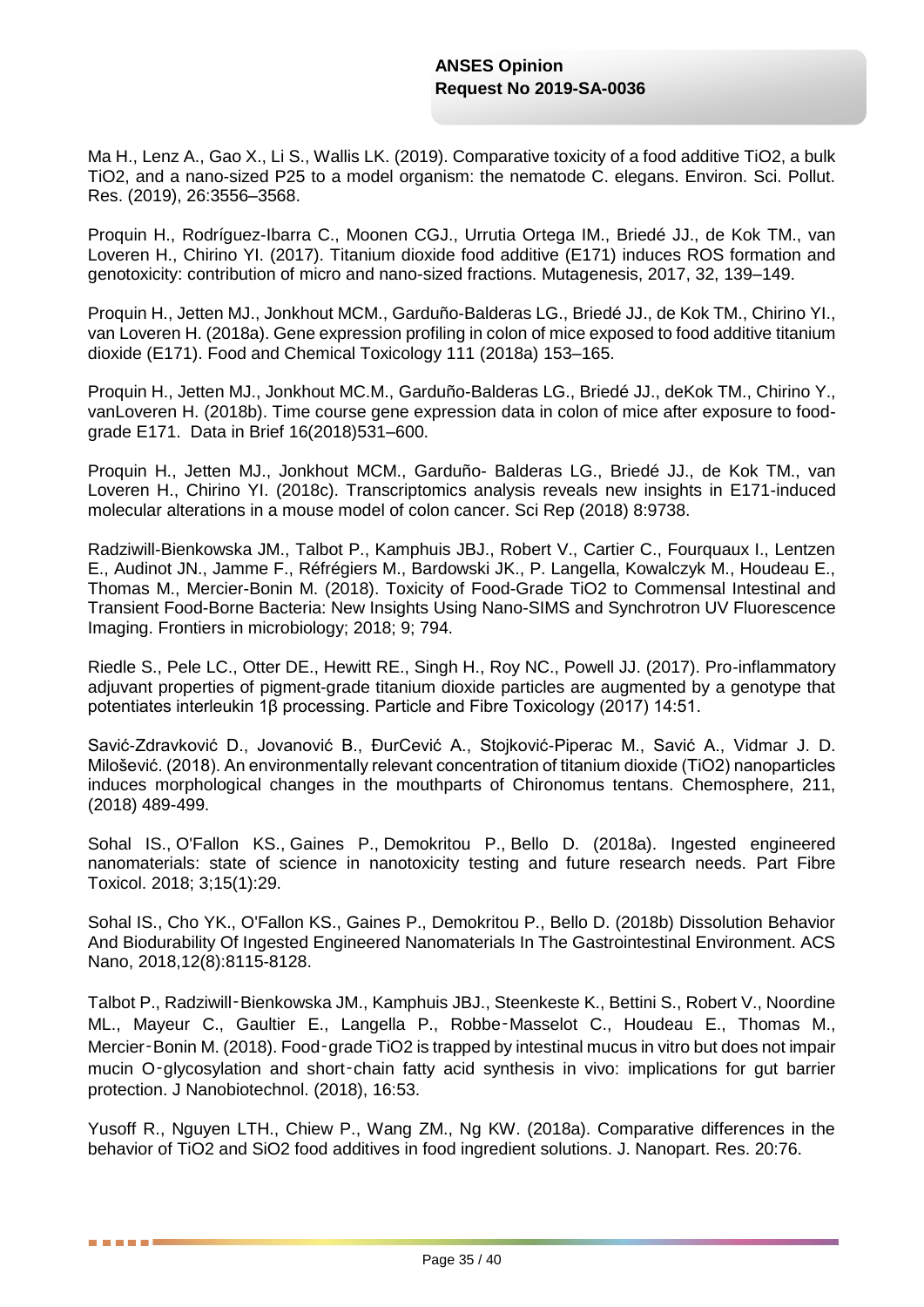Ma H., Lenz A., Gao X., Li S., Wallis LK. (2019). Comparative toxicity of a food additive TiO2, a bulk TiO2, and a nano-sized P25 to a model organism: the nematode C. elegans. Environ. Sci. Pollut. Res. (2019), 26:3556–3568.

Proquin H., Rodríguez-Ibarra C., Moonen CGJ., Urrutia Ortega IM., Briedé JJ., de Kok TM., van Loveren H., Chirino YI. (2017). Titanium dioxide food additive (E171) induces ROS formation and genotoxicity: contribution of micro and nano-sized fractions. Mutagenesis, 2017, 32, 139–149.

Proquin H., Jetten MJ., Jonkhout MCM., Garduño-Balderas LG., Briedé JJ., de Kok TM., Chirino YI., van Loveren H. (2018a). Gene expression profiling in colon of mice exposed to food additive titanium dioxide (E171). Food and Chemical Toxicology 111 (2018a) 153–165.

Proquin H., Jetten MJ., Jonkhout MC.M., Garduño-Balderas LG., Briedé JJ., deKok TM., Chirino Y., vanLoveren H. (2018b). Time course gene expression data in colon of mice after exposure to food-grade E171. Data in Brief 16(2018)531–600.

Proquin H., Jetten MJ., Jonkhout MCM., Garduño- Balderas LG., Briedé JJ., de Kok TM., van Loveren H., Chirino YI. (2018c). Transcriptomics analysis reveals new insights in E171-induced molecular alterations in a mouse model of colon cancer. Sci Rep (2018) 8:9738.

Radziwill-Bienkowska JM., Talbot P., Kamphuis JBJ., Robert V., Cartier C., Fourquaux I., Lentzen E., Audinot JN., Jamme F., Réfrégiers M., Bardowski JK., P. Langella, Kowalczyk M., Houdeau E., Thomas M., Mercier-Bonin M. (2018). Toxicity of Food-Grade TiO2 to Commensal Intestinal and Transient Food-Borne Bacteria: New Insights Using Nano-SIMS and Synchrotron UV Fluorescence Imaging. Frontiers in microbiology; 2018; 9; 794.

Riedle S., Pele LC., Otter DE., Hewitt RE., Singh H., Roy NC., Powell JJ. (2017). Pro-inflammatory adjuvant properties of pigment-grade titanium dioxide particles are augmented by a genotype that potentiates interleukin 1β processing. Particle and Fibre Toxicology (2017) 14:51.

Savić-Zdravković D., Jovanović B., ĐurCević A., Stojković-Piperac M., Savić A., Vidmar J. D. Milošević. (2018). An environmentally relevant concentration of titanium dioxide (TiO2) nanoparticles induces morphological changes in the mouthparts of Chironomus tentans. Chemosphere, 211, (2018) 489-499.

Sohal IS., O'Fallon KS., Gaines P., Demokritou P., Bello D. (2018a). Ingested engineered nanomaterials: state of science in nanotoxicity testing and future research needs. Part Fibre Toxicol. 2018; 3;15(1):29.

Sohal IS., Cho YK., O'Fallon KS., Gaines P., Demokritou P., Bello D. (2018b) Dissolution Behavior And Biodurability Of Ingested Engineered Nanomaterials In The Gastrointestinal Environment. ACS Nano, 2018,12(8):8115-8128.

Talbot P., Radziwill‑Bienkowska JM., Kamphuis JBJ., Steenkeste K., Bettini S., Robert V., Noordine ML., Mayeur C., Gaultier E., Langella P., Robbe‑Masselot C., Houdeau E., Thomas M., Mercier‑Bonin M. (2018). Food‑grade TiO2 is trapped by intestinal mucus in vitro but does not impair mucin O‑glycosylation and short‑chain fatty acid synthesis in vivo: implications for gut barrier protection. J Nanobiotechnol. (2018), 16:53.

Yusoff R., Nguyen LTH., Chiew P., Wang ZM., Ng KW. (2018a). Comparative differences in the behavior of TiO2 and SiO2 food additives in food ingredient solutions. J. Nanopart. Res. 20:76.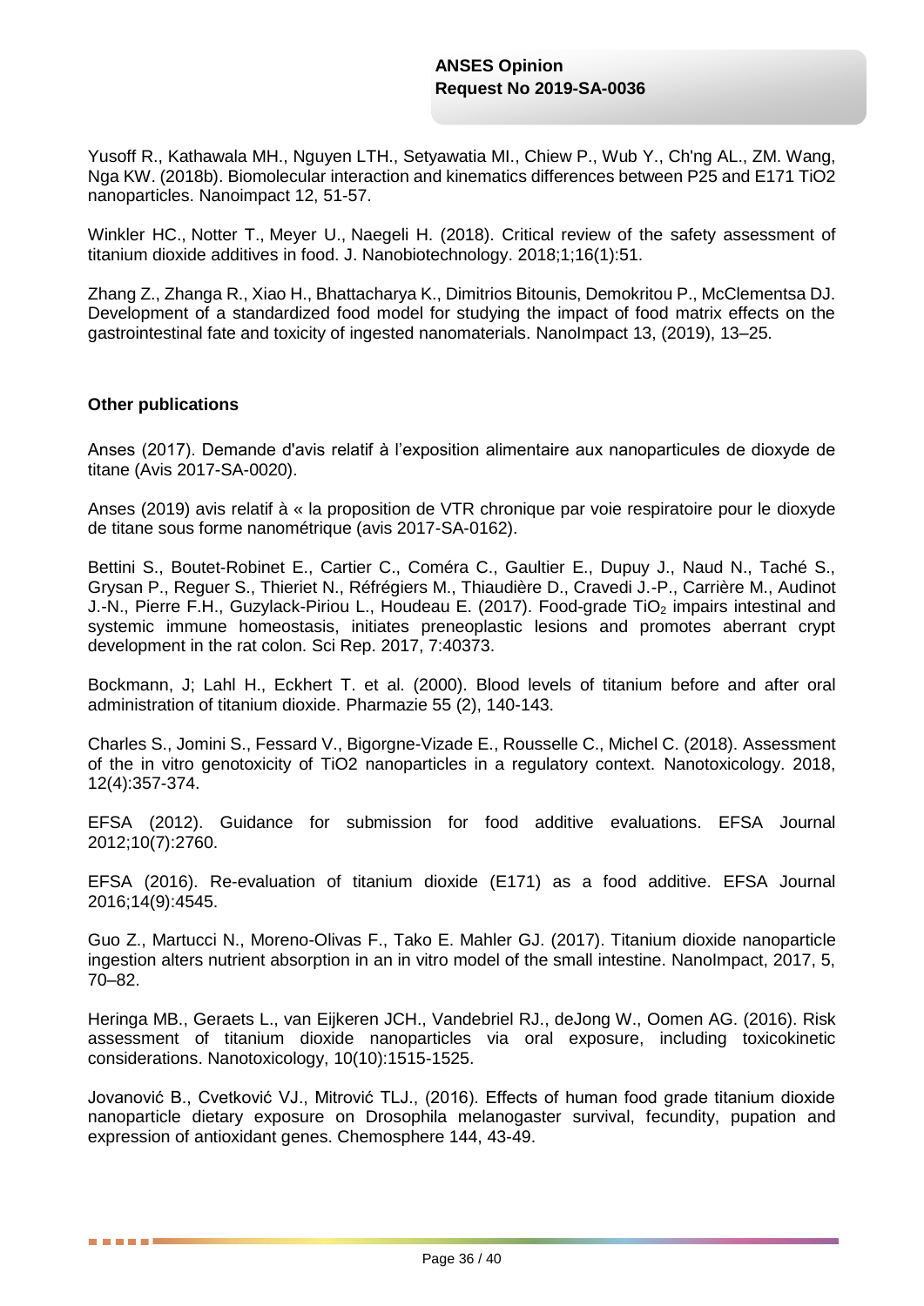Yusoff R., Kathawala MH., Nguyen LTH., Setyawatia MI., Chiew P., Wub Y., Ch'ng AL., ZM. Wang, Nga KW. (2018b). Biomolecular interaction and kinematics differences between P25 and E171 TiO2 nanoparticles. Nanoimpact 12, 51-57.

Winkler HC., Notter T., Meyer U., Naegeli H. (2018). Critical review of the safety assessment of titanium dioxide additives in food. J. Nanobiotechnology. 2018;1;16(1):51.

Zhang Z., Zhanga R., Xiao H., Bhattacharya K., Dimitrios Bitounis, Demokritou P., McClementsa DJ. Development of a standardized food model for studying the impact of food matrix effects on the gastrointestinal fate and toxicity of ingested nanomaterials. NanoImpact 13, (2019), 13–25.

**Other publications**

Anses (2017). Demande d'avis relatif à l'exposition alimentaire aux nanoparticules de dioxyde de titane (Avis 2017-SA-0020).

Anses (2019) avis relatif à « la proposition de VTR chronique par voie respiratoire pour le dioxyde de titane sous forme nanométrique (avis 2017-SA-0162).

Bettini S., Boutet-Robinet E., Cartier C., Coméra C., Gaultier E., Dupuy J., Naud N., Taché S., Grysan P., Reguer S., Thieriet N., Réfrégiers M., Thiaudière D., Cravedi J.-P., Carrière M., Audinot J.-N., Pierre F.H., Guzylack-Piriou L., Houdeau E. (2017). Food-grade $TiO_2$ impairs intestinal and systemic immune homeostasis, initiates preneoplastic lesions and promotes aberrant crypt development in the rat colon. Sci Rep. 2017, 7:40373.

Bockmann, J; Lahl H., Eckhert T. et al. (2000). Blood levels of titanium before and after oral administration of titanium dioxide. Pharmazie 55 (2), 140-143.

Charles S., Jomini S., Fessard V., Bigorgne-Vizade E., Rousselle C., Michel C. (2018). Assessment of the in vitro genotoxicity of TiO2 nanoparticles in a regulatory context. Nanotoxicology. 2018, 12(4):357-374.

EFSA (2012). Guidance for submission for food additive evaluations. EFSA Journal 2012;10(7):2760.

EFSA (2016). Re-evaluation of titanium dioxide (E171) as a food additive. EFSA Journal 2016;14(9):4545.

Guo Z., Martucci N., Moreno-Olivas F., Tako E. Mahler GJ. (2017). Titanium dioxide nanoparticle ingestion alters nutrient absorption in an in vitro model of the small intestine. NanoImpact, 2017, 5, 70–82.

Heringa MB., Geraets L., van Eijkeren JCH., Vandebriel RJ., deJong W., Oomen AG. (2016). Risk assessment of titanium dioxide nanoparticles via oral exposure, including toxicokinetic considerations. Nanotoxicology, 10(10):1515-1525.

Jovanović B., Cvetković VJ., Mitrović TLJ., (2016). Effects of human food grade titanium dioxide nanoparticle dietary exposure on Drosophila melanogaster survival, fecundity, pupation and expression of antioxidant genes. Chemosphere 144, 43-49.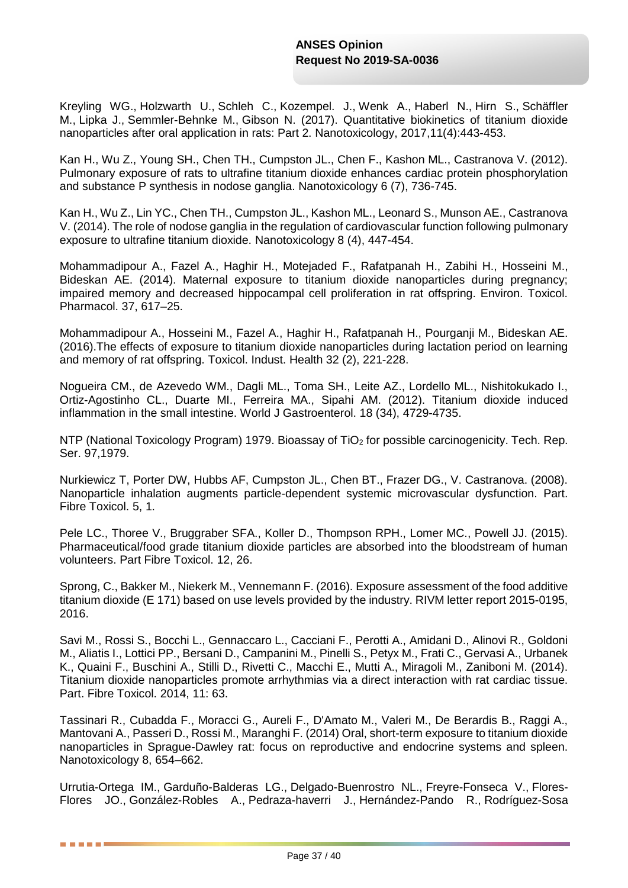Kreyling WG., Holzwarth U., Schleh C., Kozempel. J., Wenk A., Haberl N., Hirn S., Schäffler M., Lipka J., Semmler-Behnke M., Gibson N. (2017). Quantitative biokinetics of titanium dioxide nanoparticles after oral application in rats: Part 2. Nanotoxicology, 2017,11(4):443-453.

Kan H., Wu Z., Young SH., Chen TH., Cumpston JL., Chen F., Kashon ML., Castranova V. (2012). Pulmonary exposure of rats to ultrafine titanium dioxide enhances cardiac protein phosphorylation and substance P synthesis in nodose ganglia. Nanotoxicology 6 (7), 736-745.

Kan H., Wu Z., Lin YC., Chen TH., Cumpston JL., Kashon ML., Leonard S., Munson AE., Castranova V. (2014). The role of nodose ganglia in the regulation of cardiovascular function following pulmonary exposure to ultrafine titanium dioxide. Nanotoxicology 8 (4), 447-454.

Mohammadipour A., Fazel A., Haghir H., Motejaded F., Rafatpanah H., Zabihi H., Hosseini M., Bideskan AE. (2014). Maternal exposure to titanium dioxide nanoparticles during pregnancy; impaired memory and decreased hippocampal cell proliferation in rat offspring. Environ. Toxicol. Pharmacol. 37, 617–25.

Mohammadipour A., Hosseini M., Fazel A., Haghir H., Rafatpanah H., Pourganji M., Bideskan AE. (2016).The effects of exposure to titanium dioxide nanoparticles during lactation period on learning and memory of rat offspring. Toxicol. Indust. Health 32 (2), 221-228.

Nogueira CM., de Azevedo WM., Dagli ML., Toma SH., Leite AZ., Lordello ML., Nishitokukado I., Ortiz-Agostinho CL., Duarte MI., Ferreira MA., Sipahi AM. (2012). Titanium dioxide induced inflammation in the small intestine. World J Gastroenterol. 18 (34), 4729-4735.

NTP (National Toxicology Program) 1979. Bioassay of $TiO_2$ for possible carcinogenicity. Tech. Rep. Ser. 97,1979.

Nurkiewicz T, Porter DW, Hubbs AF, Cumpston JL., Chen BT., Frazer DG., V. Castranova. (2008). Nanoparticle inhalation augments particle-dependent systemic microvascular dysfunction. Part. Fibre Toxicol. 5, 1.

Pele LC., Thoree V., Bruggraber SFA., Koller D., Thompson RPH., Lomer MC., Powell JJ. (2015). Pharmaceutical/food grade titanium dioxide particles are absorbed into the bloodstream of human volunteers. Part Fibre Toxicol. 12, 26.

Sprong, C., Bakker M., Niekerk M., Vennemann F. (2016). Exposure assessment of the food additive titanium dioxide (E 171) based on use levels provided by the industry. RIVM letter report 2015-0195, 2016.

Savi M., Rossi S., Bocchi L., Gennaccaro L., Cacciani F., Perotti A., Amidani D., Alinovi R., Goldoni M., Aliatis I., Lottici PP., Bersani D., Campanini M., Pinelli S., Petyx M., Frati C., Gervasi A., Urbanek K., Quaini F., Buschini A., Stilli D., Rivetti C., Macchi E., Mutti A., Miragoli M., Zaniboni M. (2014). Titanium dioxide nanoparticles promote arrhythmias via a direct interaction with rat cardiac tissue. Part. Fibre Toxicol. 2014, 11: 63.

Tassinari R., Cubadda F., Moracci G., Aureli F., D'Amato M., Valeri M., De Berardis B., Raggi A., Mantovani A., Passeri D., Rossi M., Maranghi F. (2014) Oral, short-term exposure to titanium dioxide nanoparticles in Sprague-Dawley rat: focus on reproductive and endocrine systems and spleen. Nanotoxicology 8, 654–662.

Urrutia-Ortega IM., Garduño-Balderas LG., Delgado-Buenrostro NL., Freyre-Fonseca V., Flores-Flores JO., González-Robles A., Pedraza-haverri J., Hernández-Pando R., Rodríguez-Sosa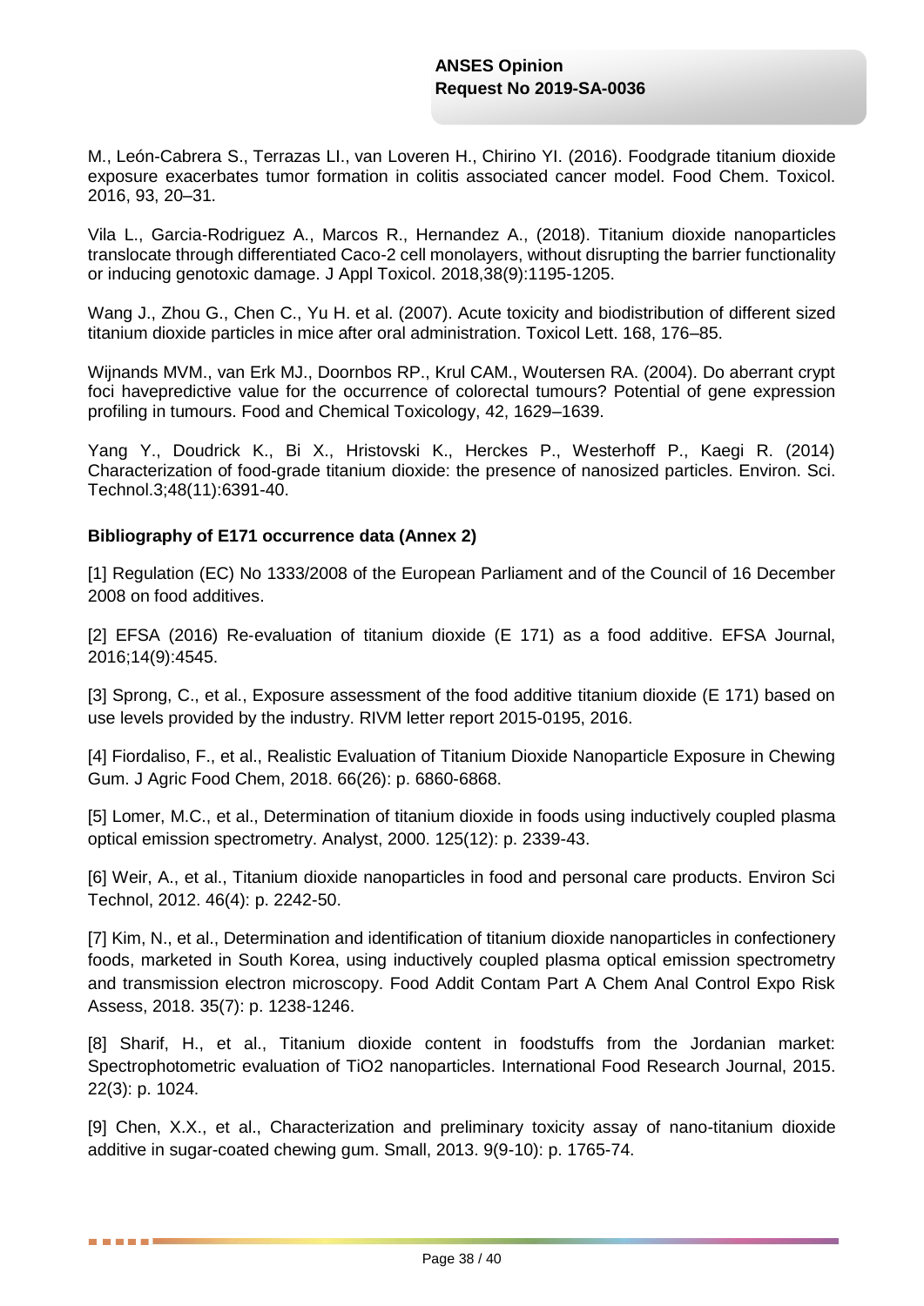M., León-Cabrera S., Terrazas LI., van Loveren H., Chirino YI. (2016). Foodgrade titanium dioxide exposure exacerbates tumor formation in colitis associated cancer model. Food Chem. Toxicol. 2016, 93, 20–31.

Vila L., Garcia-Rodriguez A., Marcos R., Hernandez A., (2018). Titanium dioxide nanoparticles translocate through differentiated Caco-2 cell monolayers, without disrupting the barrier functionality or inducing genotoxic damage. J Appl Toxicol. 2018,38(9):1195-1205.

Wang J., Zhou G., Chen C., Yu H. et al. (2007). Acute toxicity and biodistribution of different sized titanium dioxide particles in mice after oral administration. Toxicol Lett. 168, 176–85.

Wijnands MVM., van Erk MJ., Doornbos RP., Krul CAM., Woutersen RA. (2004). Do aberrant crypt foci havepredictive value for the occurrence of colorectal tumours? Potential of gene expression profiling in tumours. Food and Chemical Toxicology, 42, 1629–1639.

Yang Y., Doudrick K., Bi X., Hristovski K., Herckes P., Westerhoff P., Kaegi R. (2014) Characterization of food-grade titanium dioxide: the presence of nanosized particles. Environ. Sci. Technol.3;48(11):6391-40.

**Bibliography of E171 occurrence data (Annex 2)**

[1] Regulation (EC) No 1333/2008 of the European Parliament and of the Council of 16 December 2008 on food additives.

[2] EFSA (2016) Re-evaluation of titanium dioxide (E 171) as a food additive. EFSA Journal, 2016;14(9):4545.

[3] Sprong, C., et al., Exposure assessment of the food additive titanium dioxide (E 171) based on use levels provided by the industry. RIVM letter report 2015-0195, 2016.

[4] Fiordaliso, F., et al., Realistic Evaluation of Titanium Dioxide Nanoparticle Exposure in Chewing Gum. J Agric Food Chem, 2018. 66(26): p. 6860-6868.

[5] Lomer, M.C., et al., Determination of titanium dioxide in foods using inductively coupled plasma optical emission spectrometry. Analyst, 2000. 125(12): p. 2339-43.

[6] Weir, A., et al., Titanium dioxide nanoparticles in food and personal care products. Environ Sci Technol, 2012. 46(4): p. 2242-50.

[7] Kim, N., et al., Determination and identification of titanium dioxide nanoparticles in confectionery foods, marketed in South Korea, using inductively coupled plasma optical emission spectrometry and transmission electron microscopy. Food Addit Contam Part A Chem Anal Control Expo Risk Assess, 2018. 35(7): p. 1238-1246.

[8] Sharif, H., et al., Titanium dioxide content in foodstuffs from the Jordanian market: Spectrophotometric evaluation of $TiO_2$ nanoparticles. International Food Research Journal, 2015. 22(3): p. 1024.

[9] Chen, X.X., et al., Characterization and preliminary toxicity assay of nano-titanium dioxide additive in sugar-coated chewing gum. Small, 2013. 9(9-10): p. 1765-74.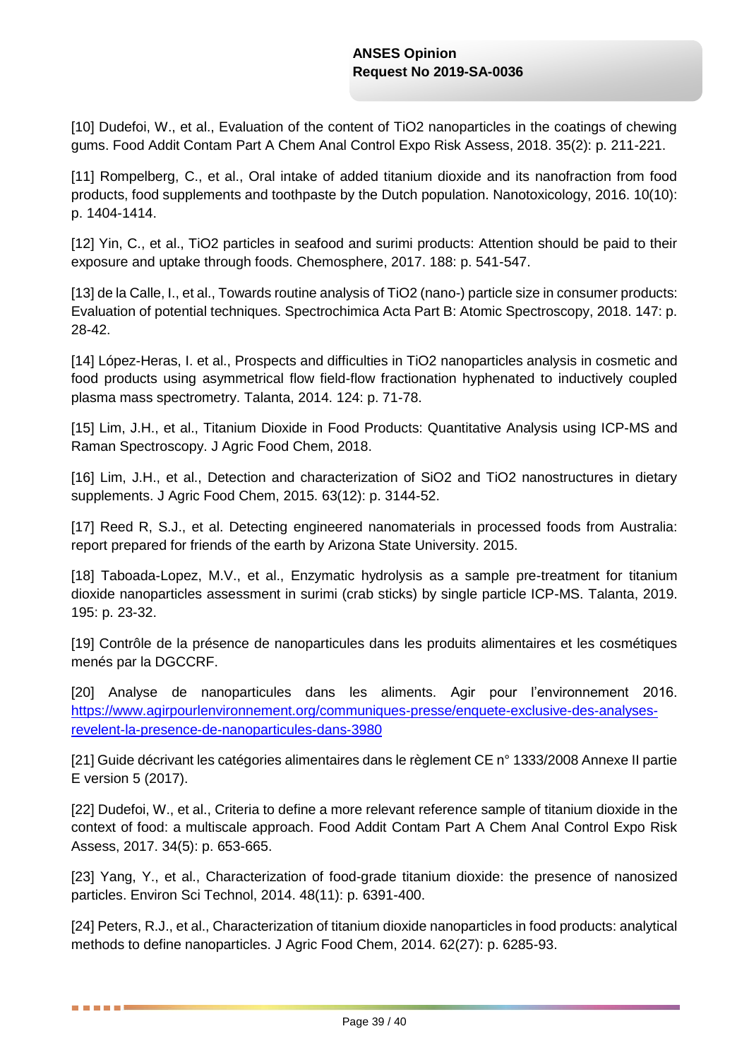[10] Dudefoi, W., et al., Evaluation of the content of $TiO_2$ nanoparticles in the coatings of chewing gums. Food Addit Contam Part A Chem Anal Control Expo Risk Assess, 2018. 35(2): p. 211-221.

[11] Rompelberg, C., et al., Oral intake of added titanium dioxide and its nanofraction from food products, food supplements and toothpaste by the Dutch population. Nanotoxicology, 2016. 10(10): p. 1404-1414.

[12] Yin, C., et al., $TiO_2$ particles in seafood and surimi products: Attention should be paid to their exposure and uptake through foods. Chemosphere, 2017. 188: p. 541-547.

[13] de la Calle, I., et al., Towards routine analysis of $TiO_2$ (nano-) particle size in consumer products: Evaluation of potential techniques. Spectrochimica Acta Part B: Atomic Spectroscopy, 2018. 147: p. 28-42.

[14] López-Heras, I. et al., Prospects and difficulties in $TiO_2$ nanoparticles analysis in cosmetic and food products using asymmetrical flow field-flow fractionation hyphenated to inductively coupled plasma mass spectrometry. Talanta, 2014. 124: p. 71-78.

[15] Lim, J.H., et al., Titanium Dioxide in Food Products: Quantitative Analysis using ICP-MS and Raman Spectroscopy. J Agric Food Chem, 2018.

[16] Lim, J.H., et al., Detection and characterization of $SiO_2$ and $TiO_2$ nanostructures in dietary supplements. J Agric Food Chem, 2015. 63(12): p. 3144-52.

[17] Reed R, S.J., et al. Detecting engineered nanomaterials in processed foods from Australia: report prepared for friends of the earth by Arizona State University. 2015.

[18] Taboada-Lopez, M.V., et al., Enzymatic hydrolysis as a sample pre-treatment for titanium dioxide nanoparticles assessment in surimi (crab sticks) by single particle ICP-MS. Talanta, 2019. 195: p. 23-32.

[19] Contrôle de la présence de nanoparticules dans les produits alimentaires et les cosmétiques menés par la DGCCRF.

[20] Analyse de nanoparticules dans les aliments. Agir pour l'environnement 2016. https://www.agirpourlenvironnement.org/communiques-presse/enquete-exclusive-des-analyses-revelent-la-presence-de-nanoparticules-dans-3980

[21] Guide décrivant les catégories alimentaires dans le règlement CE n° 1333/2008 Annexe II partie E version 5 (2017).

[22] Dudefoi, W., et al., Criteria to define a more relevant reference sample of titanium dioxide in the context of food: a multiscale approach. Food Addit Contam Part A Chem Anal Control Expo Risk Assess, 2017. 34(5): p. 653-665.

[23] Yang, Y., et al., Characterization of food-grade titanium dioxide: the presence of nanosized particles. Environ Sci Technol, 2014. 48(11): p. 6391-400.

[24] Peters, R.J., et al., Characterization of titanium dioxide nanoparticles in food products: analytical methods to define nanoparticles. J Agric Food Chem, 2014. 62(27): p. 6285-93.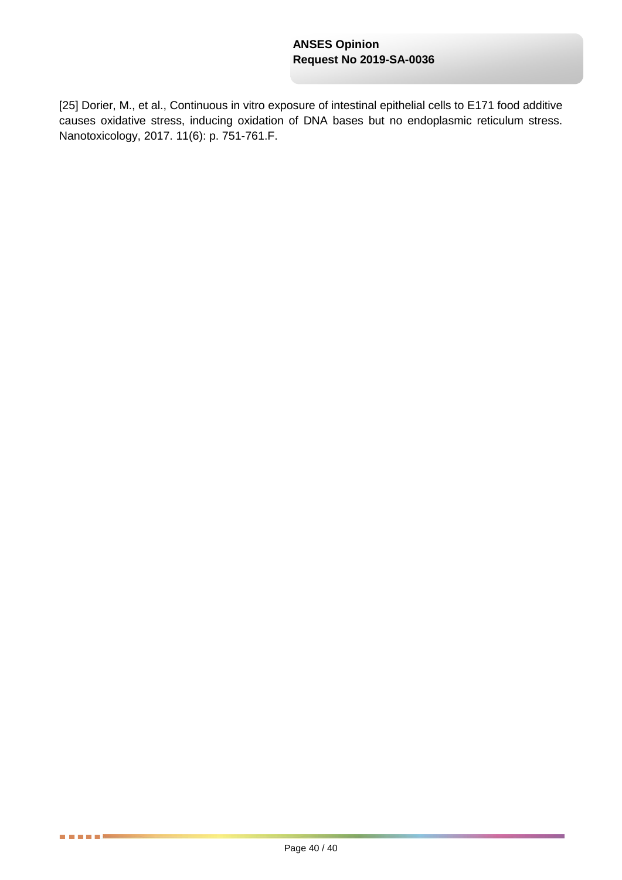[25] Dorier, M., et al., Continuous in vitro exposure of intestinal epithelial cells to E171 food additive causes oxidative stress, inducing oxidation of DNA bases but no endoplasmic reticulum stress. Nanotoxicology, 2017. 11(6): p. 751-761.F.